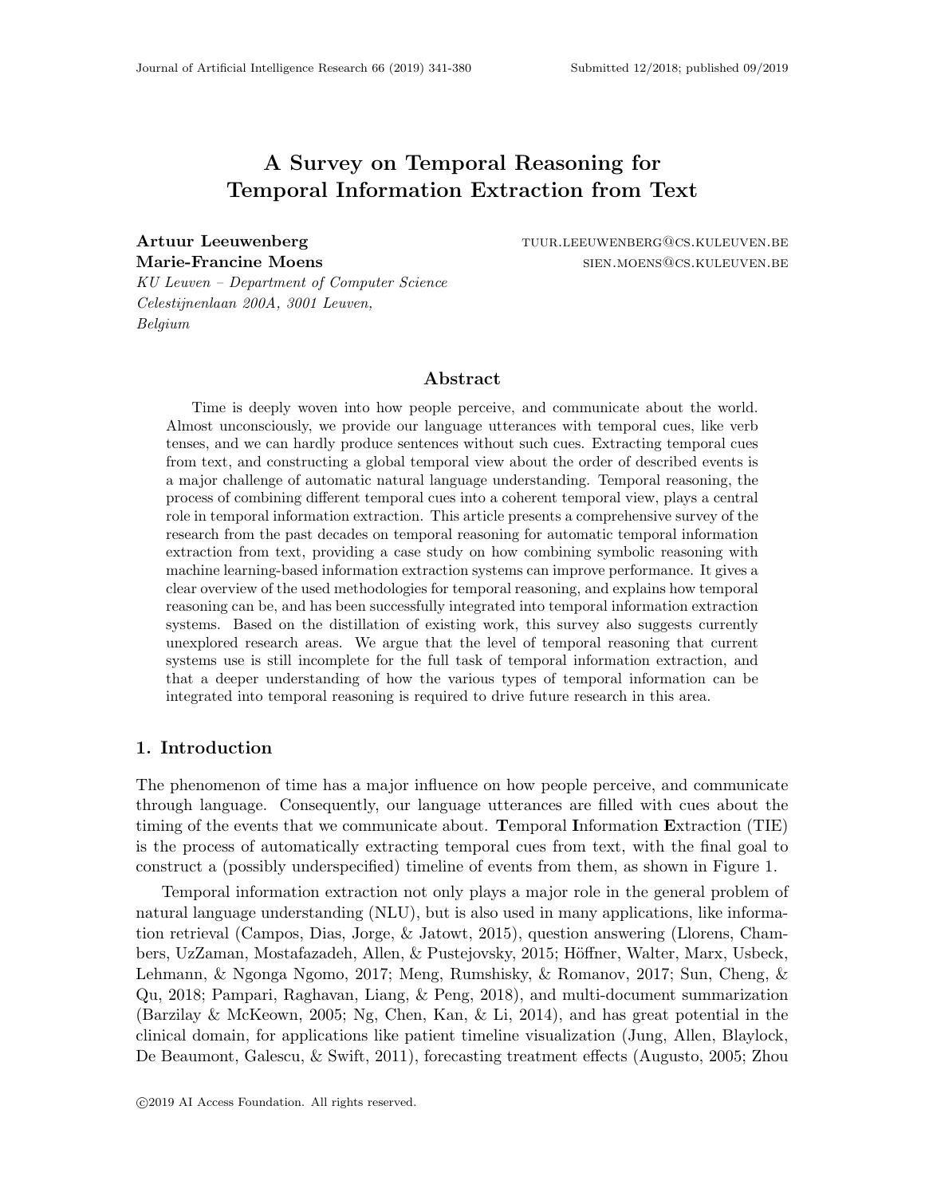# A Survey on Temporal Reasoning for Temporal Information Extraction from Text

**Artuur Leeuwenberg** TUUR.LEEUWENBERG@CS.KULEUVEN.BE
**Marie-Francine Moens** SIEN.MOENS@CS.KULEUVEN.BE
*KU Leuven – Department of Computer Science*
*Celestijnenlaan 200A, 3001 Leuven,*
*Belgium*

## Abstract

Time is deeply woven into how people perceive, and communicate about the world. Almost unconsciously, we provide our language utterances with temporal cues, like verb tenses, and we can hardly produce sentences without such cues. Extracting temporal cues from text, and constructing a global temporal view about the order of described events is a major challenge of automatic natural language understanding. Temporal reasoning, the process of combining different temporal cues into a coherent temporal view, plays a central role in temporal information extraction. This article presents a comprehensive survey of the research from the past decades on temporal reasoning for automatic temporal information extraction from text, providing a case study on how combining symbolic reasoning with machine learning-based information extraction systems can improve performance. It gives a clear overview of the used methodologies for temporal reasoning, and explains how temporal reasoning can be, and has been successfully integrated into temporal information extraction systems. Based on the distillation of existing work, this survey also suggests currently unexplored research areas. We argue that the level of temporal reasoning that current systems use is still incomplete for the full task of temporal information extraction, and that a deeper understanding of how the various types of temporal information can be integrated into temporal reasoning is required to drive future research in this area.

## 1. Introduction

The phenomenon of time has a major influence on how people perceive, and communicate through language. Consequently, our language utterances are filled with cues about the timing of the events that we communicate about. **T**emporal **I**nformation **E**xtraction (TIE) is the process of automatically extracting temporal cues from text, with the final goal to construct a (possibly underspecified) timeline of events from them, as shown in Figure 1.

Temporal information extraction not only plays a major role in the general problem of natural language understanding (NLU), but is also used in many applications, like information retrieval (Campos, Dias, Jorge, & Jatowt, 2015), question answering (Llorens, Chambers, UzZaman, Mostafazadeh, Allen, & Pustejovsky, 2015; Höffner, Walter, Marx, Usbeck, Lehmann, & Ngonga Ngomo, 2017; Meng, Rumshisky, & Romanov, 2017; Sun, Cheng, & Qu, 2018; Pampari, Raghavan, Liang, & Peng, 2018), and multi-document summarization (Barzilay & McKeown, 2005; Ng, Chen, Kan, & Li, 2014), and has great potential in the clinical domain, for applications like patient timeline visualization (Jung, Allen, Blaylock, De Beaumont, Galescu, & Swift, 2011), forecasting treatment effects (Augusto, 2005; Zhou

©2019 AI Access Foundation. All rights reserved.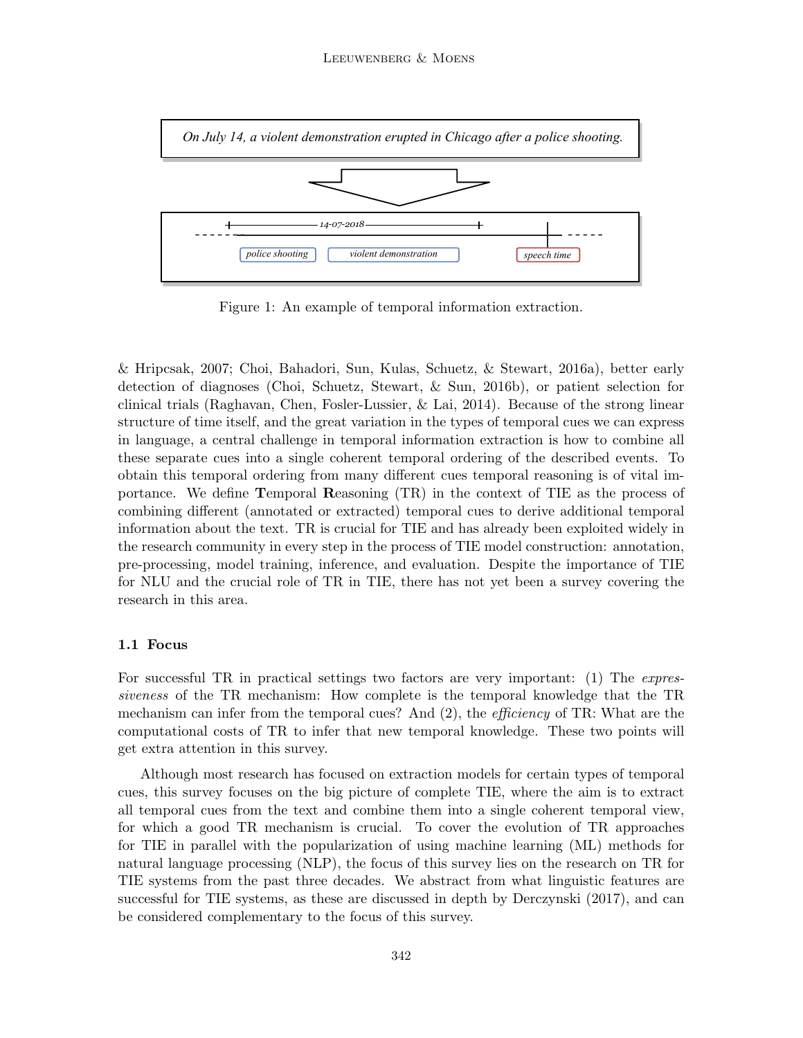Figure 1: An example of temporal information extraction.

& Hripcsak, 2007; Choi, Bahadori, Sun, Kulas, Schuetz, & Stewart, 2016a), better early detection of diagnoses (Choi, Schuetz, Stewart, & Sun, 2016b), or patient selection for clinical trials (Raghavan, Chen, Fosler-Lussier, & Lai, 2014). Because of the strong linear structure of time itself, and the great variation in the types of temporal cues we can express in language, a central challenge in temporal information extraction is how to combine all these separate cues into a single coherent temporal ordering of the described events. To obtain this temporal ordering from many different cues temporal reasoning is of vital importance. We define **T**emporal **R**easoning (TR) in the context of TIE as the process of combining different (annotated or extracted) temporal cues to derive additional temporal information about the text. TR is crucial for TIE and has already been exploited widely in the research community in every step in the process of TIE model construction: annotation, pre-processing, model training, inference, and evaluation. Despite the importance of TIE for NLU and the crucial role of TR in TIE, there has not yet been a survey covering the research in this area.

### 1.1 Focus

For successful TR in practical settings two factors are very important: (1) The *expressiveness* of the TR mechanism: How complete is the temporal knowledge that the TR mechanism can infer from the temporal cues? And (2), the *efficiency* of TR: What are the computational costs of TR to infer that new temporal knowledge. These two points will get extra attention in this survey.

Although most research has focused on extraction models for certain types of temporal cues, this survey focuses on the big picture of complete TIE, where the aim is to extract all temporal cues from the text and combine them into a single coherent temporal view, for which a good TR mechanism is crucial. To cover the evolution of TR approaches for TIE in parallel with the popularization of using machine learning (ML) methods for natural language processing (NLP), the focus of this survey lies on the research on TR for TIE systems from the past three decades. We abstract from what linguistic features are successful for TIE systems, as these are discussed in depth by Derczynski (2017), and can be considered complementary to the focus of this survey.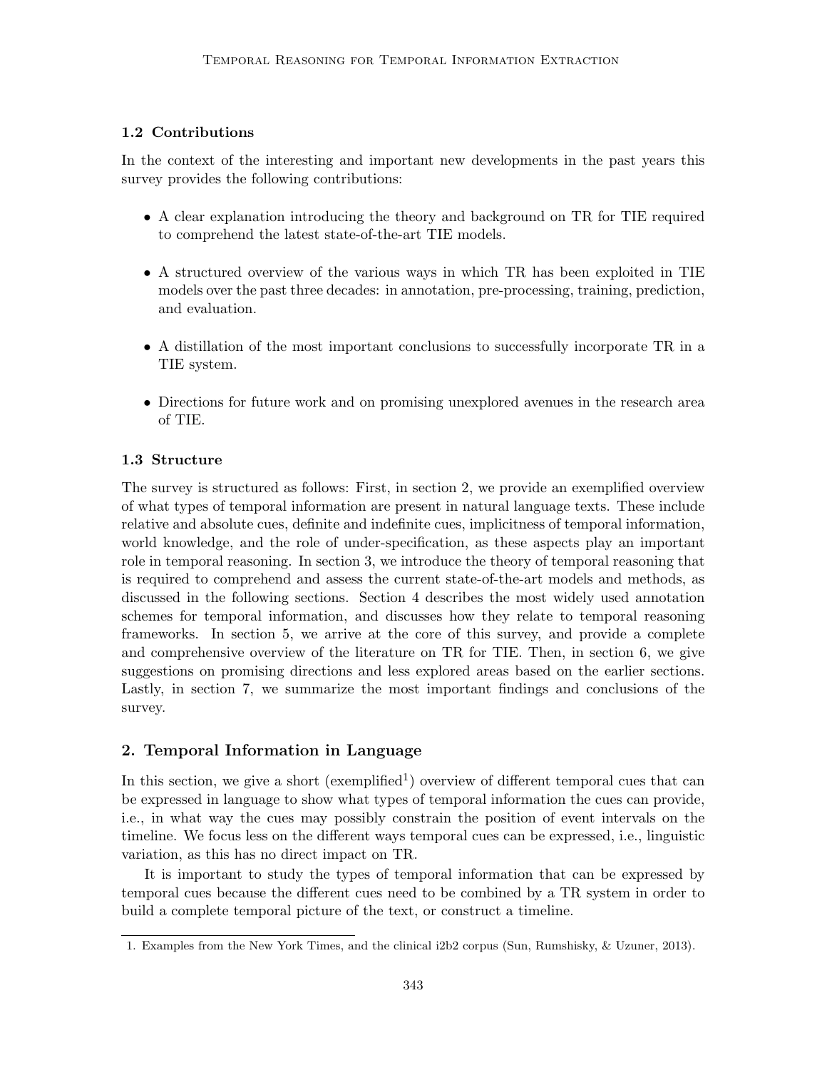### 1.2 Contributions

In the context of the interesting and important new developments in the past years this survey provides the following contributions:

- A clear explanation introducing the theory and background on TR for TIE required to comprehend the latest state-of-the-art TIE models.
- A structured overview of the various ways in which TR has been exploited in TIE models over the past three decades: in annotation, pre-processing, training, prediction, and evaluation.
- A distillation of the most important conclusions to successfully incorporate TR in a TIE system.
- Directions for future work and on promising unexplored avenues in the research area of TIE.

### 1.3 Structure

The survey is structured as follows: First, in section 2, we provide an exemplified overview of what types of temporal information are present in natural language texts. These include relative and absolute cues, definite and indefinite cues, implicitness of temporal information, world knowledge, and the role of under-specification, as these aspects play an important role in temporal reasoning. In section 3, we introduce the theory of temporal reasoning that is required to comprehend and assess the current state-of-the-art models and methods, as discussed in the following sections. Section 4 describes the most widely used annotation schemes for temporal information, and discusses how they relate to temporal reasoning frameworks. In section 5, we arrive at the core of this survey, and provide a complete and comprehensive overview of the literature on TR for TIE. Then, in section 6, we give suggestions on promising directions and less explored areas based on the earlier sections. Lastly, in section 7, we summarize the most important findings and conclusions of the survey.

## 2. Temporal Information in Language

In this section, we give a short (exemplified[1]) overview of different temporal cues that can be expressed in language to show what types of temporal information the cues can provide, i.e., in what way the cues may possibly constrain the position of event intervals on the timeline. We focus less on the different ways temporal cues can be expressed, i.e., linguistic variation, as this has no direct impact on TR.

It is important to study the types of temporal information that can be expressed by temporal cues because the different cues need to be combined by a TR system in order to build a complete temporal picture of the text, or construct a timeline.

1. Examples from the New York Times, and the clinical i2b2 corpus (Sun, Rumshisky, & Uzuner, 2013).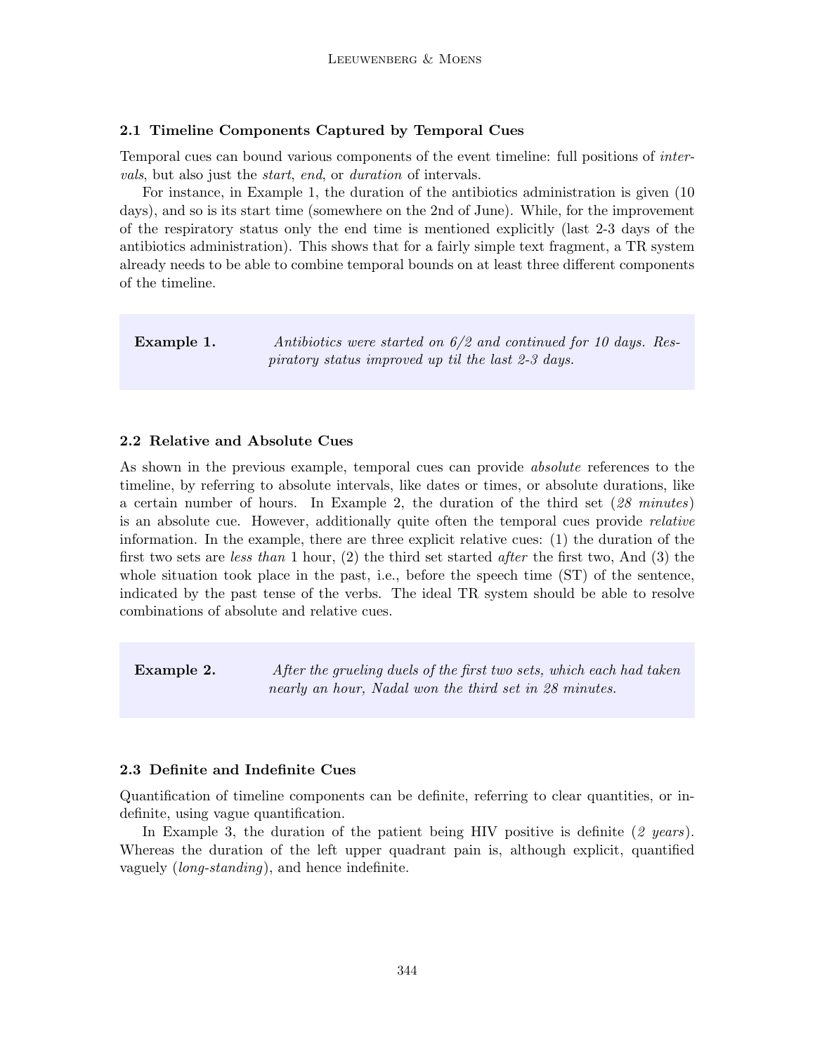### 2.1 Timeline Components Captured by Temporal Cues

Temporal cues can bound various components of the event timeline: full positions of *intervals*, but also just the *start*, *end*, or *duration* of intervals.

For instance, in Example 1, the duration of the antibiotics administration is given (10 days), and so is its start time (somewhere on the 2nd of June). While, for the improvement of the respiratory status only the end time is mentioned explicitly (last 2-3 days of the antibiotics administration). This shows that for a fairly simple text fragment, a TR system already needs to be able to combine temporal bounds on at least three different components of the timeline.

> **Example 1.** *Antibiotics were started on 6/2 and continued for 10 days. Respiratory status improved up til the last 2-3 days.*

### 2.2 Relative and Absolute Cues

As shown in the previous example, temporal cues can provide *absolute* references to the timeline, by referring to absolute intervals, like dates or times, or absolute durations, like a certain number of hours. In Example 2, the duration of the third set (*28 minutes*) is an absolute cue. However, additionally quite often the temporal cues provide *relative* information. In the example, there are three explicit relative cues: (1) the duration of the first two sets are *less than* 1 hour, (2) the third set started *after* the first two, And (3) the whole situation took place in the past, i.e., before the speech time (ST) of the sentence, indicated by the past tense of the verbs. The ideal TR system should be able to resolve combinations of absolute and relative cues.

> **Example 2.** *After the grueling duels of the first two sets, which each had taken nearly an hour, Nadal won the third set in 28 minutes.*

### 2.3 Definite and Indefinite Cues

Quantification of timeline components can be definite, referring to clear quantities, or indefinite, using vague quantification.

In Example 3, the duration of the patient being HIV positive is definite (*2 years*). Whereas the duration of the left upper quadrant pain is, although explicit, quantified vaguely (*long-standing*), and hence indefinite.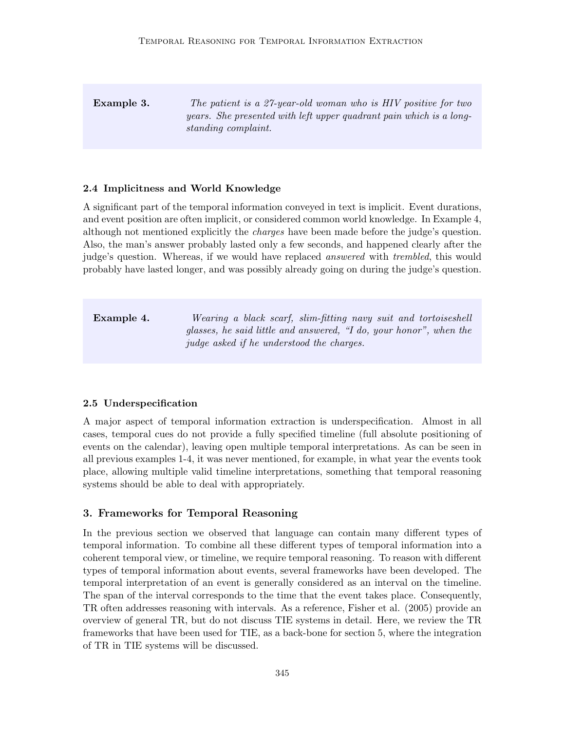**Example 3.** *The patient is a 27-year-old woman who is HIV positive for two years. She presented with left upper quadrant pain which is a long-standing complaint.*

### 2.4 Implicitness and World Knowledge

A significant part of the temporal information conveyed in text is implicit. Event durations, and event position are often implicit, or considered common world knowledge. In Example 4, although not mentioned explicitly the *charges* have been made before the judge's question. Also, the man's answer probably lasted only a few seconds, and happened clearly after the judge's question. Whereas, if we would have replaced *answered* with *trembled*, this would probably have lasted longer, and was possibly already going on during the judge's question.

**Example 4.** *Wearing a black scarf, slim-fitting navy suit and tortoiseshell glasses, he said little and answered, "I do, your honor", when the judge asked if he understood the charges.*

### 2.5 Underspecification

A major aspect of temporal information extraction is underspecification. Almost in all cases, temporal cues do not provide a fully specified timeline (full absolute positioning of events on the calendar), leaving open multiple temporal interpretations. As can be seen in all previous examples 1-4, it was never mentioned, for example, in what year the events took place, allowing multiple valid timeline interpretations, something that temporal reasoning systems should be able to deal with appropriately.

## 3. Frameworks for Temporal Reasoning

In the previous section we observed that language can contain many different types of temporal information. To combine all these different types of temporal information into a coherent temporal view, or timeline, we require temporal reasoning. To reason with different types of temporal information about events, several frameworks have been developed. The temporal interpretation of an event is generally considered as an interval on the timeline. The span of the interval corresponds to the time that the event takes place. Consequently, TR often addresses reasoning with intervals. As a reference, Fisher et al. (2005) provide an overview of general TR, but do not discuss TIE systems in detail. Here, we review the TR frameworks that have been used for TIE, as a back-bone for section 5, where the integration of TR in TIE systems will be discussed.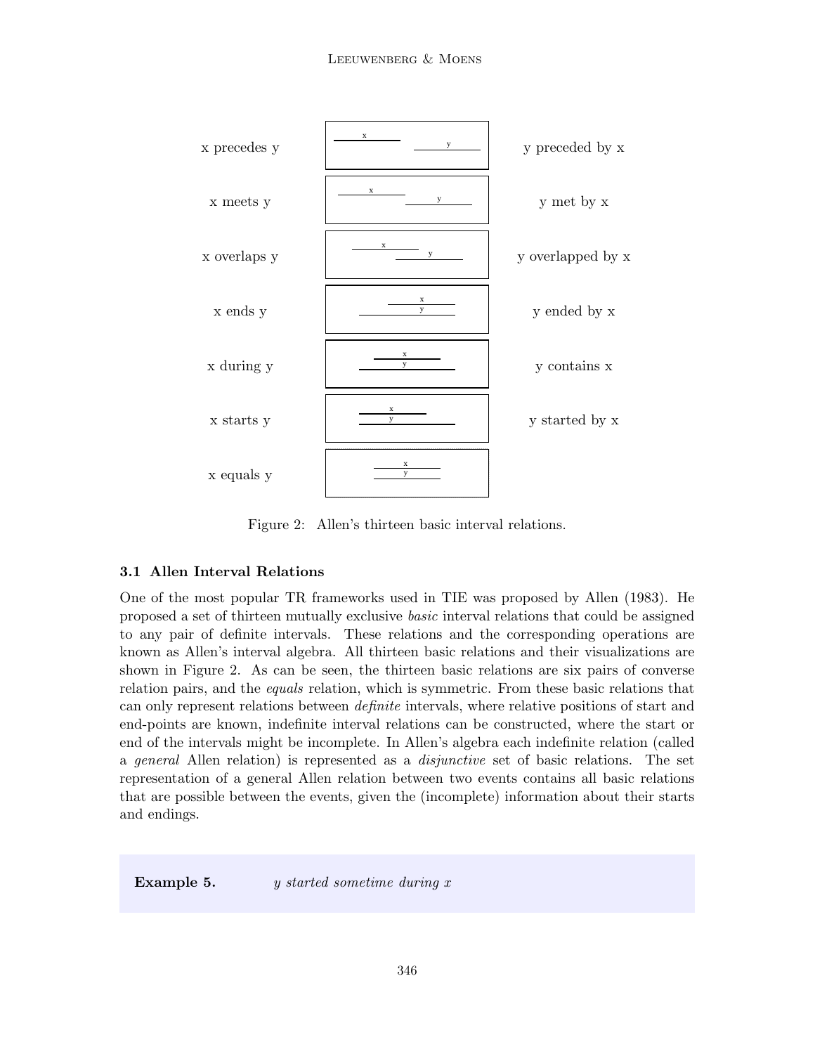| x precedes y | | y preceded by x |
| --- | --- | --- |
| x meets y | | y met by x |
| x overlaps y | | y overlapped by x |
| x ends y | | y ended by x |
| x during y | | y contains x |
| x starts y | | y started by x |
| x equals y | | |

Figure 2: Allen's thirteen basic interval relations.

### 3.1 Allen Interval Relations

One of the most popular TR frameworks used in TIE was proposed by Allen (1983). He proposed a set of thirteen mutually exclusive *basic* interval relations that could be assigned to any pair of definite intervals. These relations and the corresponding operations are known as Allen's interval algebra. All thirteen basic relations and their visualizations are shown in Figure 2. As can be seen, the thirteen basic relations are six pairs of converse relation pairs, and the *equals* relation, which is symmetric. From these basic relations that can only represent relations between *definite* intervals, where relative positions of start and end-points are known, indefinite interval relations can be constructed, where the start or end of the intervals might be incomplete. In Allen's algebra each indefinite relation (called a *general* Allen relation) is represented as a *disjunctive* set of basic relations. The set representation of a general Allen relation between two events contains all basic relations that are possible between the events, given the (incomplete) information about their starts and endings.

**Example 5.** *y started sometime during x*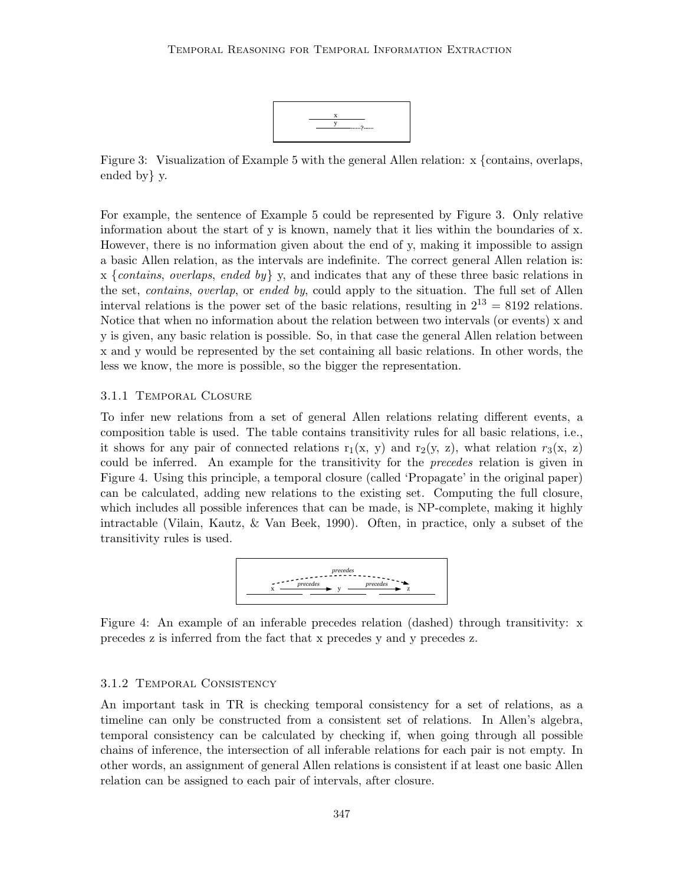Figure 3: Visualization of Example 5 with the general Allen relation: x {contains, overlaps, ended by} y.

For example, the sentence of Example 5 could be represented by Figure 3. Only relative information about the start of y is known, namely that it lies within the boundaries of x. However, there is no information given about the end of y, making it impossible to assign a basic Allen relation, as the intervals are indefinite. The correct general Allen relation is: x {*contains*, *overlaps*, *ended by*} y, and indicates that any of these three basic relations in the set, *contains*, *overlap*, or *ended by*, could apply to the situation. The full set of Allen interval relations is the power set of the basic relations, resulting in $2^{13} = 8192$ relations. Notice that when no information about the relation between two intervals (or events) x and y is given, any basic relation is possible. So, in that case the general Allen relation between x and y would be represented by the set containing all basic relations. In other words, the less we know, the more is possible, so the bigger the representation.

### 3.1.1 Temporal Closure

To infer new relations from a set of general Allen relations relating different events, a composition table is used. The table contains transitivity rules for all basic relations, i.e., it shows for any pair of connected relations $r_1(x, y)$ and $r_2(y, z)$, what relation $r_3(x, z)$ could be inferred. An example for the transitivity for the *precedes* relation is given in Figure 4. Using this principle, a temporal closure (called 'Propagate' in the original paper) can be calculated, adding new relations to the existing set. Computing the full closure, which includes all possible inferences that can be made, is NP-complete, making it highly intractable (Vilain, Kautz, & Van Beek, 1990). Often, in practice, only a subset of the transitivity rules is used.

Figure 4: An example of an inferable precedes relation (dashed) through transitivity: x precedes z is inferred from the fact that x precedes y and y precedes z.

### 3.1.2 Temporal Consistency

An important task in TR is checking temporal consistency for a set of relations, as a timeline can only be constructed from a consistent set of relations. In Allen's algebra, temporal consistency can be calculated by checking if, when going through all possible chains of inference, the intersection of all inferable relations for each pair is not empty. In other words, an assignment of general Allen relations is consistent if at least one basic Allen relation can be assigned to each pair of intervals, after closure.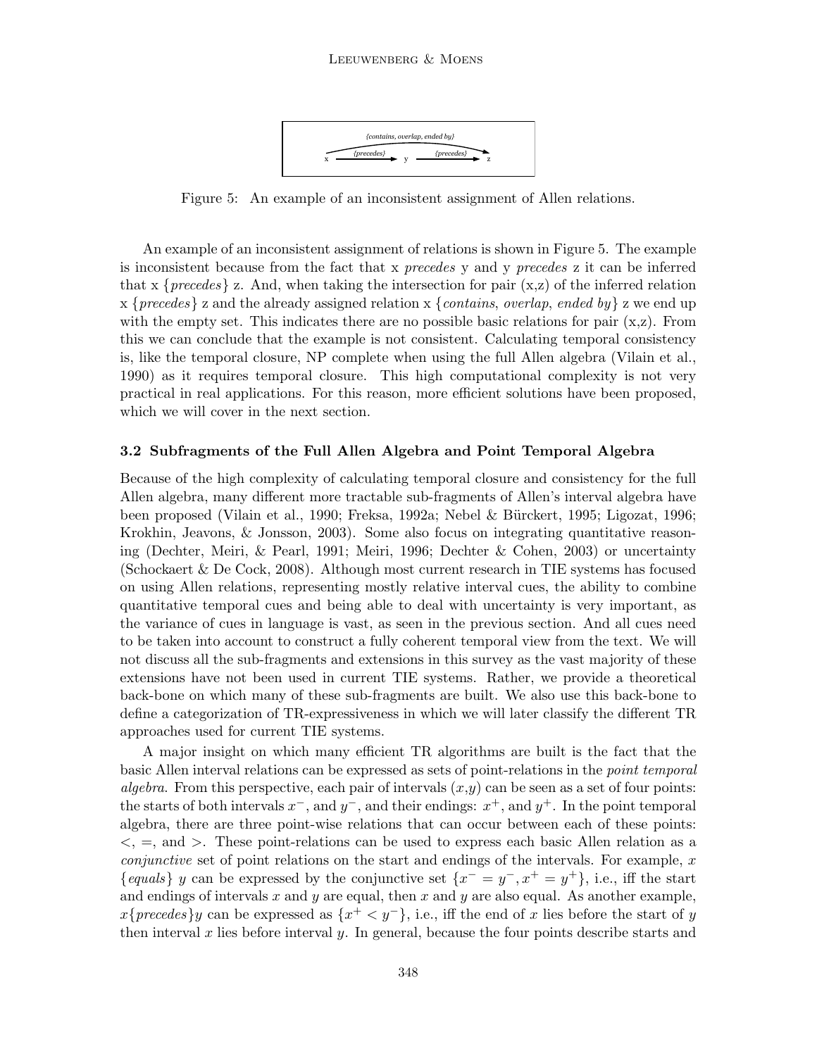Figure 5: An example of an inconsistent assignment of Allen relations.

An example of an inconsistent assignment of relations is shown in Figure 5. The example is inconsistent because from the fact that x *precedes* y and y *precedes* z it can be inferred that x {*precedes*} z. And, when taking the intersection for pair (x,z) of the inferred relation x {*precedes*} z and the already assigned relation x {*contains*, *overlap*, *ended by*} z we end up with the empty set. This indicates there are no possible basic relations for pair (x,z). From this we can conclude that the example is not consistent. Calculating temporal consistency is, like the temporal closure, NP complete when using the full Allen algebra (Vilain et al., 1990) as it requires temporal closure. This high computational complexity is not very practical in real applications. For this reason, more efficient solutions have been proposed, which we will cover in the next section.

### 3.2 Subfragments of the Full Allen Algebra and Point Temporal Algebra

Because of the high complexity of calculating temporal closure and consistency for the full Allen algebra, many different more tractable sub-fragments of Allen's interval algebra have been proposed (Vilain et al., 1990; Freksa, 1992a; Nebel & Bürckert, 1995; Ligozat, 1996; Krokhin, Jeavons, & Jonsson, 2003). Some also focus on integrating quantitative reasoning (Dechter, Meiri, & Pearl, 1991; Meiri, 1996; Dechter & Cohen, 2003) or uncertainty (Schockaert & De Cock, 2008). Although most current research in TIE systems has focused on using Allen relations, representing mostly relative interval cues, the ability to combine quantitative temporal cues and being able to deal with uncertainty is very important, as the variance of cues in language is vast, as seen in the previous section. And all cues need to be taken into account to construct a fully coherent temporal view from the text. We will not discuss all the sub-fragments and extensions in this survey as the vast majority of these extensions have not been used in current TIE systems. Rather, we provide a theoretical back-bone on which many of these sub-fragments are built. We also use this back-bone to define a categorization of TR-expressiveness in which we will later classify the different TR approaches used for current TIE systems.

A major insight on which many efficient TR algorithms are built is the fact that the basic Allen interval relations can be expressed as sets of point-relations in the *point temporal algebra*. From this perspective, each pair of intervals $(x,y)$ can be seen as a set of four points: the starts of both intervals $x^-$, and $y^-$, and their endings: $x^+$, and $y^+$. In the point temporal algebra, there are three point-wise relations that can occur between each of these points: $<$, $=$, and $>$. These point-relations can be used to express each basic Allen relation as a *conjunctive* set of point relations on the start and endings of the intervals. For example, $x$ {*equals*} $y$ can be expressed by the conjunctive set $\{x^- = y^-, x^+ = y^+\}$, i.e., iff the start and endings of intervals $x$ and $y$ are equal, then $x$ and $y$ are also equal. As another example, $x$\{*precedes*\}$y$ can be expressed as $\{x^+ < y^-\}$, i.e., iff the end of $x$ lies before the start of $y$ then interval $x$ lies before interval $y$. In general, because the four points describe starts and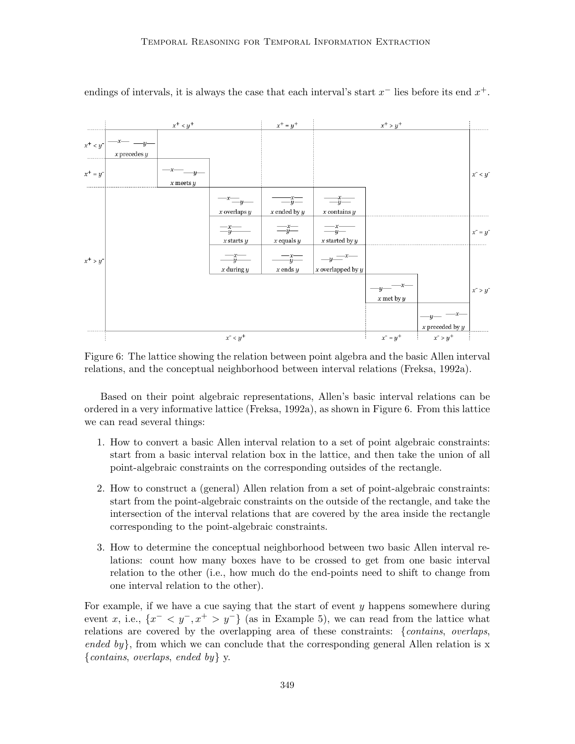endings of intervals, it is always the case that each interval's start $x^-$ lies before its end $x^+$.

Figure 6: The lattice showing the relation between point algebra and the basic Allen interval relations, and the conceptual neighborhood between interval relations (Freksa, 1992a).

Based on their point algebraic representations, Allen's basic interval relations can be ordered in a very informative lattice (Freksa, 1992a), as shown in Figure 6. From this lattice we can read several things:

1. How to convert a basic Allen interval relation to a set of point algebraic constraints: start from a basic interval relation box in the lattice, and then take the union of all point-algebraic constraints on the corresponding outsides of the rectangle.
2. How to construct a (general) Allen relation from a set of point-algebraic constraints: start from the point-algebraic constraints on the outside of the rectangle, and take the intersection of the interval relations that are covered by the area inside the rectangle corresponding to the point-algebraic constraints.
3. How to determine the conceptual neighborhood between two basic Allen interval relations: count how many boxes have to be crossed to get from one basic interval relation to the other (i.e., how much do the end-points need to shift to change from one interval relation to the other).

For example, if we have a cue saying that the start of event $y$ happens somewhere during event $x$, i.e., $\{x^- < y^-, x^+ > y^-\}$ (as in Example 5), we can read from the lattice what relations are covered by the overlapping area of these constraints: {*contains*, *overlaps*, *ended by*}, from which we can conclude that the corresponding general Allen relation is x {*contains*, *overlaps*, *ended by*} y.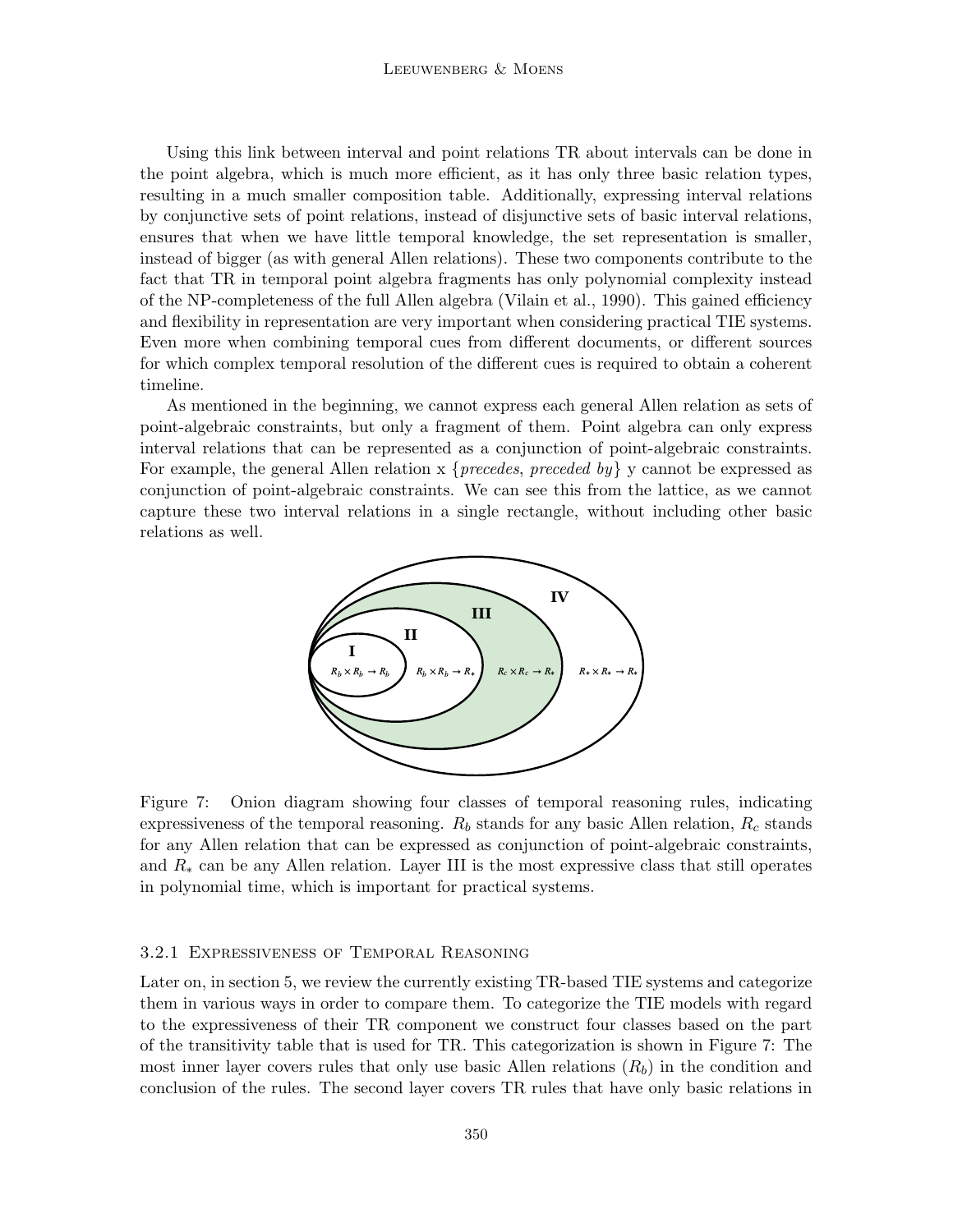Using this link between interval and point relations TR about intervals can be done in the point algebra, which is much more efficient, as it has only three basic relation types, resulting in a much smaller composition table. Additionally, expressing interval relations by conjunctive sets of point relations, instead of disjunctive sets of basic interval relations, ensures that when we have little temporal knowledge, the set representation is smaller, instead of bigger (as with general Allen relations). These two components contribute to the fact that TR in temporal point algebra fragments has only polynomial complexity instead of the NP-completeness of the full Allen algebra (Vilain et al., 1990). This gained efficiency and flexibility in representation are very important when considering practical TIE systems. Even more when combining temporal cues from different documents, or different sources for which complex temporal resolution of the different cues is required to obtain a coherent timeline.

As mentioned in the beginning, we cannot express each general Allen relation as sets of point-algebraic constraints, but only a fragment of them. Point algebra can only express interval relations that can be represented as a conjunction of point-algebraic constraints. For example, the general Allen relation x {*precedes*, *preceded by*} y cannot be expressed as conjunction of point-algebraic constraints. We can see this from the lattice, as we cannot capture these two interval relations in a single rectangle, without including other basic relations as well.

Figure 7: Onion diagram showing four classes of temporal reasoning rules, indicating expressiveness of the temporal reasoning. $R_b$ stands for any basic Allen relation, $R_c$ stands for any Allen relation that can be expressed as conjunction of point-algebraic constraints, and $R_*$ can be any Allen relation. Layer III is the most expressive class that still operates in polynomial time, which is important for practical systems.

### 3.2.1 Expressiveness of Temporal Reasoning

Later on, in section 5, we review the currently existing TR-based TIE systems and categorize them in various ways in order to compare them. To categorize the TIE models with regard to the expressiveness of their TR component we construct four classes based on the part of the transitivity table that is used for TR. This categorization is shown in Figure 7: The most inner layer covers rules that only use basic Allen relations ($R_b$) in the condition and conclusion of the rules. The second layer covers TR rules that have only basic relations in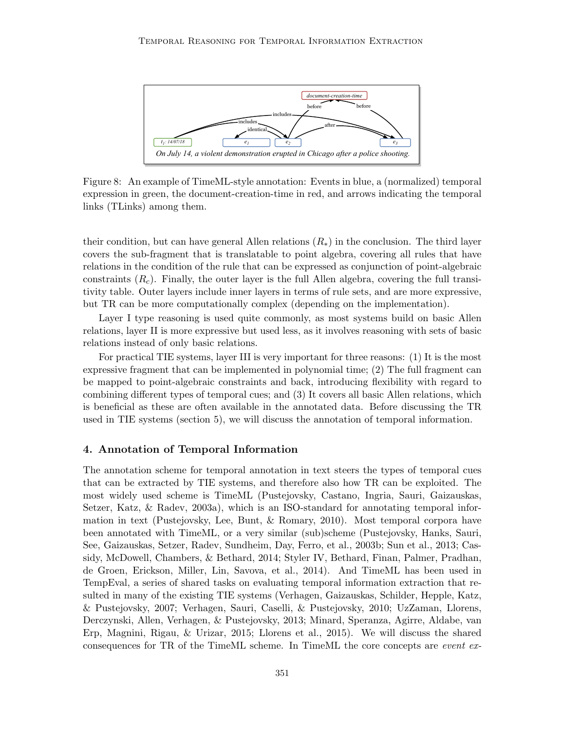On July 14, a violent demonstration erupted in Chicago after a police shooting.

Figure 8: An example of TimeML-style annotation: Events in blue, a (normalized) temporal expression in green, the document-creation-time in red, and arrows indicating the temporal links (TLinks) among them.

their condition, but can have general Allen relations ($R_*$) in the conclusion. The third layer covers the sub-fragment that is translatable to point algebra, covering all rules that have relations in the condition of the rule that can be expressed as conjunction of point-algebraic constraints ($R_c$). Finally, the outer layer is the full Allen algebra, covering the full transitivity table. Outer layers include inner layers in terms of rule sets, and are more expressive, but TR can be more computationally complex (depending on the implementation).

Layer I type reasoning is used quite commonly, as most systems build on basic Allen relations, layer II is more expressive but used less, as it involves reasoning with sets of basic relations instead of only basic relations.

For practical TIE systems, layer III is very important for three reasons: (1) It is the most expressive fragment that can be implemented in polynomial time; (2) The full fragment can be mapped to point-algebraic constraints and back, introducing flexibility with regard to combining different types of temporal cues; and (3) It covers all basic Allen relations, which is beneficial as these are often available in the annotated data. Before discussing the TR used in TIE systems (section 5), we will discuss the annotation of temporal information.

## 4. Annotation of Temporal Information

The annotation scheme for temporal annotation in text steers the types of temporal cues that can be extracted by TIE systems, and therefore also how TR can be exploited. The most widely used scheme is TimeML (Pustejovsky, Castano, Ingria, Sauri, Gaizauskas, Setzer, Katz, & Radev, 2003a), which is an ISO-standard for annotating temporal information in text (Pustejovsky, Lee, Bunt, & Romary, 2010). Most temporal corpora have been annotated with TimeML, or a very similar (sub)scheme (Pustejovsky, Hanks, Sauri, See, Gaizauskas, Setzer, Radev, Sundheim, Day, Ferro, et al., 2003b; Sun et al., 2013; Cassidy, McDowell, Chambers, & Bethard, 2014; Styler IV, Bethard, Finan, Palmer, Pradhan, de Groen, Erickson, Miller, Lin, Savova, et al., 2014). And TimeML has been used in TempEval, a series of shared tasks on evaluating temporal information extraction that resulted in many of the existing TIE systems (Verhagen, Gaizauskas, Schilder, Hepple, Katz, & Pustejovsky, 2007; Verhagen, Sauri, Caselli, & Pustejovsky, 2010; UzZaman, Llorens, Derczynski, Allen, Verhagen, & Pustejovsky, 2013; Minard, Speranza, Agirre, Aldabe, van Erp, Magnini, Rigau, & Urizar, 2015; Llorens et al., 2015). We will discuss the shared consequences for TR of the TimeML scheme. In TimeML the core concepts are *event ex-*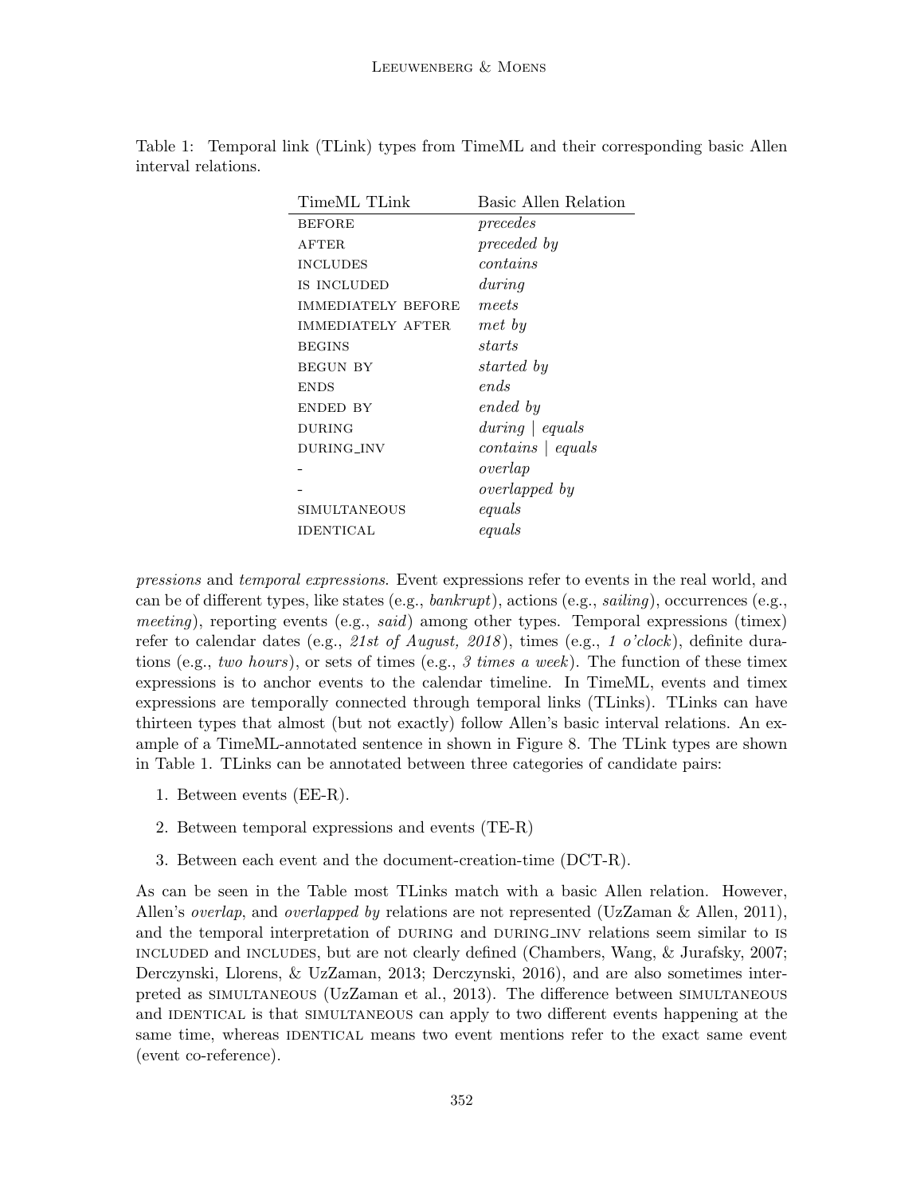Table 1: Temporal link (TLink) types from TimeML and their corresponding basic Allen interval relations.

| TimeML TLink | Basic Allen Relation |
|---|---|
| BEFORE | *precedes* |
| AFTER | *preceded by* |
| INCLUDES | *contains* |
| IS INCLUDED | *during* |
| IMMEDIATELY BEFORE | *meets* |
| IMMEDIATELY AFTER | *met by* |
| BEGINS | *starts* |
| BEGUN BY | *started by* |
| ENDS | *ends* |
| ENDED BY | *ended by* |
| DURING | *during* \| *equals* |
| DURING_INV | *contains* \| *equals* |
| - | *overlap* |
| - | *overlapped by* |
| SIMULTANEOUS | *equals* |
| IDENTICAL | *equals* |

*pressions* and *temporal expressions*. Event expressions refer to events in the real world, and can be of different types, like states (e.g., *bankrupt*), actions (e.g., *sailing*), occurrences (e.g., *meeting*), reporting events (e.g., *said*) among other types. Temporal expressions (timex) refer to calendar dates (e.g., *21st of August, 2018*), times (e.g., *1 o'clock*), definite durations (e.g., *two hours*), or sets of times (e.g., *3 times a week*). The function of these timex expressions is to anchor events to the calendar timeline. In TimeML, events and timex expressions are temporally connected through temporal links (TLinks). TLinks can have thirteen types that almost (but not exactly) follow Allen's basic interval relations. An example of a TimeML-annotated sentence in shown in Figure 8. The TLink types are shown in Table 1. TLinks can be annotated between three categories of candidate pairs:

1. Between events (EE-R).
2. Between temporal expressions and events (TE-R)
3. Between each event and the document-creation-time (DCT-R).

As can be seen in the Table most TLinks match with a basic Allen relation. However, Allen's *overlap*, and *overlapped by* relations are not represented (UzZaman & Allen, 2011), and the temporal interpretation of DURING and DURING_INV relations seem similar to IS INCLUDED and INCLUDES, but are not clearly defined (Chambers, Wang, & Jurafsky, 2007; Derczynski, Llorens, & UzZaman, 2013; Derczynski, 2016), and are also sometimes interpreted as SIMULTANEOUS (UzZaman et al., 2013). The difference between SIMULTANEOUS and IDENTICAL is that SIMULTANEOUS can apply to two different events happening at the same time, whereas IDENTICAL means two event mentions refer to the exact same event (event co-reference).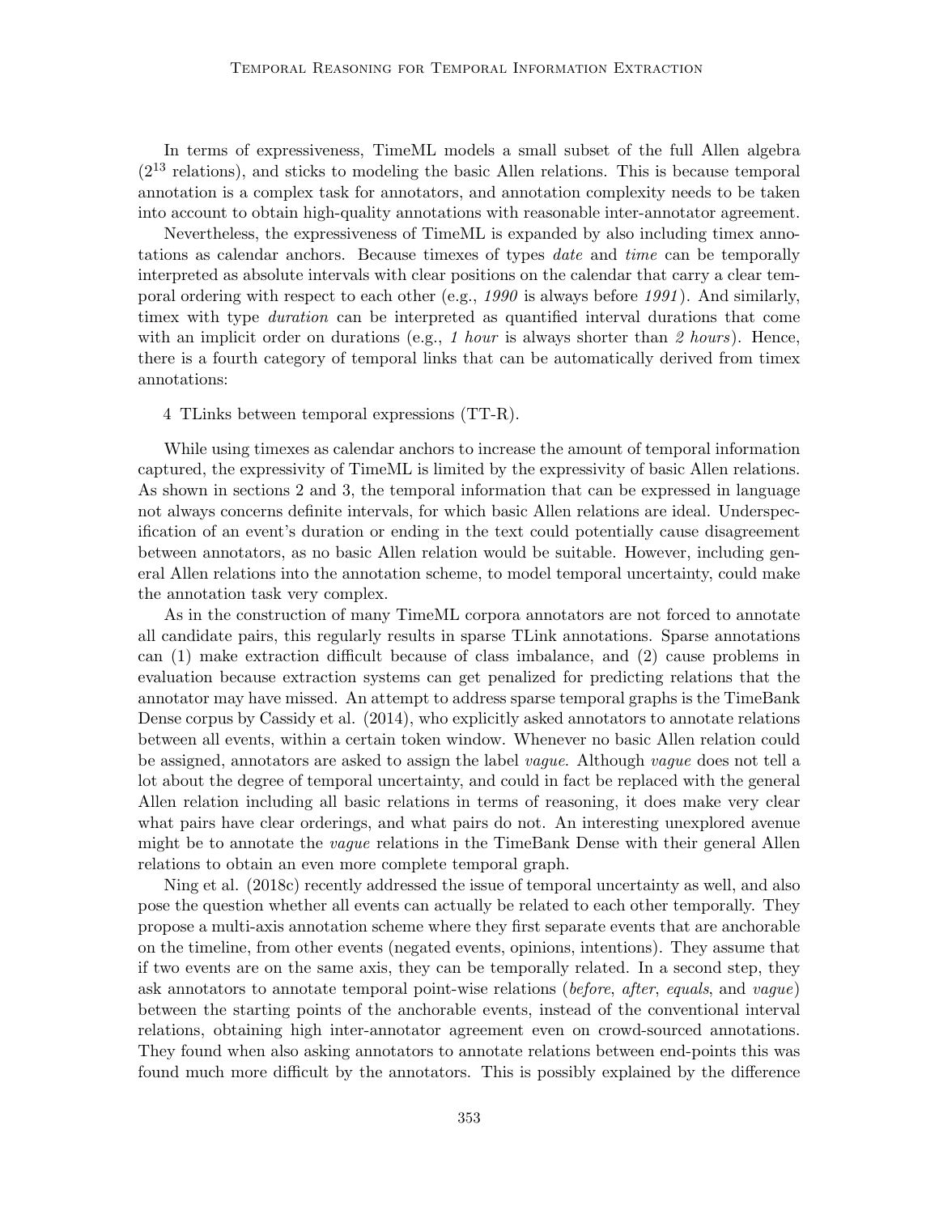In terms of expressiveness, TimeML models a small subset of the full Allen algebra ($2^{13}$ relations), and sticks to modeling the basic Allen relations. This is because temporal annotation is a complex task for annotators, and annotation complexity needs to be taken into account to obtain high-quality annotations with reasonable inter-annotator agreement.

Nevertheless, the expressiveness of TimeML is expanded by also including timex annotations as calendar anchors. Because timexes of types *date* and *time* can be temporally interpreted as absolute intervals with clear positions on the calendar that carry a clear temporal ordering with respect to each other (e.g., *1990* is always before *1991*). And similarly, timex with type *duration* can be interpreted as quantified interval durations that come with an implicit order on durations (e.g., *1 hour* is always shorter than *2 hours*). Hence, there is a fourth category of temporal links that can be automatically derived from timex annotations:

4 TLinks between temporal expressions (TT-R).

While using timexes as calendar anchors to increase the amount of temporal information captured, the expressivity of TimeML is limited by the expressivity of basic Allen relations. As shown in sections 2 and 3, the temporal information that can be expressed in language not always concerns definite intervals, for which basic Allen relations are ideal. Underspecification of an event's duration or ending in the text could potentially cause disagreement between annotators, as no basic Allen relation would be suitable. However, including general Allen relations into the annotation scheme, to model temporal uncertainty, could make the annotation task very complex.

As in the construction of many TimeML corpora annotators are not forced to annotate all candidate pairs, this regularly results in sparse TLink annotations. Sparse annotations can (1) make extraction difficult because of class imbalance, and (2) cause problems in evaluation because extraction systems can get penalized for predicting relations that the annotator may have missed. An attempt to address sparse temporal graphs is the TimeBank Dense corpus by Cassidy et al. (2014), who explicitly asked annotators to annotate relations between all events, within a certain token window. Whenever no basic Allen relation could be assigned, annotators are asked to assign the label *vague*. Although *vague* does not tell a lot about the degree of temporal uncertainty, and could in fact be replaced with the general Allen relation including all basic relations in terms of reasoning, it does make very clear what pairs have clear orderings, and what pairs do not. An interesting unexplored avenue might be to annotate the *vague* relations in the TimeBank Dense with their general Allen relations to obtain an even more complete temporal graph.

Ning et al. (2018c) recently addressed the issue of temporal uncertainty as well, and also pose the question whether all events can actually be related to each other temporally. They propose a multi-axis annotation scheme where they first separate events that are anchorable on the timeline, from other events (negated events, opinions, intentions). They assume that if two events are on the same axis, they can be temporally related. In a second step, they ask annotators to annotate temporal point-wise relations (*before*, *after*, *equals*, and *vague*) between the starting points of the anchorable events, instead of the conventional interval relations, obtaining high inter-annotator agreement even on crowd-sourced annotations. They found when also asking annotators to annotate relations between end-points this was found much more difficult by the annotators. This is possibly explained by the difference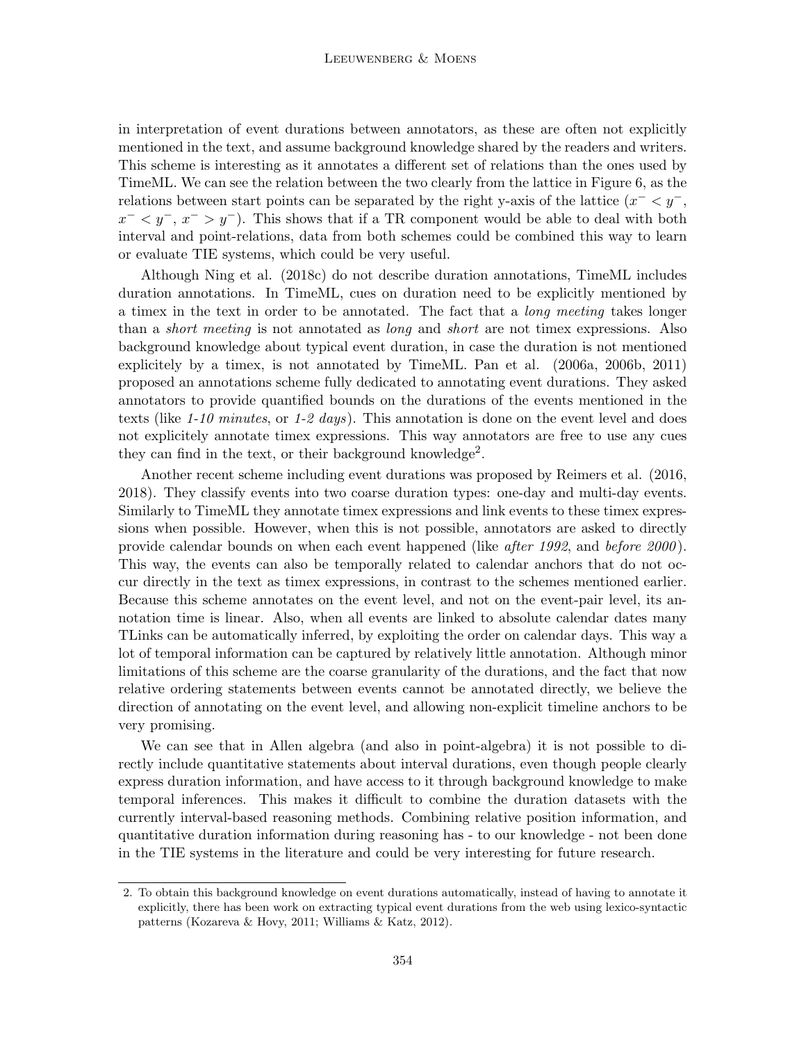in interpretation of event durations between annotators, as these are often not explicitly mentioned in the text, and assume background knowledge shared by the readers and writers. This scheme is interesting as it annotates a different set of relations than the ones used by TimeML. We can see the relation between the two clearly from the lattice in Figure 6, as the relations between start points can be separated by the right y-axis of the lattice ($x^- < y^-$, $x^- < y^-$, $x^- > y^-$). This shows that if a TR component would be able to deal with both interval and point-relations, data from both schemes could be combined this way to learn or evaluate TIE systems, which could be very useful.

Although Ning et al. (2018c) do not describe duration annotations, TimeML includes duration annotations. In TimeML, cues on duration need to be explicitly mentioned by a timex in the text in order to be annotated. The fact that a *long meeting* takes longer than a *short meeting* is not annotated as *long* and *short* are not timex expressions. Also background knowledge about typical event duration, in case the duration is not mentioned explicitely by a timex, is not annotated by TimeML. Pan et al. (2006a, 2006b, 2011) proposed an annotations scheme fully dedicated to annotating event durations. They asked annotators to provide quantified bounds on the durations of the events mentioned in the texts (like *1-10 minutes*, or *1-2 days*). This annotation is done on the event level and does not explicitely annotate timex expressions. This way annotators are free to use any cues they can find in the text, or their background knowledge[2].

Another recent scheme including event durations was proposed by Reimers et al. (2016, 2018). They classify events into two coarse duration types: one-day and multi-day events. Similarly to TimeML they annotate timex expressions and link events to these timex expressions when possible. However, when this is not possible, annotators are asked to directly provide calendar bounds on when each event happened (like *after 1992*, and *before 2000*). This way, the events can also be temporally related to calendar anchors that do not occur directly in the text as timex expressions, in contrast to the schemes mentioned earlier. Because this scheme annotates on the event level, and not on the event-pair level, its annotation time is linear. Also, when all events are linked to absolute calendar dates many TLinks can be automatically inferred, by exploiting the order on calendar days. This way a lot of temporal information can be captured by relatively little annotation. Although minor limitations of this scheme are the coarse granularity of the durations, and the fact that now relative ordering statements between events cannot be annotated directly, we believe the direction of annotating on the event level, and allowing non-explicit timeline anchors to be very promising.

We can see that in Allen algebra (and also in point-algebra) it is not possible to directly include quantitative statements about interval durations, even though people clearly express duration information, and have access to it through background knowledge to make temporal inferences. This makes it difficult to combine the duration datasets with the currently interval-based reasoning methods. Combining relative position information, and quantitative duration information during reasoning has - to our knowledge - not been done in the TIE systems in the literature and could be very interesting for future research.

2. To obtain this background knowledge on event durations automatically, instead of having to annotate it explicitly, there has been work on extracting typical event durations from the web using lexico-syntactic patterns (Kozareva & Hovy, 2011; Williams & Katz, 2012).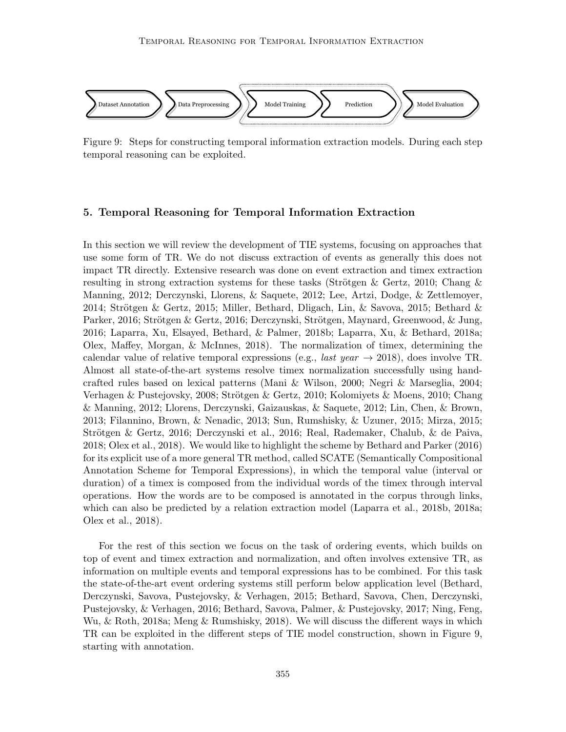Dataset Annotation → Data Preprocessing → Model Training → Prediction → Model Evaluation

Figure 9: Steps for constructing temporal information extraction models. During each step temporal reasoning can be exploited.

## 5. Temporal Reasoning for Temporal Information Extraction

In this section we will review the development of TIE systems, focusing on approaches that use some form of TR. We do not discuss extraction of events as generally this does not impact TR directly. Extensive research was done on event extraction and timex extraction resulting in strong extraction systems for these tasks (Strötgen & Gertz, 2010; Chang & Manning, 2012; Derczynski, Llorens, & Saquete, 2012; Lee, Artzi, Dodge, & Zettlemoyer, 2014; Strötgen & Gertz, 2015; Miller, Bethard, Dligach, Lin, & Savova, 2015; Bethard & Parker, 2016; Strötgen & Gertz, 2016; Derczynski, Strötgen, Maynard, Greenwood, & Jung, 2016; Laparra, Xu, Elsayed, Bethard, & Palmer, 2018b; Laparra, Xu, & Bethard, 2018a; Olex, Maffey, Morgan, & McInnes, 2018). The normalization of timex, determining the calendar value of relative temporal expressions (e.g., *last year* → 2018), does involve TR. Almost all state-of-the-art systems resolve timex normalization successfully using hand-crafted rules based on lexical patterns (Mani & Wilson, 2000; Negri & Marseglia, 2004; Verhagen & Pustejovsky, 2008; Strötgen & Gertz, 2010; Kolomiyets & Moens, 2010; Chang & Manning, 2012; Llorens, Derczynski, Gaizauskas, & Saquete, 2012; Lin, Chen, & Brown, 2013; Filannino, Brown, & Nenadic, 2013; Sun, Rumshisky, & Uzuner, 2015; Mirza, 2015; Strötgen & Gertz, 2016; Derczynski et al., 2016; Real, Rademaker, Chalub, & de Paiva, 2018; Olex et al., 2018). We would like to highlight the scheme by Bethard and Parker (2016) for its explicit use of a more general TR method, called SCATE (Semantically Compositional Annotation Scheme for Temporal Expressions), in which the temporal value (interval or duration) of a timex is composed from the individual words of the timex through interval operations. How the words are to be composed is annotated in the corpus through links, which can also be predicted by a relation extraction model (Laparra et al., 2018b, 2018a; Olex et al., 2018).

For the rest of this section we focus on the task of ordering events, which builds on top of event and timex extraction and normalization, and often involves extensive TR, as information on multiple events and temporal expressions has to be combined. For this task the state-of-the-art event ordering systems still perform below application level (Bethard, Derczynski, Savova, Pustejovsky, & Verhagen, 2015; Bethard, Savova, Chen, Derczynski, Pustejovsky, & Verhagen, 2016; Bethard, Savova, Palmer, & Pustejovsky, 2017; Ning, Feng, Wu, & Roth, 2018a; Meng & Rumshisky, 2018). We will discuss the different ways in which TR can be exploited in the different steps of TIE model construction, shown in Figure 9, starting with annotation.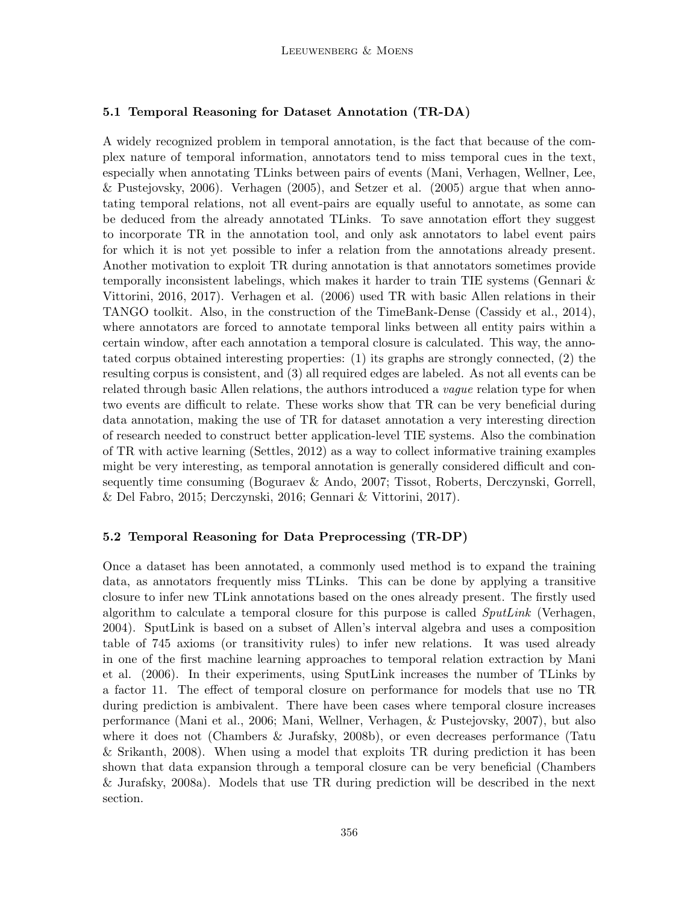### 5.1 Temporal Reasoning for Dataset Annotation (TR-DA)

A widely recognized problem in temporal annotation, is the fact that because of the complex nature of temporal information, annotators tend to miss temporal cues in the text, especially when annotating TLinks between pairs of events (Mani, Verhagen, Wellner, Lee, & Pustejovsky, 2006). Verhagen (2005), and Setzer et al. (2005) argue that when annotating temporal relations, not all event-pairs are equally useful to annotate, as some can be deduced from the already annotated TLinks. To save annotation effort they suggest to incorporate TR in the annotation tool, and only ask annotators to label event pairs for which it is not yet possible to infer a relation from the annotations already present. Another motivation to exploit TR during annotation is that annotators sometimes provide temporally inconsistent labelings, which makes it harder to train TIE systems (Gennari & Vittorini, 2016, 2017). Verhagen et al. (2006) used TR with basic Allen relations in their TANGO toolkit. Also, in the construction of the TimeBank-Dense (Cassidy et al., 2014), where annotators are forced to annotate temporal links between all entity pairs within a certain window, after each annotation a temporal closure is calculated. This way, the annotated corpus obtained interesting properties: (1) its graphs are strongly connected, (2) the resulting corpus is consistent, and (3) all required edges are labeled. As not all events can be related through basic Allen relations, the authors introduced a *vague* relation type for when two events are difficult to relate. These works show that TR can be very beneficial during data annotation, making the use of TR for dataset annotation a very interesting direction of research needed to construct better application-level TIE systems. Also the combination of TR with active learning (Settles, 2012) as a way to collect informative training examples might be very interesting, as temporal annotation is generally considered difficult and consequently time consuming (Boguraev & Ando, 2007; Tissot, Roberts, Derczynski, Gorrell, & Del Fabro, 2015; Derczynski, 2016; Gennari & Vittorini, 2017).

### 5.2 Temporal Reasoning for Data Preprocessing (TR-DP)

Once a dataset has been annotated, a commonly used method is to expand the training data, as annotators frequently miss TLinks. This can be done by applying a transitive closure to infer new TLink annotations based on the ones already present. The firstly used algorithm to calculate a temporal closure for this purpose is called *SputLink* (Verhagen, 2004). SputLink is based on a subset of Allen's interval algebra and uses a composition table of 745 axioms (or transitivity rules) to infer new relations. It was used already in one of the first machine learning approaches to temporal relation extraction by Mani et al. (2006). In their experiments, using SputLink increases the number of TLinks by a factor 11. The effect of temporal closure on performance for models that use no TR during prediction is ambivalent. There have been cases where temporal closure increases performance (Mani et al., 2006; Mani, Wellner, Verhagen, & Pustejovsky, 2007), but also where it does not (Chambers & Jurafsky, 2008b), or even decreases performance (Tatu & Srikanth, 2008). When using a model that exploits TR during prediction it has been shown that data expansion through a temporal closure can be very beneficial (Chambers & Jurafsky, 2008a). Models that use TR during prediction will be described in the next section.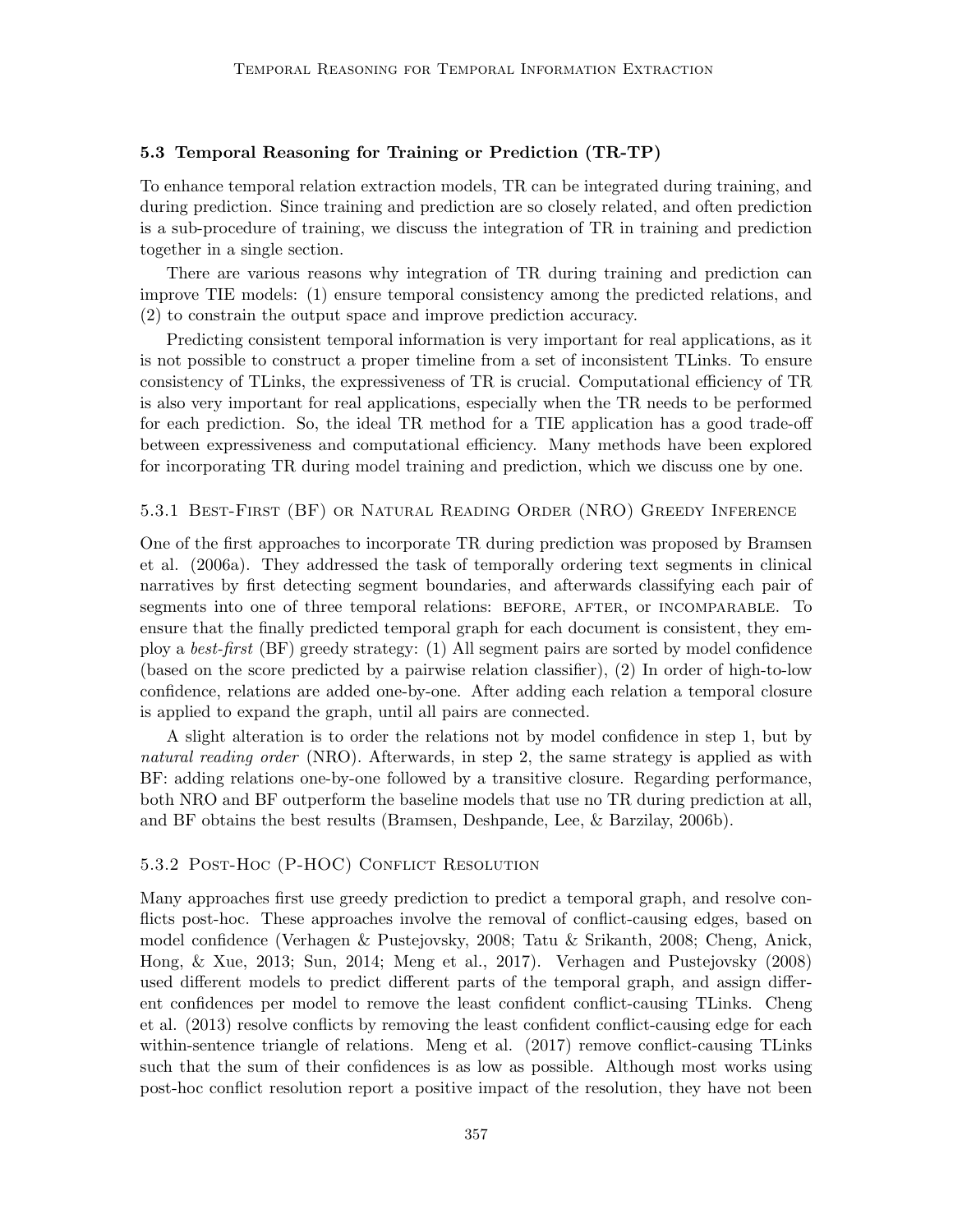### 5.3 Temporal Reasoning for Training or Prediction (TR-TP)

To enhance temporal relation extraction models, TR can be integrated during training, and during prediction. Since training and prediction are so closely related, and often prediction is a sub-procedure of training, we discuss the integration of TR in training and prediction together in a single section.

There are various reasons why integration of TR during training and prediction can improve TIE models: (1) ensure temporal consistency among the predicted relations, and (2) to constrain the output space and improve prediction accuracy.

Predicting consistent temporal information is very important for real applications, as it is not possible to construct a proper timeline from a set of inconsistent TLinks. To ensure consistency of TLinks, the expressiveness of TR is crucial. Computational efficiency of TR is also very important for real applications, especially when the TR needs to be performed for each prediction. So, the ideal TR method for a TIE application has a good trade-off between expressiveness and computational efficiency. Many methods have been explored for incorporating TR during model training and prediction, which we discuss one by one.

#### 5.3.1 Best-First (BF) or Natural Reading Order (NRO) Greedy Inference

One of the first approaches to incorporate TR during prediction was proposed by Bramsen et al. (2006a). They addressed the task of temporally ordering text segments in clinical narratives by first detecting segment boundaries, and afterwards classifying each pair of segments into one of three temporal relations: BEFORE, AFTER, or INCOMPARABLE. To ensure that the finally predicted temporal graph for each document is consistent, they employ a *best-first* (BF) greedy strategy: (1) All segment pairs are sorted by model confidence (based on the score predicted by a pairwise relation classifier), (2) In order of high-to-low confidence, relations are added one-by-one. After adding each relation a temporal closure is applied to expand the graph, until all pairs are connected.

A slight alteration is to order the relations not by model confidence in step 1, but by *natural reading order* (NRO). Afterwards, in step 2, the same strategy is applied as with BF: adding relations one-by-one followed by a transitive closure. Regarding performance, both NRO and BF outperform the baseline models that use no TR during prediction at all, and BF obtains the best results (Bramsen, Deshpande, Lee, & Barzilay, 2006b).

#### 5.3.2 Post-Hoc (P-HOC) Conflict Resolution

Many approaches first use greedy prediction to predict a temporal graph, and resolve conflicts post-hoc. These approaches involve the removal of conflict-causing edges, based on model confidence (Verhagen & Pustejovsky, 2008; Tatu & Srikanth, 2008; Cheng, Anick, Hong, & Xue, 2013; Sun, 2014; Meng et al., 2017). Verhagen and Pustejovsky (2008) used different models to predict different parts of the temporal graph, and assign different confidences per model to remove the least confident conflict-causing TLinks. Cheng et al. (2013) resolve conflicts by removing the least confident conflict-causing edge for each within-sentence triangle of relations. Meng et al. (2017) remove conflict-causing TLinks such that the sum of their confidences is as low as possible. Although most works using post-hoc conflict resolution report a positive impact of the resolution, they have not been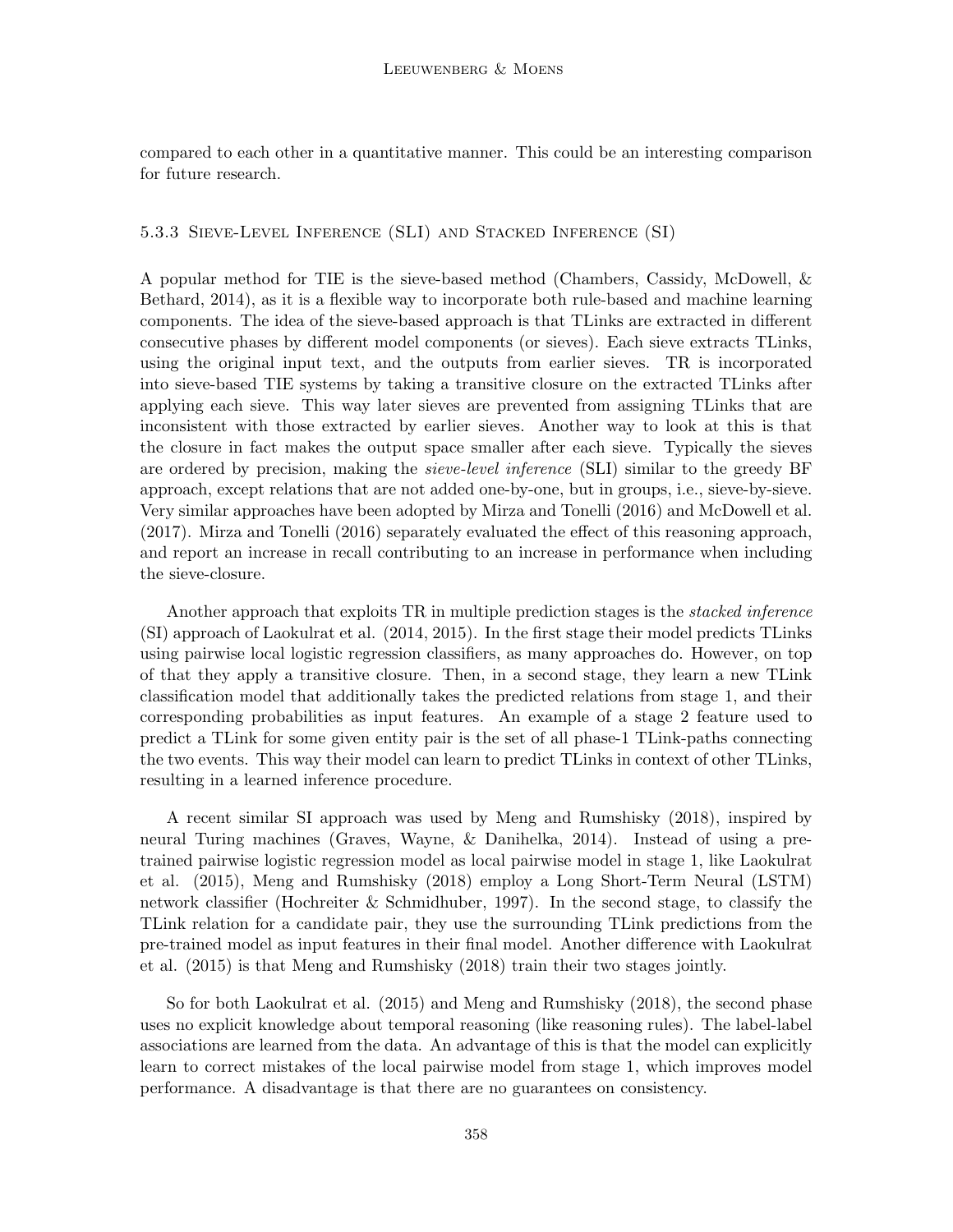compared to each other in a quantitative manner. This could be an interesting comparison for future research.

#### 5.3.3 Sieve-Level Inference (SLI) and Stacked Inference (SI)

A popular method for TIE is the sieve-based method (Chambers, Cassidy, McDowell, & Bethard, 2014), as it is a flexible way to incorporate both rule-based and machine learning components. The idea of the sieve-based approach is that TLinks are extracted in different consecutive phases by different model components (or sieves). Each sieve extracts TLinks, using the original input text, and the outputs from earlier sieves. TR is incorporated into sieve-based TIE systems by taking a transitive closure on the extracted TLinks after applying each sieve. This way later sieves are prevented from assigning TLinks that are inconsistent with those extracted by earlier sieves. Another way to look at this is that the closure in fact makes the output space smaller after each sieve. Typically the sieves are ordered by precision, making the *sieve-level inference* (SLI) similar to the greedy BF approach, except relations that are not added one-by-one, but in groups, i.e., sieve-by-sieve. Very similar approaches have been adopted by Mirza and Tonelli (2016) and McDowell et al. (2017). Mirza and Tonelli (2016) separately evaluated the effect of this reasoning approach, and report an increase in recall contributing to an increase in performance when including the sieve-closure.

Another approach that exploits TR in multiple prediction stages is the *stacked inference* (SI) approach of Laokulrat et al. (2014, 2015). In the first stage their model predicts TLinks using pairwise local logistic regression classifiers, as many approaches do. However, on top of that they apply a transitive closure. Then, in a second stage, they learn a new TLink classification model that additionally takes the predicted relations from stage 1, and their corresponding probabilities as input features. An example of a stage 2 feature used to predict a TLink for some given entity pair is the set of all phase-1 TLink-paths connecting the two events. This way their model can learn to predict TLinks in context of other TLinks, resulting in a learned inference procedure.

A recent similar SI approach was used by Meng and Rumshisky (2018), inspired by neural Turing machines (Graves, Wayne, & Danihelka, 2014). Instead of using a pre-trained pairwise logistic regression model as local pairwise model in stage 1, like Laokulrat et al. (2015), Meng and Rumshisky (2018) employ a Long Short-Term Neural (LSTM) network classifier (Hochreiter & Schmidhuber, 1997). In the second stage, to classify the TLink relation for a candidate pair, they use the surrounding TLink predictions from the pre-trained model as input features in their final model. Another difference with Laokulrat et al. (2015) is that Meng and Rumshisky (2018) train their two stages jointly.

So for both Laokulrat et al. (2015) and Meng and Rumshisky (2018), the second phase uses no explicit knowledge about temporal reasoning (like reasoning rules). The label-label associations are learned from the data. An advantage of this is that the model can explicitly learn to correct mistakes of the local pairwise model from stage 1, which improves model performance. A disadvantage is that there are no guarantees on consistency.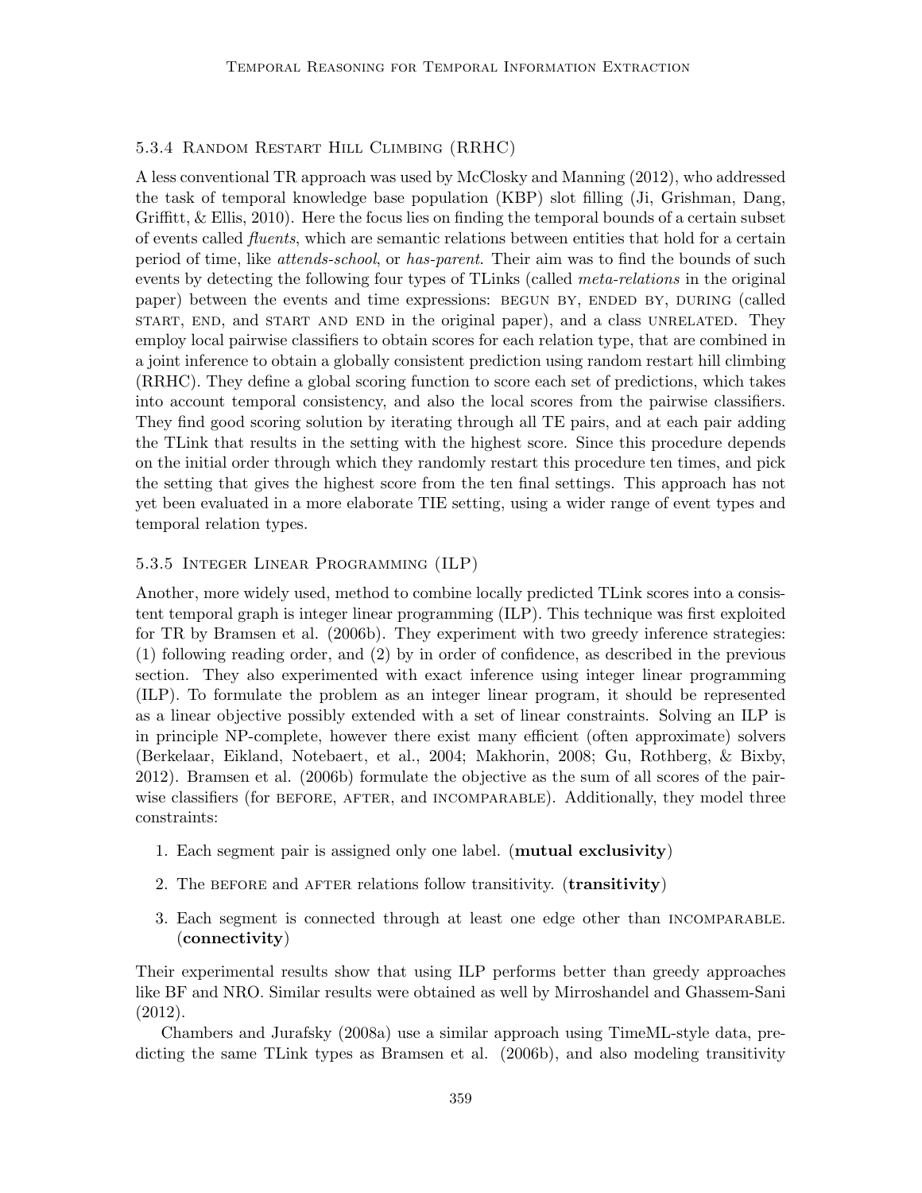#### 5.3.4 Random Restart Hill Climbing (RRHC)

A less conventional TR approach was used by McClosky and Manning (2012), who addressed the task of temporal knowledge base population (KBP) slot filling (Ji, Grishman, Dang, Griffitt, & Ellis, 2010). Here the focus lies on finding the temporal bounds of a certain subset of events called *fluents*, which are semantic relations between entities that hold for a certain period of time, like *attends-school*, or *has-parent*. Their aim was to find the bounds of such events by detecting the following four types of TLinks (called *meta-relations* in the original paper) between the events and time expressions: BEGUN BY, ENDED BY, DURING (called START, END, and START AND END in the original paper), and a class UNRELATED. They employ local pairwise classifiers to obtain scores for each relation type, that are combined in a joint inference to obtain a globally consistent prediction using random restart hill climbing (RRHC). They define a global scoring function to score each set of predictions, which takes into account temporal consistency, and also the local scores from the pairwise classifiers. They find good scoring solution by iterating through all TE pairs, and at each pair adding the TLink that results in the setting with the highest score. Since this procedure depends on the initial order through which they randomly restart this procedure ten times, and pick the setting that gives the highest score from the ten final settings. This approach has not yet been evaluated in a more elaborate TIE setting, using a wider range of event types and temporal relation types.

#### 5.3.5 Integer Linear Programming (ILP)

Another, more widely used, method to combine locally predicted TLink scores into a consistent temporal graph is integer linear programming (ILP). This technique was first exploited for TR by Bramsen et al. (2006b). They experiment with two greedy inference strategies: (1) following reading order, and (2) by in order of confidence, as described in the previous section. They also experimented with exact inference using integer linear programming (ILP). To formulate the problem as an integer linear program, it should be represented as a linear objective possibly extended with a set of linear constraints. Solving an ILP is in principle NP-complete, however there exist many efficient (often approximate) solvers (Berkelaar, Eikland, Notebaert, et al., 2004; Makhorin, 2008; Gu, Rothberg, & Bixby, 2012). Bramsen et al. (2006b) formulate the objective as the sum of all scores of the pairwise classifiers (for BEFORE, AFTER, and INCOMPARABLE). Additionally, they model three constraints:

1. Each segment pair is assigned only one label. (**mutual exclusivity**)
2. The BEFORE and AFTER relations follow transitivity. (**transitivity**)
3. Each segment is connected through at least one edge other than INCOMPARABLE. (**connectivity**)

Their experimental results show that using ILP performs better than greedy approaches like BF and NRO. Similar results were obtained as well by Mirroshandel and Ghassem-Sani (2012).

Chambers and Jurafsky (2008a) use a similar approach using TimeML-style data, predicting the same TLink types as Bramsen et al. (2006b), and also modeling transitivity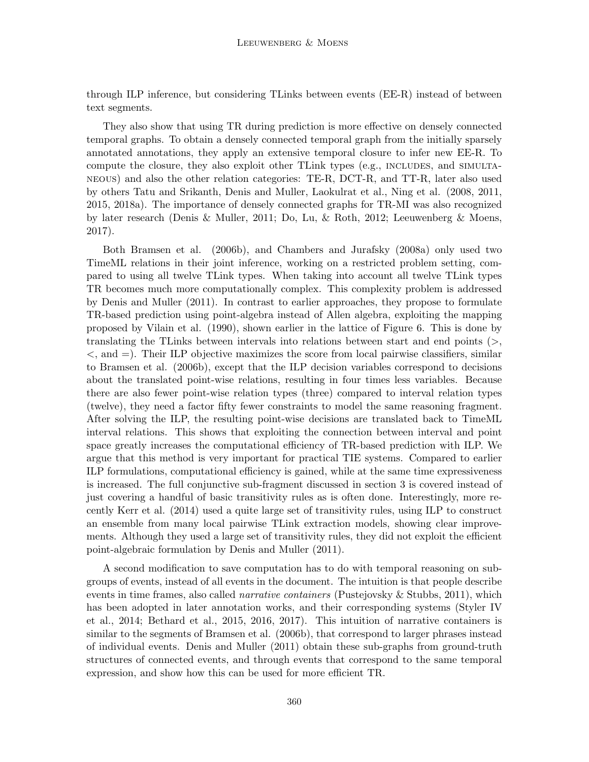through ILP inference, but considering TLinks between events (EE-R) instead of between text segments.

They also show that using TR during prediction is more effective on densely connected temporal graphs. To obtain a densely connected temporal graph from the initially sparsely annotated annotations, they apply an extensive temporal closure to infer new EE-R. To compute the closure, they also exploit other TLink types (e.g., INCLUDES, and SIMULTANEOUS) and also the other relation categories: TE-R, DCT-R, and TT-R, later also used by others Tatu and Srikanth, Denis and Muller, Laokulrat et al., Ning et al. (2008, 2011, 2015, 2018a). The importance of densely connected graphs for TR-MI was also recognized by later research (Denis & Muller, 2011; Do, Lu, & Roth, 2012; Leeuwenberg & Moens, 2017).

Both Bramsen et al. (2006b), and Chambers and Jurafsky (2008a) only used two TimeML relations in their joint inference, working on a restricted problem setting, compared to using all twelve TLink types. When taking into account all twelve TLink types TR becomes much more computationally complex. This complexity problem is addressed by Denis and Muller (2011). In contrast to earlier approaches, they propose to formulate TR-based prediction using point-algebra instead of Allen algebra, exploiting the mapping proposed by Vilain et al. (1990), shown earlier in the lattice of Figure 6. This is done by translating the TLinks between intervals into relations between start and end points ($>$, $<$, and $=$). Their ILP objective maximizes the score from local pairwise classifiers, similar to Bramsen et al. (2006b), except that the ILP decision variables correspond to decisions about the translated point-wise relations, resulting in four times less variables. Because there are also fewer point-wise relation types (three) compared to interval relation types (twelve), they need a factor fifty fewer constraints to model the same reasoning fragment. After solving the ILP, the resulting point-wise decisions are translated back to TimeML interval relations. This shows that exploiting the connection between interval and point space greatly increases the computational efficiency of TR-based prediction with ILP. We argue that this method is very important for practical TIE systems. Compared to earlier ILP formulations, computational efficiency is gained, while at the same time expressiveness is increased. The full conjunctive sub-fragment discussed in section 3 is covered instead of just covering a handful of basic transitivity rules as is often done. Interestingly, more recently Kerr et al. (2014) used a quite large set of transitivity rules, using ILP to construct an ensemble from many local pairwise TLink extraction models, showing clear improvements. Although they used a large set of transitivity rules, they did not exploit the efficient point-algebraic formulation by Denis and Muller (2011).

A second modification to save computation has to do with temporal reasoning on subgroups of events, instead of all events in the document. The intuition is that people describe events in time frames, also called *narrative containers* (Pustejovsky & Stubbs, 2011), which has been adopted in later annotation works, and their corresponding systems (Styler IV et al., 2014; Bethard et al., 2015, 2016, 2017). This intuition of narrative containers is similar to the segments of Bramsen et al. (2006b), that correspond to larger phrases instead of individual events. Denis and Muller (2011) obtain these sub-graphs from ground-truth structures of connected events, and through events that correspond to the same temporal expression, and show how this can be used for more efficient TR.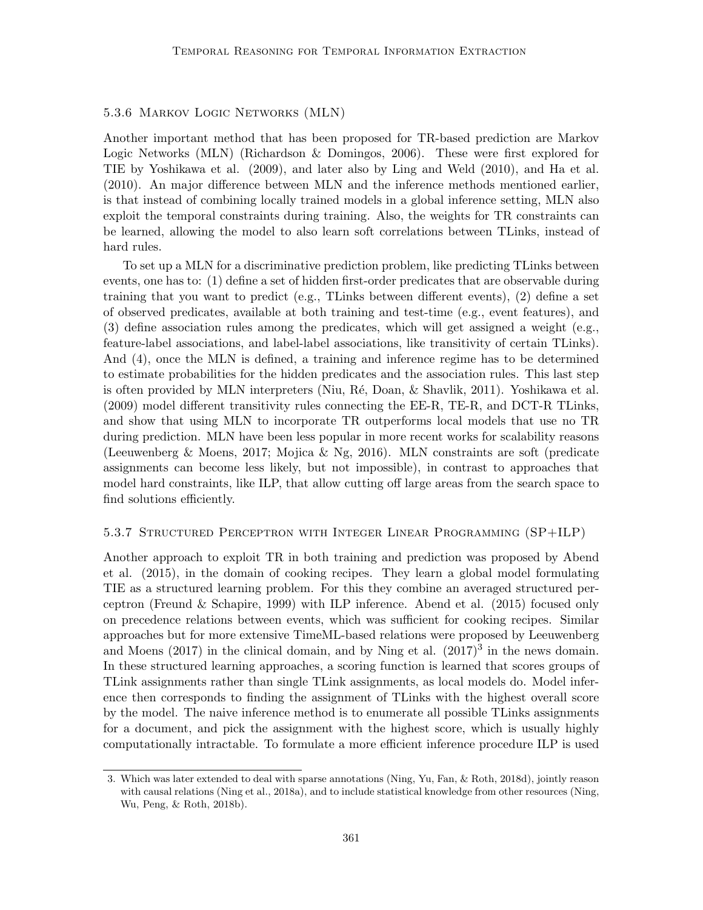#### 5.3.6 Markov Logic Networks (MLN)

Another important method that has been proposed for TR-based prediction are Markov Logic Networks (MLN) (Richardson & Domingos, 2006). These were first explored for TIE by Yoshikawa et al. (2009), and later also by Ling and Weld (2010), and Ha et al. (2010). An major difference between MLN and the inference methods mentioned earlier, is that instead of combining locally trained models in a global inference setting, MLN also exploit the temporal constraints during training. Also, the weights for TR constraints can be learned, allowing the model to also learn soft correlations between TLinks, instead of hard rules.

To set up a MLN for a discriminative prediction problem, like predicting TLinks between events, one has to: (1) define a set of hidden first-order predicates that are observable during training that you want to predict (e.g., TLinks between different events), (2) define a set of observed predicates, available at both training and test-time (e.g., event features), and (3) define association rules among the predicates, which will get assigned a weight (e.g., feature-label associations, and label-label associations, like transitivity of certain TLinks). And (4), once the MLN is defined, a training and inference regime has to be determined to estimate probabilities for the hidden predicates and the association rules. This last step is often provided by MLN interpreters (Niu, Ré, Doan, & Shavlik, 2011). Yoshikawa et al. (2009) model different transitivity rules connecting the EE-R, TE-R, and DCT-R TLinks, and show that using MLN to incorporate TR outperforms local models that use no TR during prediction. MLN have been less popular in more recent works for scalability reasons (Leeuwenberg & Moens, 2017; Mojica & Ng, 2016). MLN constraints are soft (predicate assignments can become less likely, but not impossible), in contrast to approaches that model hard constraints, like ILP, that allow cutting off large areas from the search space to find solutions efficiently.

#### 5.3.7 Structured Perceptron with Integer Linear Programming (SP+ILP)

Another approach to exploit TR in both training and prediction was proposed by Abend et al. (2015), in the domain of cooking recipes. They learn a global model formulating TIE as a structured learning problem. For this they combine an averaged structured perceptron (Freund & Schapire, 1999) with ILP inference. Abend et al. (2015) focused only on precedence relations between events, which was sufficient for cooking recipes. Similar approaches but for more extensive TimeML-based relations were proposed by Leeuwenberg and Moens (2017) in the clinical domain, and by Ning et al. (2017)[3] in the news domain. In these structured learning approaches, a scoring function is learned that scores groups of TLink assignments rather than single TLink assignments, as local models do. Model inference then corresponds to finding the assignment of TLinks with the highest overall score by the model. The naive inference method is to enumerate all possible TLinks assignments for a document, and pick the assignment with the highest score, which is usually highly computationally intractable. To formulate a more efficient inference procedure ILP is used

3. Which was later extended to deal with sparse annotations (Ning, Yu, Fan, & Roth, 2018d), jointly reason with causal relations (Ning et al., 2018a), and to include statistical knowledge from other resources (Ning, Wu, Peng, & Roth, 2018b).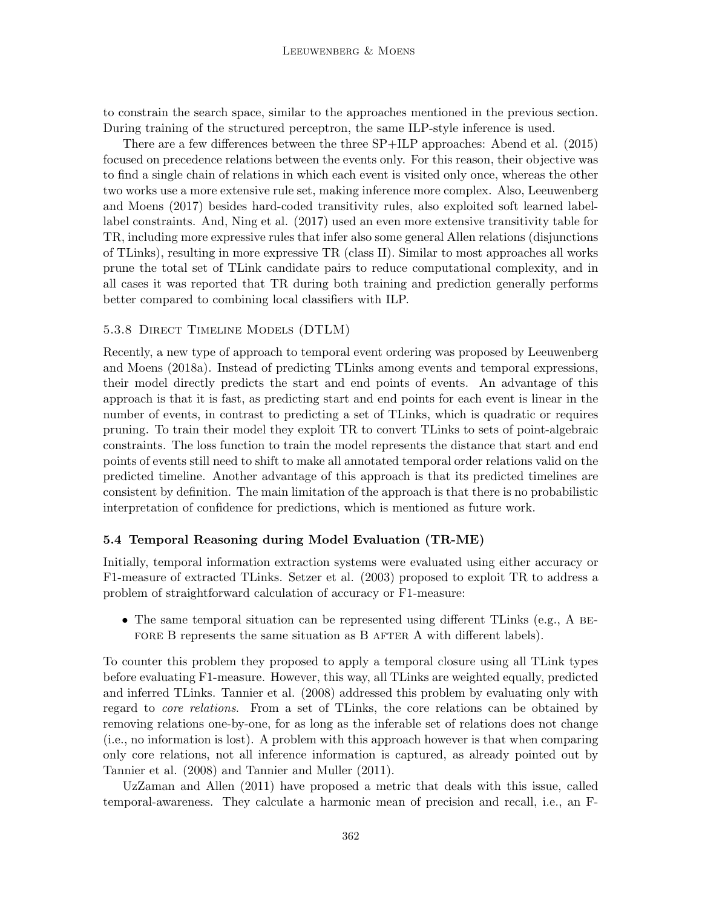to constrain the search space, similar to the approaches mentioned in the previous section. During training of the structured perceptron, the same ILP-style inference is used.

There are a few differences between the three SP+ILP approaches: Abend et al. (2015) focused on precedence relations between the events only. For this reason, their objective was to find a single chain of relations in which each event is visited only once, whereas the other two works use a more extensive rule set, making inference more complex. Also, Leeuwenberg and Moens (2017) besides hard-coded transitivity rules, also exploited soft learned label-label constraints. And, Ning et al. (2017) used an even more extensive transitivity table for TR, including more expressive rules that infer also some general Allen relations (disjunctions of TLinks), resulting in more expressive TR (class II). Similar to most approaches all works prune the total set of TLink candidate pairs to reduce computational complexity, and in all cases it was reported that TR during both training and prediction generally performs better compared to combining local classifiers with ILP.

#### 5.3.8 Direct Timeline Models (DTLM)

Recently, a new type of approach to temporal event ordering was proposed by Leeuwenberg and Moens (2018a). Instead of predicting TLinks among events and temporal expressions, their model directly predicts the start and end points of events. An advantage of this approach is that it is fast, as predicting start and end points for each event is linear in the number of events, in contrast to predicting a set of TLinks, which is quadratic or requires pruning. To train their model they exploit TR to convert TLinks to sets of point-algebraic constraints. The loss function to train the model represents the distance that start and end points of events still need to shift to make all annotated temporal order relations valid on the predicted timeline. Another advantage of this approach is that its predicted timelines are consistent by definition. The main limitation of the approach is that there is no probabilistic interpretation of confidence for predictions, which is mentioned as future work.

### 5.4 Temporal Reasoning during Model Evaluation (TR-ME)

Initially, temporal information extraction systems were evaluated using either accuracy or F1-measure of extracted TLinks. Setzer et al. (2003) proposed to exploit TR to address a problem of straightforward calculation of accuracy or F1-measure:

- The same temporal situation can be represented using different TLinks (e.g., A BEFORE B represents the same situation as B AFTER A with different labels).

To counter this problem they proposed to apply a temporal closure using all TLink types before evaluating F1-measure. However, this way, all TLinks are weighted equally, predicted and inferred TLinks. Tannier et al. (2008) addressed this problem by evaluating only with regard to *core relations*. From a set of TLinks, the core relations can be obtained by removing relations one-by-one, for as long as the inferable set of relations does not change (i.e., no information is lost). A problem with this approach however is that when comparing only core relations, not all inference information is captured, as already pointed out by Tannier et al. (2008) and Tannier and Muller (2011).

UzZaman and Allen (2011) have proposed a metric that deals with this issue, called temporal-awareness. They calculate a harmonic mean of precision and recall, i.e., an F-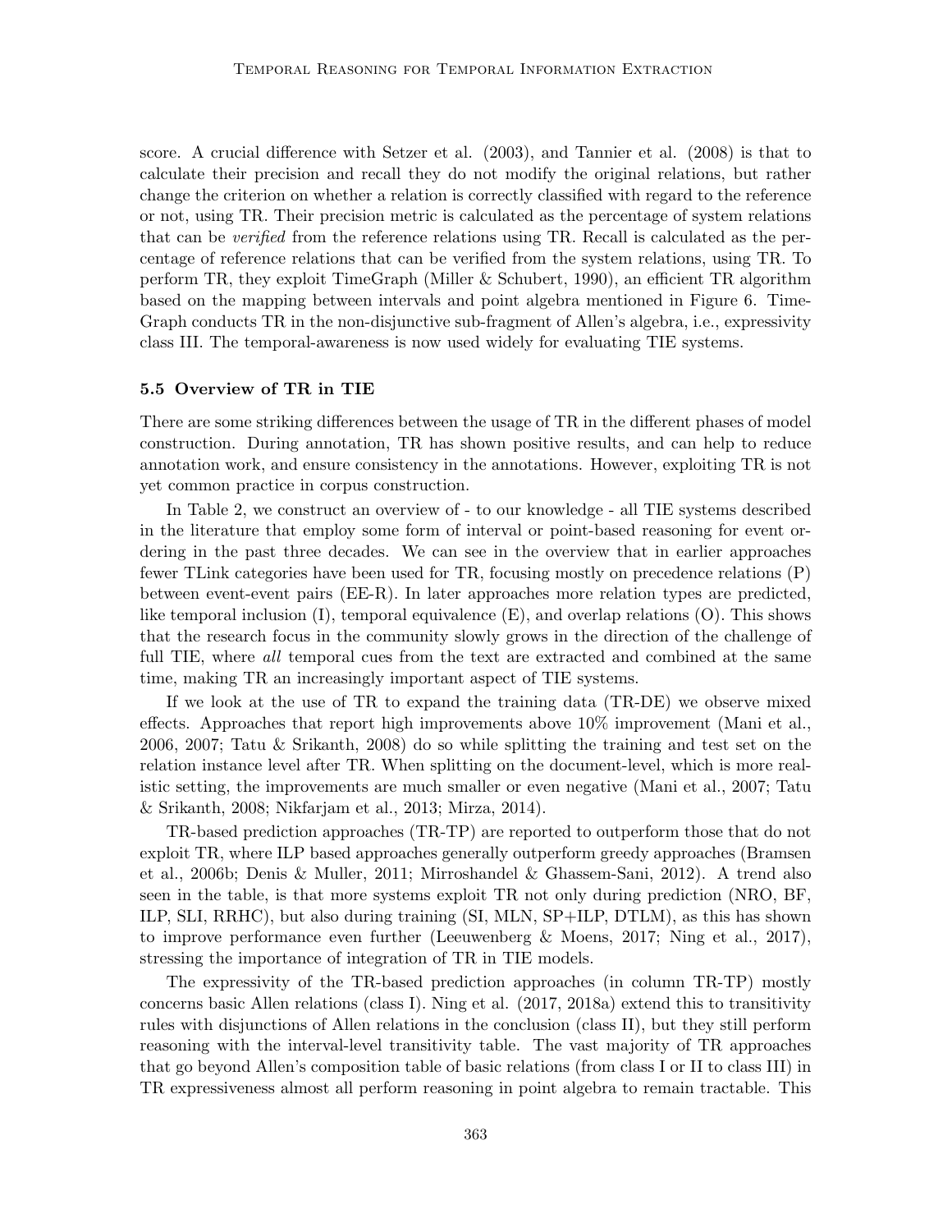score. A crucial difference with Setzer et al. (2003), and Tannier et al. (2008) is that to calculate their precision and recall they do not modify the original relations, but rather change the criterion on whether a relation is correctly classified with regard to the reference or not, using TR. Their precision metric is calculated as the percentage of system relations that can be *verified* from the reference relations using TR. Recall is calculated as the percentage of reference relations that can be verified from the system relations, using TR. To perform TR, they exploit TimeGraph (Miller & Schubert, 1990), an efficient TR algorithm based on the mapping between intervals and point algebra mentioned in Figure 6. TimeGraph conducts TR in the non-disjunctive sub-fragment of Allen's algebra, i.e., expressivity class III. The temporal-awareness is now used widely for evaluating TIE systems.

### 5.5 Overview of TR in TIE

There are some striking differences between the usage of TR in the different phases of model construction. During annotation, TR has shown positive results, and can help to reduce annotation work, and ensure consistency in the annotations. However, exploiting TR is not yet common practice in corpus construction.

In Table 2, we construct an overview of - to our knowledge - all TIE systems described in the literature that employ some form of interval or point-based reasoning for event ordering in the past three decades. We can see in the overview that in earlier approaches fewer TLink categories have been used for TR, focusing mostly on precedence relations (P) between event-event pairs (EE-R). In later approaches more relation types are predicted, like temporal inclusion (I), temporal equivalence (E), and overlap relations (O). This shows that the research focus in the community slowly grows in the direction of the challenge of full TIE, where *all* temporal cues from the text are extracted and combined at the same time, making TR an increasingly important aspect of TIE systems.

If we look at the use of TR to expand the training data (TR-DE) we observe mixed effects. Approaches that report high improvements above 10% improvement (Mani et al., 2006, 2007; Tatu & Srikanth, 2008) do so while splitting the training and test set on the relation instance level after TR. When splitting on the document-level, which is more realistic setting, the improvements are much smaller or even negative (Mani et al., 2007; Tatu & Srikanth, 2008; Nikfarjam et al., 2013; Mirza, 2014).

TR-based prediction approaches (TR-TP) are reported to outperform those that do not exploit TR, where ILP based approaches generally outperform greedy approaches (Bramsen et al., 2006b; Denis & Muller, 2011; Mirroshandel & Ghassem-Sani, 2012). A trend also seen in the table, is that more systems exploit TR not only during prediction (NRO, BF, ILP, SLI, RRHC), but also during training (SI, MLN, SP+ILP, DTLM), as this has shown to improve performance even further (Leeuwenberg & Moens, 2017; Ning et al., 2017), stressing the importance of integration of TR in TIE models.

The expressivity of the TR-based prediction approaches (in column TR-TP) mostly concerns basic Allen relations (class I). Ning et al. (2017, 2018a) extend this to transitivity rules with disjunctions of Allen relations in the conclusion (class II), but they still perform reasoning with the interval-level transitivity table. The vast majority of TR approaches that go beyond Allen's composition table of basic relations (from class I or II to class III) in TR expressiveness almost all perform reasoning in point algebra to remain tractable. This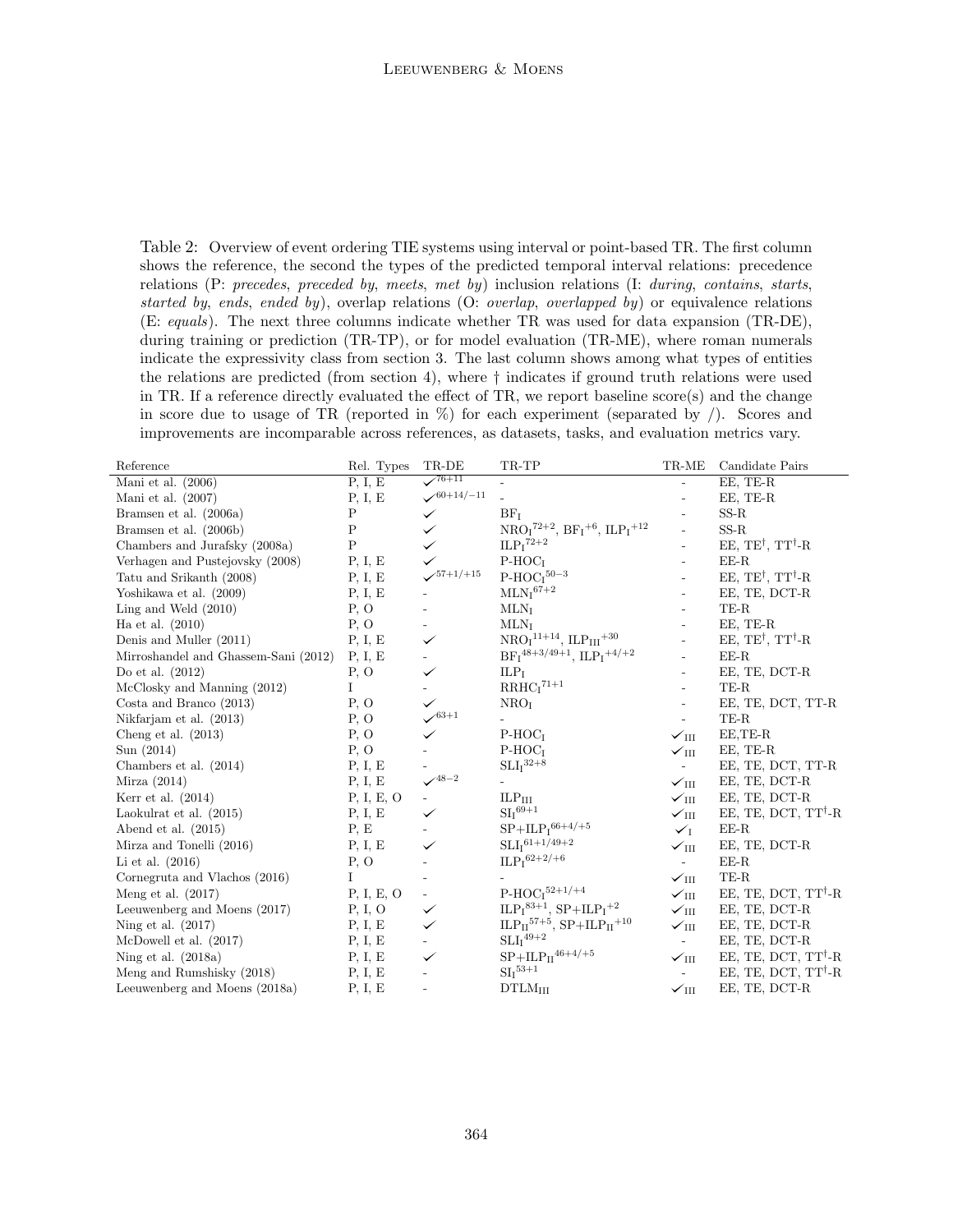Table 2: Overview of event ordering TIE systems using interval or point-based TR. The first column shows the reference, the second the types of the predicted temporal interval relations: precedence relations (P: *precedes*, *preceded by*, *meets*, *met by*) inclusion relations (I: *during*, *contains*, *starts*, *started by*, *ends*, *ended by*), overlap relations (O: *overlap*, *overlapped by*) or equivalence relations (E: *equals*). The next three columns indicate whether TR was used for data expansion (TR-DE), during training or prediction (TR-TP), or for model evaluation (TR-ME), where roman numerals indicate the expressivity class from section 3. The last column shows among what types of entities the relations are predicted (from section 4), where † indicates if ground truth relations were used in TR. If a reference directly evaluated the effect of TR, we report baseline score(s) and the change in score due to usage of TR (reported in %) for each experiment (separated by /). Scores and improvements are incomparable across references, as datasets, tasks, and evaluation metrics vary.

| Reference | Rel. Types | TR-DE | TR-TP | TR-ME | Candidate Pairs |
|---|---|---|---|---|---|
| Mani et al. (2006) | P, I, E | ✓$^{76+11}$ | - | - | EE, TE-R |
| Mani et al. (2007) | P, I, E | ✓$^{60+14/-11}$ | - | - | EE, TE-R |
| Bramsen et al. (2006a) | P | ✓ | $\text{BF}_\text{I}$ | - | SS-R |
| Bramsen et al. (2006b) | P | ✓ | $\text{NRO}_\text{I}{}^{72+2}$, $\text{BF}_\text{I}{}^{+6}$, $\text{ILP}_\text{I}{}^{+12}$ | - | SS-R |
| Chambers and Jurafsky (2008a) | P | ✓ | $\text{ILP}_\text{I}{}^{72+2}$ | - | EE, TE$^\dagger$, TT$^\dagger$-R |
| Verhagen and Pustejovsky (2008) | P, I, E | ✓ | $\text{P-HOC}_\text{I}$ | - | EE-R |
| Tatu and Srikanth (2008) | P, I, E | ✓$^{57+1/+15}$ | $\text{P-HOC}_\text{I}{}^{50-3}$ | - | EE, TE$^\dagger$, TT$^\dagger$-R |
| Yoshikawa et al. (2009) | P, I, E | - | $\text{MLN}_\text{I}{}^{67+2}$ | - | EE, TE, DCT-R |
| Ling and Weld (2010) | P, O | - | $\text{MLN}_\text{I}$ | - | TE-R |
| Ha et al. (2010) | P, O | - | $\text{MLN}_\text{I}$ | - | EE, TE-R |
| Denis and Muller (2011) | P, I, E | ✓ | $\text{NRO}_\text{I}{}^{11+14}$, $\text{ILP}_\text{III}{}^{+30}$ | - | EE, TE$^\dagger$, TT$^\dagger$-R |
| Mirroshandel and Ghassem-Sani (2012) | P, I, E | - | $\text{BF}_\text{I}{}^{48+3/49+1}$, $\text{ILP}_\text{I}{}^{+4/+2}$ | - | EE-R |
| Do et al. (2012) | P, O | ✓ | $\text{ILP}_\text{I}$ | - | EE, TE, DCT-R |
| McClosky and Manning (2012) | I | - | $\text{RRHC}_\text{I}{}^{71+1}$ | - | TE-R |
| Costa and Branco (2013) | P, O | ✓ | $\text{NRO}_\text{I}$ | - | EE, TE, DCT, TT-R |
| Nikfarjam et al. (2013) | P, O | ✓$^{63+1}$ | - | - | TE-R |
| Cheng et al. (2013) | P, O | ✓ | $\text{P-HOC}_\text{I}$ | ✓$_\text{III}$ | EE,TE-R |
| Sun (2014) | P, O | - | $\text{P-HOC}_\text{I}$ | ✓$_\text{III}$ | EE, TE-R |
| Chambers et al. (2014) | P, I, E | - | $\text{SLI}_\text{I}{}^{32+8}$ | - | EE, TE, DCT, TT-R |
| Mirza (2014) | P, I, E | ✓$^{48-2}$ | - | ✓$_\text{III}$ | EE, TE, DCT-R |
| Kerr et al. (2014) | P, I, E, O | - | $\text{ILP}_\text{III}$ | ✓$_\text{III}$ | EE, TE, DCT-R |
| Laokulrat et al. (2015) | P, I, E | ✓ | $\text{SI}_\text{I}{}^{69+1}$ | ✓$_\text{III}$ | EE, TE, DCT, TT$^\dagger$-R |
| Abend et al. (2015) | P, E | - | $\text{SP+ILP}_\text{I}{}^{66+4/+5}$ | ✓$_\text{I}$ | EE-R |
| Mirza and Tonelli (2016) | P, I, E | ✓ | $\text{SLI}_\text{I}{}^{61+1/49+2}$ | ✓$_\text{III}$ | EE, TE, DCT-R |
| Li et al. (2016) | P, O | - | $\text{ILP}_\text{I}{}^{62+2/+6}$ | - | EE-R |
| Cornegruta and Vlachos (2016) | I | - | - | ✓$_\text{III}$ | TE-R |
| Meng et al. (2017) | P, I, E, O | - | $\text{P-HOC}_\text{I}{}^{52+1/+4}$ | ✓$_\text{III}$ | EE, TE, DCT, TT$^\dagger$-R |
| Leeuwenberg and Moens (2017) | P, I, O | ✓ | $\text{ILP}_\text{I}{}^{83+1}$, $\text{SP+ILP}_\text{I}{}^{+2}$ | ✓$_\text{III}$ | EE, TE, DCT-R |
| Ning et al. (2017) | P, I, E | ✓ | $\text{ILP}_\text{II}{}^{57+5}$, $\text{SP+ILP}_\text{II}{}^{+10}$ | ✓$_\text{III}$ | EE, TE, DCT-R |
| McDowell et al. (2017) | P, I, E | - | $\text{SLI}_\text{I}{}^{49+2}$ | - | EE, TE, DCT-R |
| Ning et al. (2018a) | P, I, E | ✓ | $\text{SP+ILP}_\text{II}{}^{46+4/+5}$ | ✓$_\text{III}$ | EE, TE, DCT, TT$^\dagger$-R |
| Meng and Rumshisky (2018) | P, I, E | - | $\text{SI}_\text{I}{}^{53+1}$ | - | EE, TE, DCT, TT$^\dagger$-R |
| Leeuwenberg and Moens (2018a) | P, I, E | - | $\text{DTLM}_\text{III}$ | ✓$_\text{III}$ | EE, TE, DCT-R |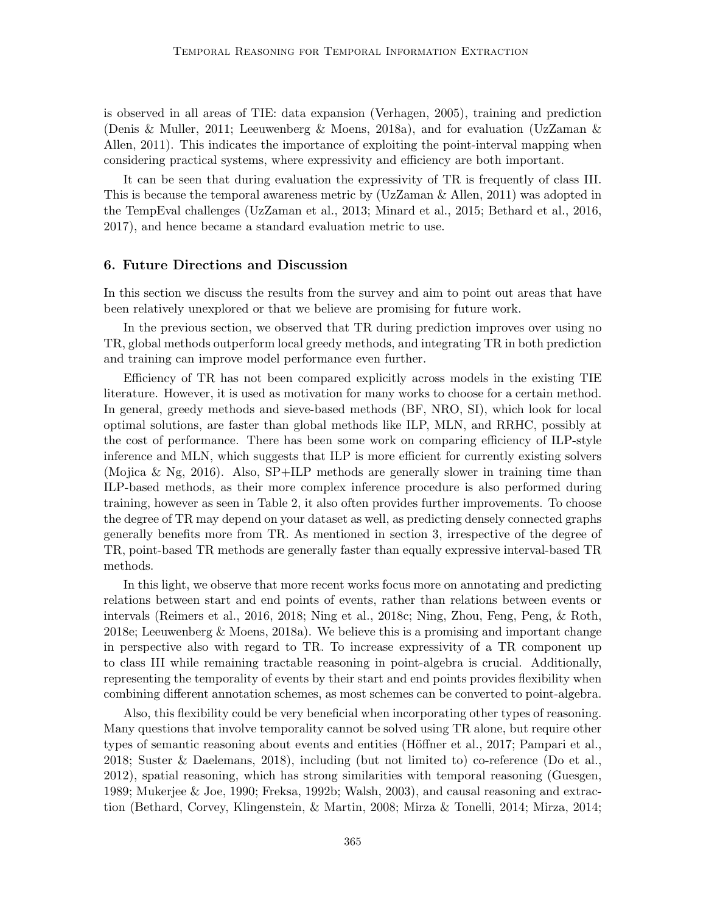is observed in all areas of TIE: data expansion (Verhagen, 2005), training and prediction (Denis & Muller, 2011; Leeuwenberg & Moens, 2018a), and for evaluation (UzZaman & Allen, 2011). This indicates the importance of exploiting the point-interval mapping when considering practical systems, where expressivity and efficiency are both important.

It can be seen that during evaluation the expressivity of TR is frequently of class III. This is because the temporal awareness metric by (UzZaman & Allen, 2011) was adopted in the TempEval challenges (UzZaman et al., 2013; Minard et al., 2015; Bethard et al., 2016, 2017), and hence became a standard evaluation metric to use.

## 6. Future Directions and Discussion

In this section we discuss the results from the survey and aim to point out areas that have been relatively unexplored or that we believe are promising for future work.

In the previous section, we observed that TR during prediction improves over using no TR, global methods outperform local greedy methods, and integrating TR in both prediction and training can improve model performance even further.

Efficiency of TR has not been compared explicitly across models in the existing TIE literature. However, it is used as motivation for many works to choose for a certain method. In general, greedy methods and sieve-based methods (BF, NRO, SI), which look for local optimal solutions, are faster than global methods like ILP, MLN, and RRHC, possibly at the cost of performance. There has been some work on comparing efficiency of ILP-style inference and MLN, which suggests that ILP is more efficient for currently existing solvers (Mojica & Ng, 2016). Also, SP+ILP methods are generally slower in training time than ILP-based methods, as their more complex inference procedure is also performed during training, however as seen in Table 2, it also often provides further improvements. To choose the degree of TR may depend on your dataset as well, as predicting densely connected graphs generally benefits more from TR. As mentioned in section 3, irrespective of the degree of TR, point-based TR methods are generally faster than equally expressive interval-based TR methods.

In this light, we observe that more recent works focus more on annotating and predicting relations between start and end points of events, rather than relations between events or intervals (Reimers et al., 2016, 2018; Ning et al., 2018c; Ning, Zhou, Feng, Peng, & Roth, 2018e; Leeuwenberg & Moens, 2018a). We believe this is a promising and important change in perspective also with regard to TR. To increase expressivity of a TR component up to class III while remaining tractable reasoning in point-algebra is crucial. Additionally, representing the temporality of events by their start and end points provides flexibility when combining different annotation schemes, as most schemes can be converted to point-algebra.

Also, this flexibility could be very beneficial when incorporating other types of reasoning. Many questions that involve temporality cannot be solved using TR alone, but require other types of semantic reasoning about events and entities (Höffner et al., 2017; Pampari et al., 2018; Suster & Daelemans, 2018), including (but not limited to) co-reference (Do et al., 2012), spatial reasoning, which has strong similarities with temporal reasoning (Guesgen, 1989; Mukerjee & Joe, 1990; Freksa, 1992b; Walsh, 2003), and causal reasoning and extraction (Bethard, Corvey, Klingenstein, & Martin, 2008; Mirza & Tonelli, 2014; Mirza, 2014;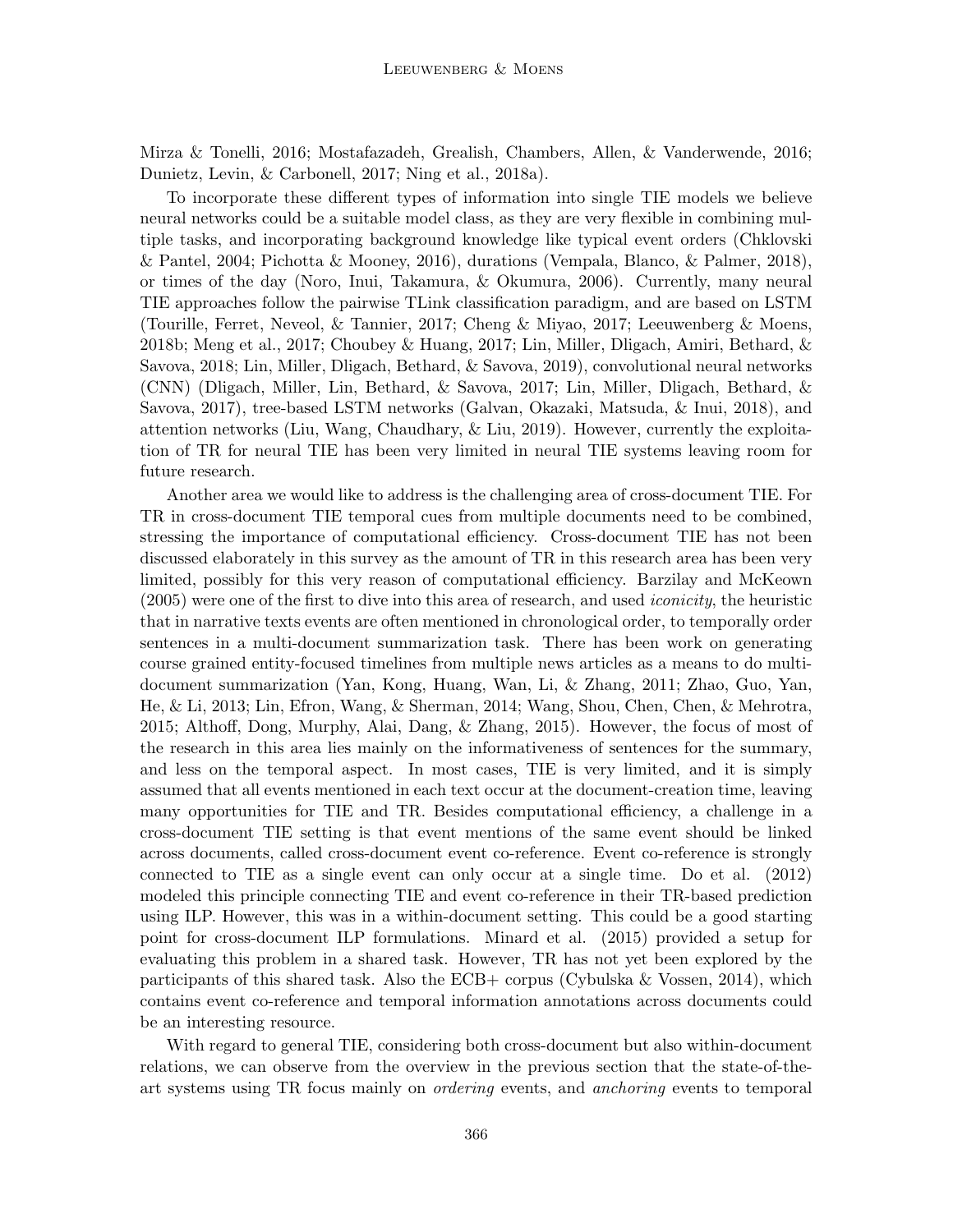Mirza & Tonelli, 2016; Mostafazadeh, Grealish, Chambers, Allen, & Vanderwende, 2016; Dunietz, Levin, & Carbonell, 2017; Ning et al., 2018a).

To incorporate these different types of information into single TIE models we believe neural networks could be a suitable model class, as they are very flexible in combining multiple tasks, and incorporating background knowledge like typical event orders (Chklovski & Pantel, 2004; Pichotta & Mooney, 2016), durations (Vempala, Blanco, & Palmer, 2018), or times of the day (Noro, Inui, Takamura, & Okumura, 2006). Currently, many neural TIE approaches follow the pairwise TLink classification paradigm, and are based on LSTM (Tourille, Ferret, Neveol, & Tannier, 2017; Cheng & Miyao, 2017; Leeuwenberg & Moens, 2018b; Meng et al., 2017; Choubey & Huang, 2017; Lin, Miller, Dligach, Amiri, Bethard, & Savova, 2018; Lin, Miller, Dligach, Bethard, & Savova, 2019), convolutional neural networks (CNN) (Dligach, Miller, Lin, Bethard, & Savova, 2017; Lin, Miller, Dligach, Bethard, & Savova, 2017), tree-based LSTM networks (Galvan, Okazaki, Matsuda, & Inui, 2018), and attention networks (Liu, Wang, Chaudhary, & Liu, 2019). However, currently the exploitation of TR for neural TIE has been very limited in neural TIE systems leaving room for future research.

Another area we would like to address is the challenging area of cross-document TIE. For TR in cross-document TIE temporal cues from multiple documents need to be combined, stressing the importance of computational efficiency. Cross-document TIE has not been discussed elaborately in this survey as the amount of TR in this research area has been very limited, possibly for this very reason of computational efficiency. Barzilay and McKeown (2005) were one of the first to dive into this area of research, and used *iconicity*, the heuristic that in narrative texts events are often mentioned in chronological order, to temporally order sentences in a multi-document summarization task. There has been work on generating course grained entity-focused timelines from multiple news articles as a means to do multi-document summarization (Yan, Kong, Huang, Wan, Li, & Zhang, 2011; Zhao, Guo, Yan, He, & Li, 2013; Lin, Efron, Wang, & Sherman, 2014; Wang, Shou, Chen, Chen, & Mehrotra, 2015; Althoff, Dong, Murphy, Alai, Dang, & Zhang, 2015). However, the focus of most of the research in this area lies mainly on the informativeness of sentences for the summary, and less on the temporal aspect. In most cases, TIE is very limited, and it is simply assumed that all events mentioned in each text occur at the document-creation time, leaving many opportunities for TIE and TR. Besides computational efficiency, a challenge in a cross-document TIE setting is that event mentions of the same event should be linked across documents, called cross-document event co-reference. Event co-reference is strongly connected to TIE as a single event can only occur at a single time. Do et al. (2012) modeled this principle connecting TIE and event co-reference in their TR-based prediction using ILP. However, this was in a within-document setting. This could be a good starting point for cross-document ILP formulations. Minard et al. (2015) provided a setup for evaluating this problem in a shared task. However, TR has not yet been explored by the participants of this shared task. Also the ECB+ corpus (Cybulska & Vossen, 2014), which contains event co-reference and temporal information annotations across documents could be an interesting resource.

With regard to general TIE, considering both cross-document but also within-document relations, we can observe from the overview in the previous section that the state-of-the-art systems using TR focus mainly on *ordering* events, and *anchoring* events to temporal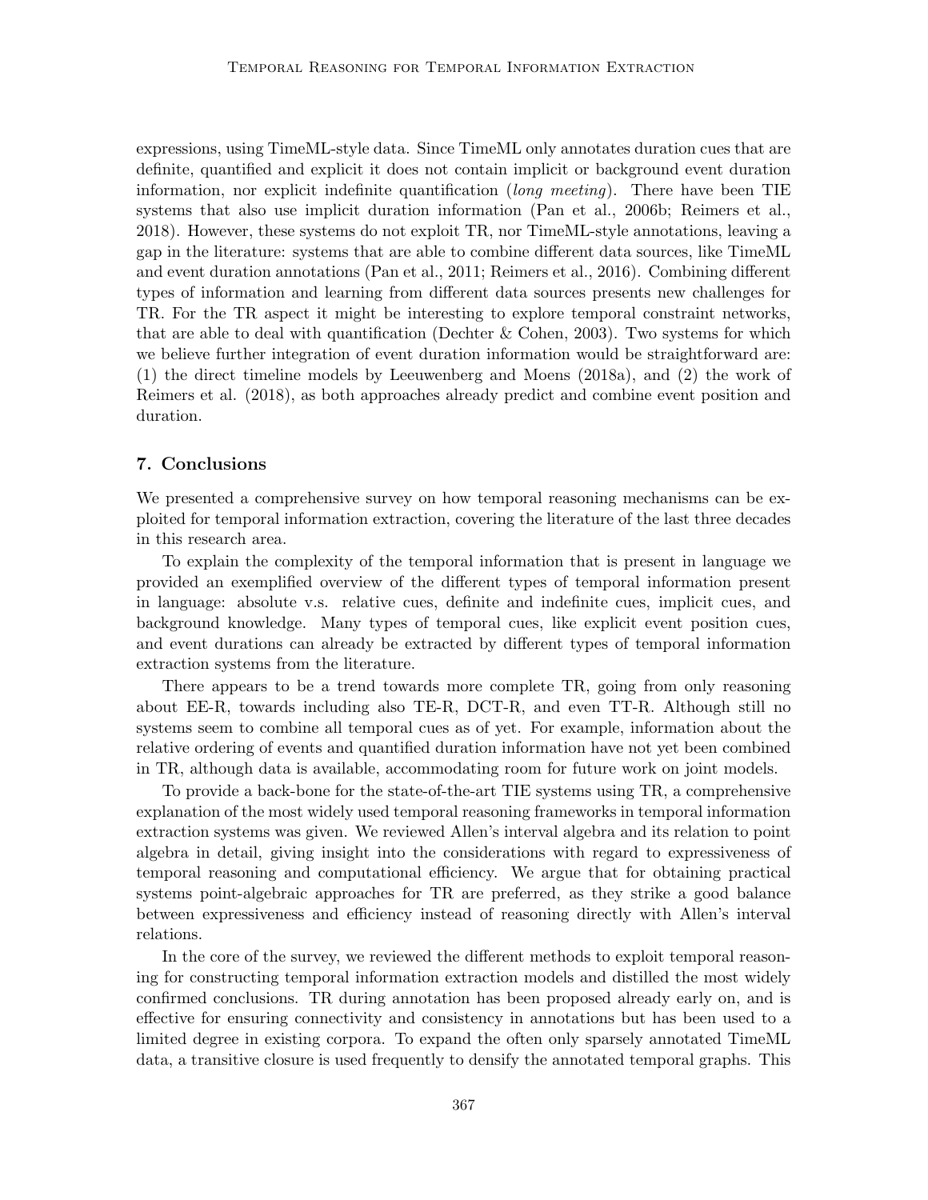expressions, using TimeML-style data. Since TimeML only annotates duration cues that are definite, quantified and explicit it does not contain implicit or background event duration information, nor explicit indefinite quantification (*long meeting*). There have been TIE systems that also use implicit duration information (Pan et al., 2006b; Reimers et al., 2018). However, these systems do not exploit TR, nor TimeML-style annotations, leaving a gap in the literature: systems that are able to combine different data sources, like TimeML and event duration annotations (Pan et al., 2011; Reimers et al., 2016). Combining different types of information and learning from different data sources presents new challenges for TR. For the TR aspect it might be interesting to explore temporal constraint networks, that are able to deal with quantification (Dechter & Cohen, 2003). Two systems for which we believe further integration of event duration information would be straightforward are: (1) the direct timeline models by Leeuwenberg and Moens (2018a), and (2) the work of Reimers et al. (2018), as both approaches already predict and combine event position and duration.

## 7. Conclusions

We presented a comprehensive survey on how temporal reasoning mechanisms can be exploited for temporal information extraction, covering the literature of the last three decades in this research area.

To explain the complexity of the temporal information that is present in language we provided an exemplified overview of the different types of temporal information present in language: absolute v.s. relative cues, definite and indefinite cues, implicit cues, and background knowledge. Many types of temporal cues, like explicit event position cues, and event durations can already be extracted by different types of temporal information extraction systems from the literature.

There appears to be a trend towards more complete TR, going from only reasoning about EE-R, towards including also TE-R, DCT-R, and even TT-R. Although still no systems seem to combine all temporal cues as of yet. For example, information about the relative ordering of events and quantified duration information have not yet been combined in TR, although data is available, accommodating room for future work on joint models.

To provide a back-bone for the state-of-the-art TIE systems using TR, a comprehensive explanation of the most widely used temporal reasoning frameworks in temporal information extraction systems was given. We reviewed Allen's interval algebra and its relation to point algebra in detail, giving insight into the considerations with regard to expressiveness of temporal reasoning and computational efficiency. We argue that for obtaining practical systems point-algebraic approaches for TR are preferred, as they strike a good balance between expressiveness and efficiency instead of reasoning directly with Allen's interval relations.

In the core of the survey, we reviewed the different methods to exploit temporal reasoning for constructing temporal information extraction models and distilled the most widely confirmed conclusions. TR during annotation has been proposed already early on, and is effective for ensuring connectivity and consistency in annotations but has been used to a limited degree in existing corpora. To expand the often only sparsely annotated TimeML data, a transitive closure is used frequently to densify the annotated temporal graphs. This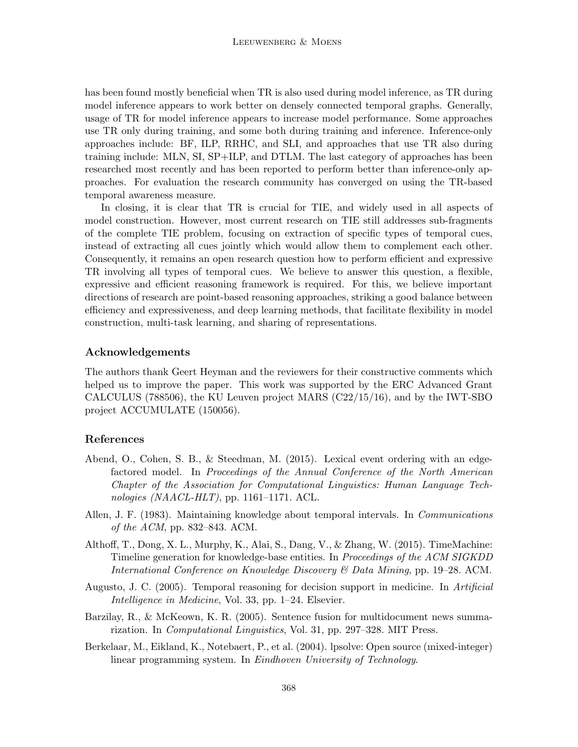has been found mostly beneficial when TR is also used during model inference, as TR during model inference appears to work better on densely connected temporal graphs. Generally, usage of TR for model inference appears to increase model performance. Some approaches use TR only during training, and some both during training and inference. Inference-only approaches include: BF, ILP, RRHC, and SLI, and approaches that use TR also during training include: MLN, SI, SP+ILP, and DTLM. The last category of approaches has been researched most recently and has been reported to perform better than inference-only approaches. For evaluation the research community has converged on using the TR-based temporal awareness measure.

In closing, it is clear that TR is crucial for TIE, and widely used in all aspects of model construction. However, most current research on TIE still addresses sub-fragments of the complete TIE problem, focusing on extraction of specific types of temporal cues, instead of extracting all cues jointly which would allow them to complement each other. Consequently, it remains an open research question how to perform efficient and expressive TR involving all types of temporal cues. We believe to answer this question, a flexible, expressive and efficient reasoning framework is required. For this, we believe important directions of research are point-based reasoning approaches, striking a good balance between efficiency and expressiveness, and deep learning methods, that facilitate flexibility in model construction, multi-task learning, and sharing of representations.

## Acknowledgements

The authors thank Geert Heyman and the reviewers for their constructive comments which helped us to improve the paper. This work was supported by the ERC Advanced Grant CALCULUS (788506), the KU Leuven project MARS (C22/15/16), and by the IWT-SBO project ACCUMULATE (150056).

## References

Abend, O., Cohen, S. B., & Steedman, M. (2015). Lexical event ordering with an edge-factored model. In *Proceedings of the Annual Conference of the North American Chapter of the Association for Computational Linguistics: Human Language Technologies (NAACL-HLT)*, pp. 1161–1171. ACL.

Allen, J. F. (1983). Maintaining knowledge about temporal intervals. In *Communications of the ACM*, pp. 832–843. ACM.

Althoff, T., Dong, X. L., Murphy, K., Alai, S., Dang, V., & Zhang, W. (2015). TimeMachine: Timeline generation for knowledge-base entities. In *Proceedings of the ACM SIGKDD International Conference on Knowledge Discovery & Data Mining*, pp. 19–28. ACM.

Augusto, J. C. (2005). Temporal reasoning for decision support in medicine. In *Artificial Intelligence in Medicine*, Vol. 33, pp. 1–24. Elsevier.

Barzilay, R., & McKeown, K. R. (2005). Sentence fusion for multidocument news summarization. In *Computational Linguistics*, Vol. 31, pp. 297–328. MIT Press.

Berkelaar, M., Eikland, K., Notebaert, P., et al. (2004). lpsolve: Open source (mixed-integer) linear programming system. In *Eindhoven University of Technology*.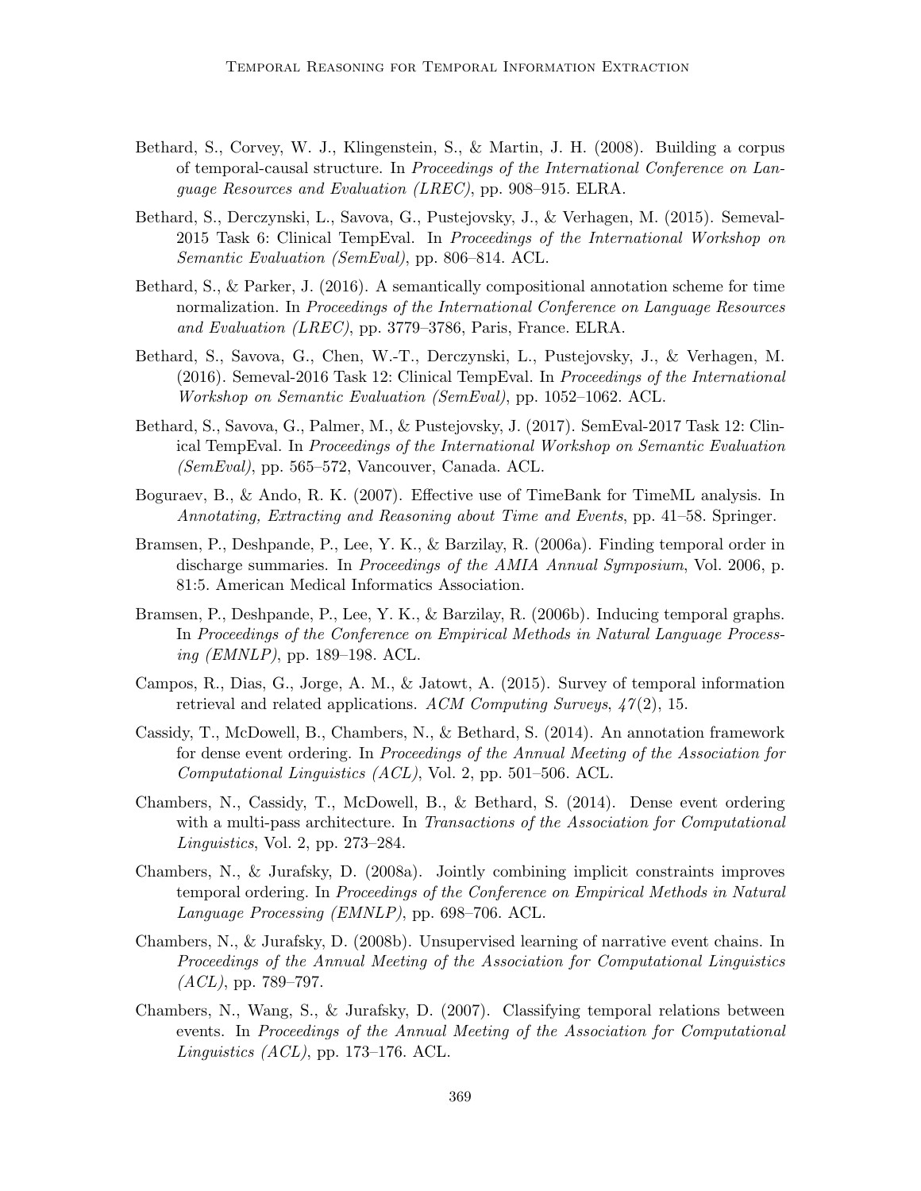Bethard, S., Corvey, W. J., Klingenstein, S., & Martin, J. H. (2008). Building a corpus of temporal-causal structure. In *Proceedings of the International Conference on Language Resources and Evaluation (LREC)*, pp. 908–915. ELRA.

Bethard, S., Derczynski, L., Savova, G., Pustejovsky, J., & Verhagen, M. (2015). Semeval-2015 Task 6: Clinical TempEval. In *Proceedings of the International Workshop on Semantic Evaluation (SemEval)*, pp. 806–814. ACL.

Bethard, S., & Parker, J. (2016). A semantically compositional annotation scheme for time normalization. In *Proceedings of the International Conference on Language Resources and Evaluation (LREC)*, pp. 3779–3786, Paris, France. ELRA.

Bethard, S., Savova, G., Chen, W.-T., Derczynski, L., Pustejovsky, J., & Verhagen, M. (2016). Semeval-2016 Task 12: Clinical TempEval. In *Proceedings of the International Workshop on Semantic Evaluation (SemEval)*, pp. 1052–1062. ACL.

Bethard, S., Savova, G., Palmer, M., & Pustejovsky, J. (2017). SemEval-2017 Task 12: Clinical TempEval. In *Proceedings of the International Workshop on Semantic Evaluation (SemEval)*, pp. 565–572, Vancouver, Canada. ACL.

Boguraev, B., & Ando, R. K. (2007). Effective use of TimeBank for TimeML analysis. In *Annotating, Extracting and Reasoning about Time and Events*, pp. 41–58. Springer.

Bramsen, P., Deshpande, P., Lee, Y. K., & Barzilay, R. (2006a). Finding temporal order in discharge summaries. In *Proceedings of the AMIA Annual Symposium*, Vol. 2006, p. 81:5. American Medical Informatics Association.

Bramsen, P., Deshpande, P., Lee, Y. K., & Barzilay, R. (2006b). Inducing temporal graphs. In *Proceedings of the Conference on Empirical Methods in Natural Language Processing (EMNLP)*, pp. 189–198. ACL.

Campos, R., Dias, G., Jorge, A. M., & Jatowt, A. (2015). Survey of temporal information retrieval and related applications. *ACM Computing Surveys*, *47*(2), 15.

Cassidy, T., McDowell, B., Chambers, N., & Bethard, S. (2014). An annotation framework for dense event ordering. In *Proceedings of the Annual Meeting of the Association for Computational Linguistics (ACL)*, Vol. 2, pp. 501–506. ACL.

Chambers, N., Cassidy, T., McDowell, B., & Bethard, S. (2014). Dense event ordering with a multi-pass architecture. In *Transactions of the Association for Computational Linguistics*, Vol. 2, pp. 273–284.

Chambers, N., & Jurafsky, D. (2008a). Jointly combining implicit constraints improves temporal ordering. In *Proceedings of the Conference on Empirical Methods in Natural Language Processing (EMNLP)*, pp. 698–706. ACL.

Chambers, N., & Jurafsky, D. (2008b). Unsupervised learning of narrative event chains. In *Proceedings of the Annual Meeting of the Association for Computational Linguistics (ACL)*, pp. 789–797.

Chambers, N., Wang, S., & Jurafsky, D. (2007). Classifying temporal relations between events. In *Proceedings of the Annual Meeting of the Association for Computational Linguistics (ACL)*, pp. 173–176. ACL.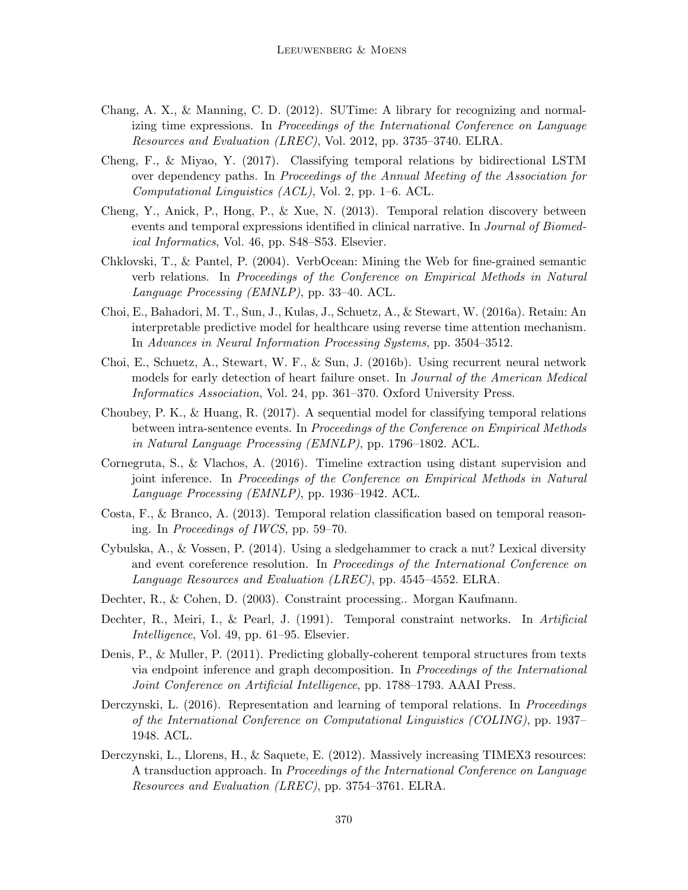Chang, A. X., & Manning, C. D. (2012). SUTime: A library for recognizing and normalizing time expressions. In *Proceedings of the International Conference on Language Resources and Evaluation (LREC)*, Vol. 2012, pp. 3735–3740. ELRA.

Cheng, F., & Miyao, Y. (2017). Classifying temporal relations by bidirectional LSTM over dependency paths. In *Proceedings of the Annual Meeting of the Association for Computational Linguistics (ACL)*, Vol. 2, pp. 1–6. ACL.

Cheng, Y., Anick, P., Hong, P., & Xue, N. (2013). Temporal relation discovery between events and temporal expressions identified in clinical narrative. In *Journal of Biomedical Informatics*, Vol. 46, pp. S48–S53. Elsevier.

Chklovski, T., & Pantel, P. (2004). VerbOcean: Mining the Web for fine-grained semantic verb relations. In *Proceedings of the Conference on Empirical Methods in Natural Language Processing (EMNLP)*, pp. 33–40. ACL.

Choi, E., Bahadori, M. T., Sun, J., Kulas, J., Schuetz, A., & Stewart, W. (2016a). Retain: An interpretable predictive model for healthcare using reverse time attention mechanism. In *Advances in Neural Information Processing Systems*, pp. 3504–3512.

Choi, E., Schuetz, A., Stewart, W. F., & Sun, J. (2016b). Using recurrent neural network models for early detection of heart failure onset. In *Journal of the American Medical Informatics Association*, Vol. 24, pp. 361–370. Oxford University Press.

Choubey, P. K., & Huang, R. (2017). A sequential model for classifying temporal relations between intra-sentence events. In *Proceedings of the Conference on Empirical Methods in Natural Language Processing (EMNLP)*, pp. 1796–1802. ACL.

Cornegruta, S., & Vlachos, A. (2016). Timeline extraction using distant supervision and joint inference. In *Proceedings of the Conference on Empirical Methods in Natural Language Processing (EMNLP)*, pp. 1936–1942. ACL.

Costa, F., & Branco, A. (2013). Temporal relation classification based on temporal reasoning. In *Proceedings of IWCS*, pp. 59–70.

Cybulska, A., & Vossen, P. (2014). Using a sledgehammer to crack a nut? Lexical diversity and event coreference resolution. In *Proceedings of the International Conference on Language Resources and Evaluation (LREC)*, pp. 4545–4552. ELRA.

Dechter, R., & Cohen, D. (2003). Constraint processing.. Morgan Kaufmann.

Dechter, R., Meiri, I., & Pearl, J. (1991). Temporal constraint networks. In *Artificial Intelligence*, Vol. 49, pp. 61–95. Elsevier.

Denis, P., & Muller, P. (2011). Predicting globally-coherent temporal structures from texts via endpoint inference and graph decomposition. In *Proceedings of the International Joint Conference on Artificial Intelligence*, pp. 1788–1793. AAAI Press.

Derczynski, L. (2016). Representation and learning of temporal relations. In *Proceedings of the International Conference on Computational Linguistics (COLING)*, pp. 1937–1948. ACL.

Derczynski, L., Llorens, H., & Saquete, E. (2012). Massively increasing TIMEX3 resources: A transduction approach. In *Proceedings of the International Conference on Language Resources and Evaluation (LREC)*, pp. 3754–3761. ELRA.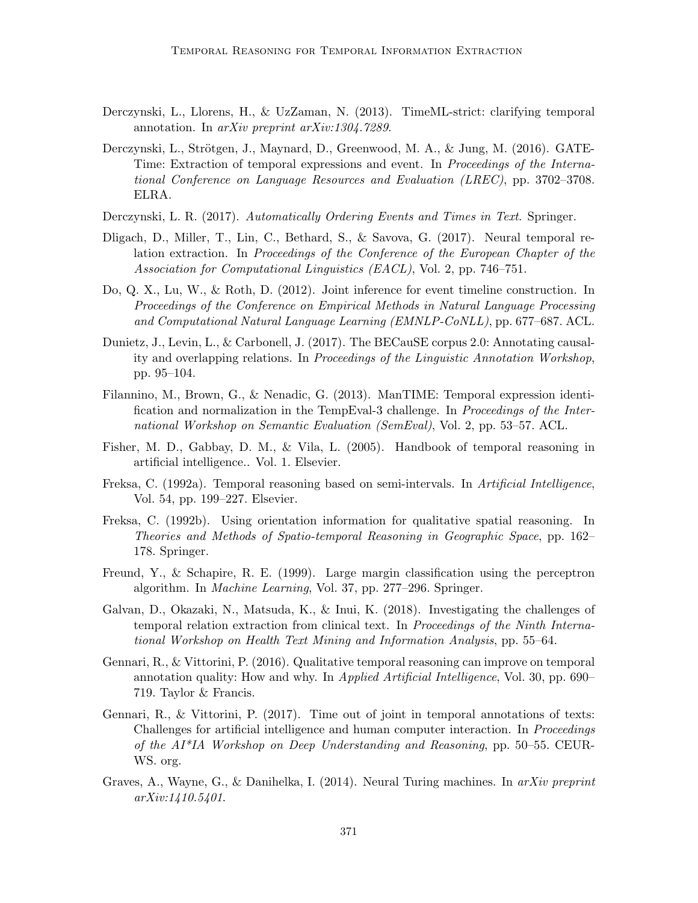Derczynski, L., Llorens, H., & UzZaman, N. (2013). TimeML-strict: clarifying temporal annotation. In *arXiv preprint arXiv:1304.7289*.

Derczynski, L., Strötgen, J., Maynard, D., Greenwood, M. A., & Jung, M. (2016). GATE-Time: Extraction of temporal expressions and event. In *Proceedings of the International Conference on Language Resources and Evaluation (LREC)*, pp. 3702–3708. ELRA.

Derczynski, L. R. (2017). *Automatically Ordering Events and Times in Text*. Springer.

Dligach, D., Miller, T., Lin, C., Bethard, S., & Savova, G. (2017). Neural temporal relation extraction. In *Proceedings of the Conference of the European Chapter of the Association for Computational Linguistics (EACL)*, Vol. 2, pp. 746–751.

Do, Q. X., Lu, W., & Roth, D. (2012). Joint inference for event timeline construction. In *Proceedings of the Conference on Empirical Methods in Natural Language Processing and Computational Natural Language Learning (EMNLP-CoNLL)*, pp. 677–687. ACL.

Dunietz, J., Levin, L., & Carbonell, J. (2017). The BECauSE corpus 2.0: Annotating causality and overlapping relations. In *Proceedings of the Linguistic Annotation Workshop*, pp. 95–104.

Filannino, M., Brown, G., & Nenadic, G. (2013). ManTIME: Temporal expression identification and normalization in the TempEval-3 challenge. In *Proceedings of the International Workshop on Semantic Evaluation (SemEval)*, Vol. 2, pp. 53–57. ACL.

Fisher, M. D., Gabbay, D. M., & Vila, L. (2005). Handbook of temporal reasoning in artificial intelligence.. Vol. 1. Elsevier.

Freksa, C. (1992a). Temporal reasoning based on semi-intervals. In *Artificial Intelligence*, Vol. 54, pp. 199–227. Elsevier.

Freksa, C. (1992b). Using orientation information for qualitative spatial reasoning. In *Theories and Methods of Spatio-temporal Reasoning in Geographic Space*, pp. 162–178. Springer.

Freund, Y., & Schapire, R. E. (1999). Large margin classification using the perceptron algorithm. In *Machine Learning*, Vol. 37, pp. 277–296. Springer.

Galvan, D., Okazaki, N., Matsuda, K., & Inui, K. (2018). Investigating the challenges of temporal relation extraction from clinical text. In *Proceedings of the Ninth International Workshop on Health Text Mining and Information Analysis*, pp. 55–64.

Gennari, R., & Vittorini, P. (2016). Qualitative temporal reasoning can improve on temporal annotation quality: How and why. In *Applied Artificial Intelligence*, Vol. 30, pp. 690–719. Taylor & Francis.

Gennari, R., & Vittorini, P. (2017). Time out of joint in temporal annotations of texts: Challenges for artificial intelligence and human computer interaction. In *Proceedings of the AI*IA Workshop on Deep Understanding and Reasoning*, pp. 50–55. CEUR-WS. org.

Graves, A., Wayne, G., & Danihelka, I. (2014). Neural Turing machines. In *arXiv preprint arXiv:1410.5401*.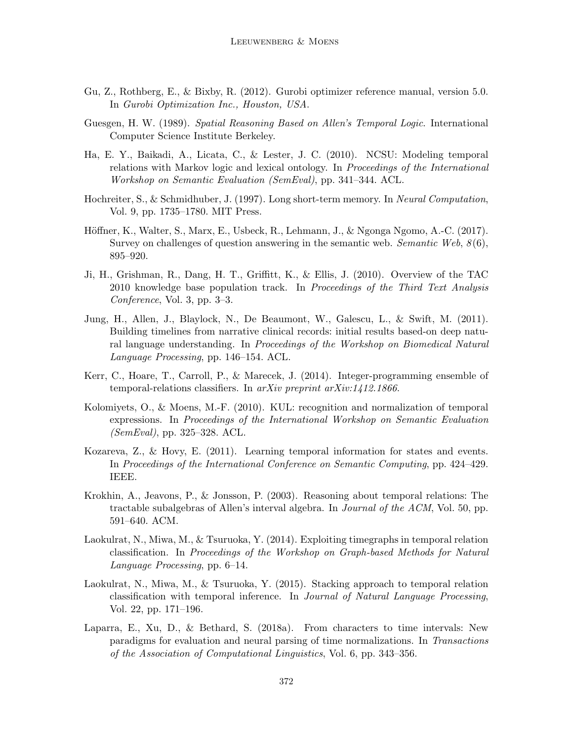Gu, Z., Rothberg, E., & Bixby, R. (2012). Gurobi optimizer reference manual, version 5.0. In *Gurobi Optimization Inc., Houston, USA*.

Guesgen, H. W. (1989). *Spatial Reasoning Based on Allen's Temporal Logic*. International Computer Science Institute Berkeley.

Ha, E. Y., Baikadi, A., Licata, C., & Lester, J. C. (2010). NCSU: Modeling temporal relations with Markov logic and lexical ontology. In *Proceedings of the International Workshop on Semantic Evaluation (SemEval)*, pp. 341–344. ACL.

Hochreiter, S., & Schmidhuber, J. (1997). Long short-term memory. In *Neural Computation*, Vol. 9, pp. 1735–1780. MIT Press.

Höffner, K., Walter, S., Marx, E., Usbeck, R., Lehmann, J., & Ngonga Ngomo, A.-C. (2017). Survey on challenges of question answering in the semantic web. *Semantic Web*, *8*(6), 895–920.

Ji, H., Grishman, R., Dang, H. T., Griffitt, K., & Ellis, J. (2010). Overview of the TAC 2010 knowledge base population track. In *Proceedings of the Third Text Analysis Conference*, Vol. 3, pp. 3–3.

Jung, H., Allen, J., Blaylock, N., De Beaumont, W., Galescu, L., & Swift, M. (2011). Building timelines from narrative clinical records: initial results based-on deep natural language understanding. In *Proceedings of the Workshop on Biomedical Natural Language Processing*, pp. 146–154. ACL.

Kerr, C., Hoare, T., Carroll, P., & Marecek, J. (2014). Integer-programming ensemble of temporal-relations classifiers. In *arXiv preprint arXiv:1412.1866*.

Kolomiyets, O., & Moens, M.-F. (2010). KUL: recognition and normalization of temporal expressions. In *Proceedings of the International Workshop on Semantic Evaluation (SemEval)*, pp. 325–328. ACL.

Kozareva, Z., & Hovy, E. (2011). Learning temporal information for states and events. In *Proceedings of the International Conference on Semantic Computing*, pp. 424–429. IEEE.

Krokhin, A., Jeavons, P., & Jonsson, P. (2003). Reasoning about temporal relations: The tractable subalgebras of Allen's interval algebra. In *Journal of the ACM*, Vol. 50, pp. 591–640. ACM.

Laokulrat, N., Miwa, M., & Tsuruoka, Y. (2014). Exploiting timegraphs in temporal relation classification. In *Proceedings of the Workshop on Graph-based Methods for Natural Language Processing*, pp. 6–14.

Laokulrat, N., Miwa, M., & Tsuruoka, Y. (2015). Stacking approach to temporal relation classification with temporal inference. In *Journal of Natural Language Processing*, Vol. 22, pp. 171–196.

Laparra, E., Xu, D., & Bethard, S. (2018a). From characters to time intervals: New paradigms for evaluation and neural parsing of time normalizations. In *Transactions of the Association of Computational Linguistics*, Vol. 6, pp. 343–356.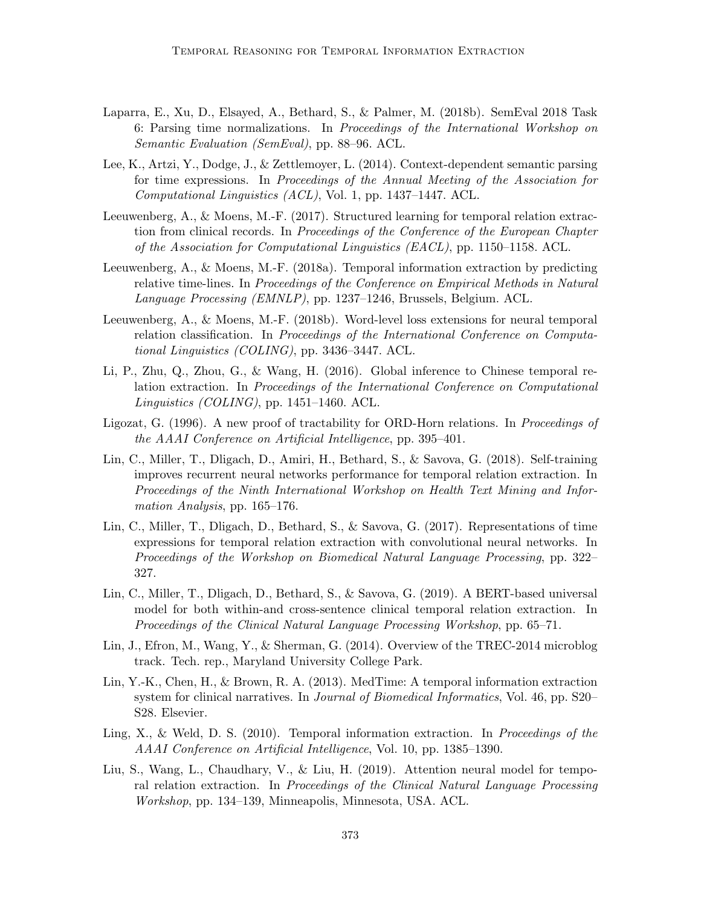Laparra, E., Xu, D., Elsayed, A., Bethard, S., & Palmer, M. (2018b). SemEval 2018 Task 6: Parsing time normalizations. In *Proceedings of the International Workshop on Semantic Evaluation (SemEval)*, pp. 88–96. ACL.

Lee, K., Artzi, Y., Dodge, J., & Zettlemoyer, L. (2014). Context-dependent semantic parsing for time expressions. In *Proceedings of the Annual Meeting of the Association for Computational Linguistics (ACL)*, Vol. 1, pp. 1437–1447. ACL.

Leeuwenberg, A., & Moens, M.-F. (2017). Structured learning for temporal relation extraction from clinical records. In *Proceedings of the Conference of the European Chapter of the Association for Computational Linguistics (EACL)*, pp. 1150–1158. ACL.

Leeuwenberg, A., & Moens, M.-F. (2018a). Temporal information extraction by predicting relative time-lines. In *Proceedings of the Conference on Empirical Methods in Natural Language Processing (EMNLP)*, pp. 1237–1246, Brussels, Belgium. ACL.

Leeuwenberg, A., & Moens, M.-F. (2018b). Word-level loss extensions for neural temporal relation classification. In *Proceedings of the International Conference on Computational Linguistics (COLING)*, pp. 3436–3447. ACL.

Li, P., Zhu, Q., Zhou, G., & Wang, H. (2016). Global inference to Chinese temporal relation extraction. In *Proceedings of the International Conference on Computational Linguistics (COLING)*, pp. 1451–1460. ACL.

Ligozat, G. (1996). A new proof of tractability for ORD-Horn relations. In *Proceedings of the AAAI Conference on Artificial Intelligence*, pp. 395–401.

Lin, C., Miller, T., Dligach, D., Amiri, H., Bethard, S., & Savova, G. (2018). Self-training improves recurrent neural networks performance for temporal relation extraction. In *Proceedings of the Ninth International Workshop on Health Text Mining and Information Analysis*, pp. 165–176.

Lin, C., Miller, T., Dligach, D., Bethard, S., & Savova, G. (2017). Representations of time expressions for temporal relation extraction with convolutional neural networks. In *Proceedings of the Workshop on Biomedical Natural Language Processing*, pp. 322–327.

Lin, C., Miller, T., Dligach, D., Bethard, S., & Savova, G. (2019). A BERT-based universal model for both within-and cross-sentence clinical temporal relation extraction. In *Proceedings of the Clinical Natural Language Processing Workshop*, pp. 65–71.

Lin, J., Efron, M., Wang, Y., & Sherman, G. (2014). Overview of the TREC-2014 microblog track. Tech. rep., Maryland University College Park.

Lin, Y.-K., Chen, H., & Brown, R. A. (2013). MedTime: A temporal information extraction system for clinical narratives. In *Journal of Biomedical Informatics*, Vol. 46, pp. S20–S28. Elsevier.

Ling, X., & Weld, D. S. (2010). Temporal information extraction. In *Proceedings of the AAAI Conference on Artificial Intelligence*, Vol. 10, pp. 1385–1390.

Liu, S., Wang, L., Chaudhary, V., & Liu, H. (2019). Attention neural model for temporal relation extraction. In *Proceedings of the Clinical Natural Language Processing Workshop*, pp. 134–139, Minneapolis, Minnesota, USA. ACL.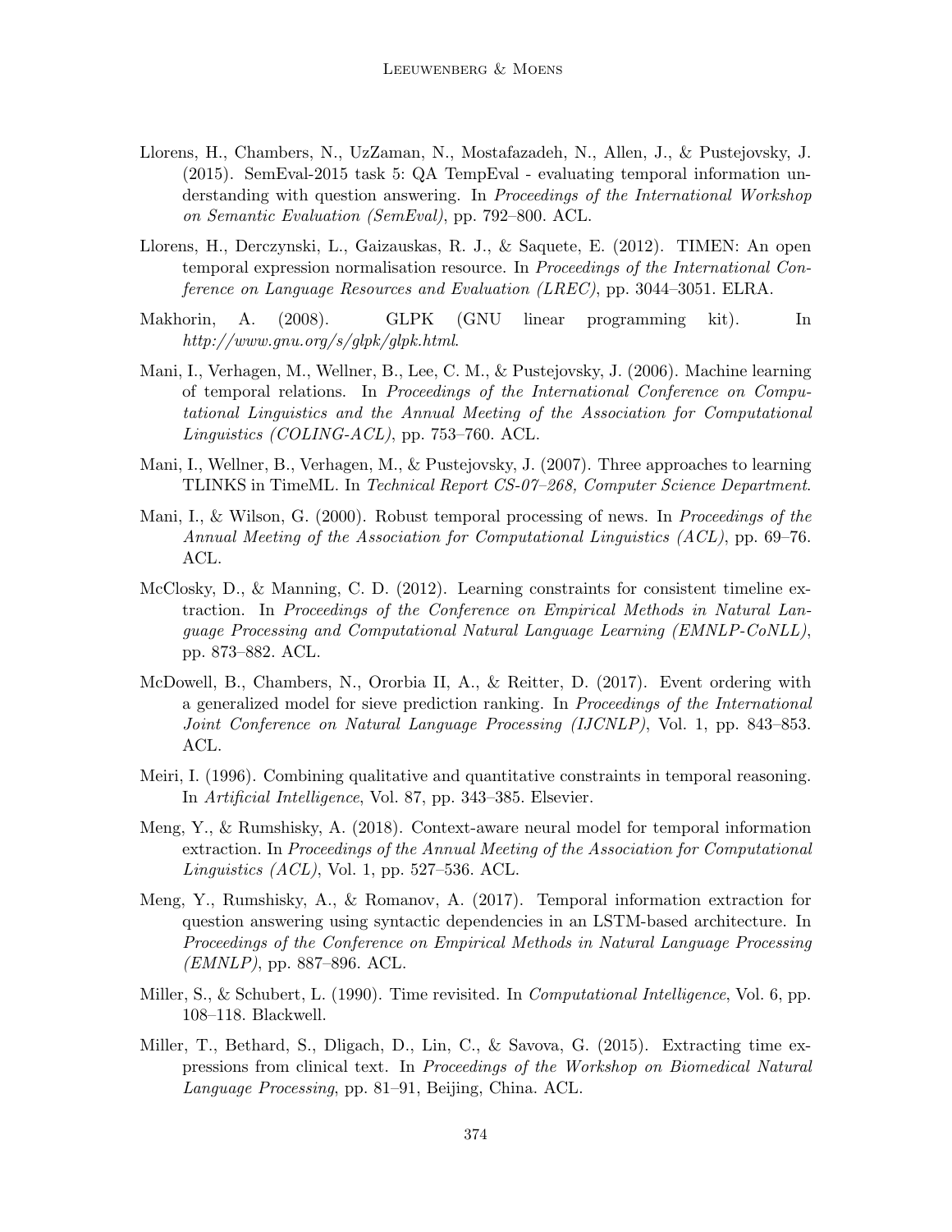Llorens, H., Chambers, N., UzZaman, N., Mostafazadeh, N., Allen, J., & Pustejovsky, J. (2015). SemEval-2015 task 5: QA TempEval - evaluating temporal information understanding with question answering. In *Proceedings of the International Workshop on Semantic Evaluation (SemEval)*, pp. 792–800. ACL.

Llorens, H., Derczynski, L., Gaizauskas, R. J., & Saquete, E. (2012). TIMEN: An open temporal expression normalisation resource. In *Proceedings of the International Conference on Language Resources and Evaluation (LREC)*, pp. 3044–3051. ELRA.

Makhorin, A. (2008). GLPK (GNU linear programming kit). In *http://www.gnu.org/s/glpk/glpk.html*.

Mani, I., Verhagen, M., Wellner, B., Lee, C. M., & Pustejovsky, J. (2006). Machine learning of temporal relations. In *Proceedings of the International Conference on Computational Linguistics and the Annual Meeting of the Association for Computational Linguistics (COLING-ACL)*, pp. 753–760. ACL.

Mani, I., Wellner, B., Verhagen, M., & Pustejovsky, J. (2007). Three approaches to learning TLINKS in TimeML. In *Technical Report CS-07–268, Computer Science Department*.

Mani, I., & Wilson, G. (2000). Robust temporal processing of news. In *Proceedings of the Annual Meeting of the Association for Computational Linguistics (ACL)*, pp. 69–76. ACL.

McClosky, D., & Manning, C. D. (2012). Learning constraints for consistent timeline extraction. In *Proceedings of the Conference on Empirical Methods in Natural Language Processing and Computational Natural Language Learning (EMNLP-CoNLL)*, pp. 873–882. ACL.

McDowell, B., Chambers, N., Ororbia II, A., & Reitter, D. (2017). Event ordering with a generalized model for sieve prediction ranking. In *Proceedings of the International Joint Conference on Natural Language Processing (IJCNLP)*, Vol. 1, pp. 843–853. ACL.

Meiri, I. (1996). Combining qualitative and quantitative constraints in temporal reasoning. In *Artificial Intelligence*, Vol. 87, pp. 343–385. Elsevier.

Meng, Y., & Rumshisky, A. (2018). Context-aware neural model for temporal information extraction. In *Proceedings of the Annual Meeting of the Association for Computational Linguistics (ACL)*, Vol. 1, pp. 527–536. ACL.

Meng, Y., Rumshisky, A., & Romanov, A. (2017). Temporal information extraction for question answering using syntactic dependencies in an LSTM-based architecture. In *Proceedings of the Conference on Empirical Methods in Natural Language Processing (EMNLP)*, pp. 887–896. ACL.

Miller, S., & Schubert, L. (1990). Time revisited. In *Computational Intelligence*, Vol. 6, pp. 108–118. Blackwell.

Miller, T., Bethard, S., Dligach, D., Lin, C., & Savova, G. (2015). Extracting time expressions from clinical text. In *Proceedings of the Workshop on Biomedical Natural Language Processing*, pp. 81–91, Beijing, China. ACL.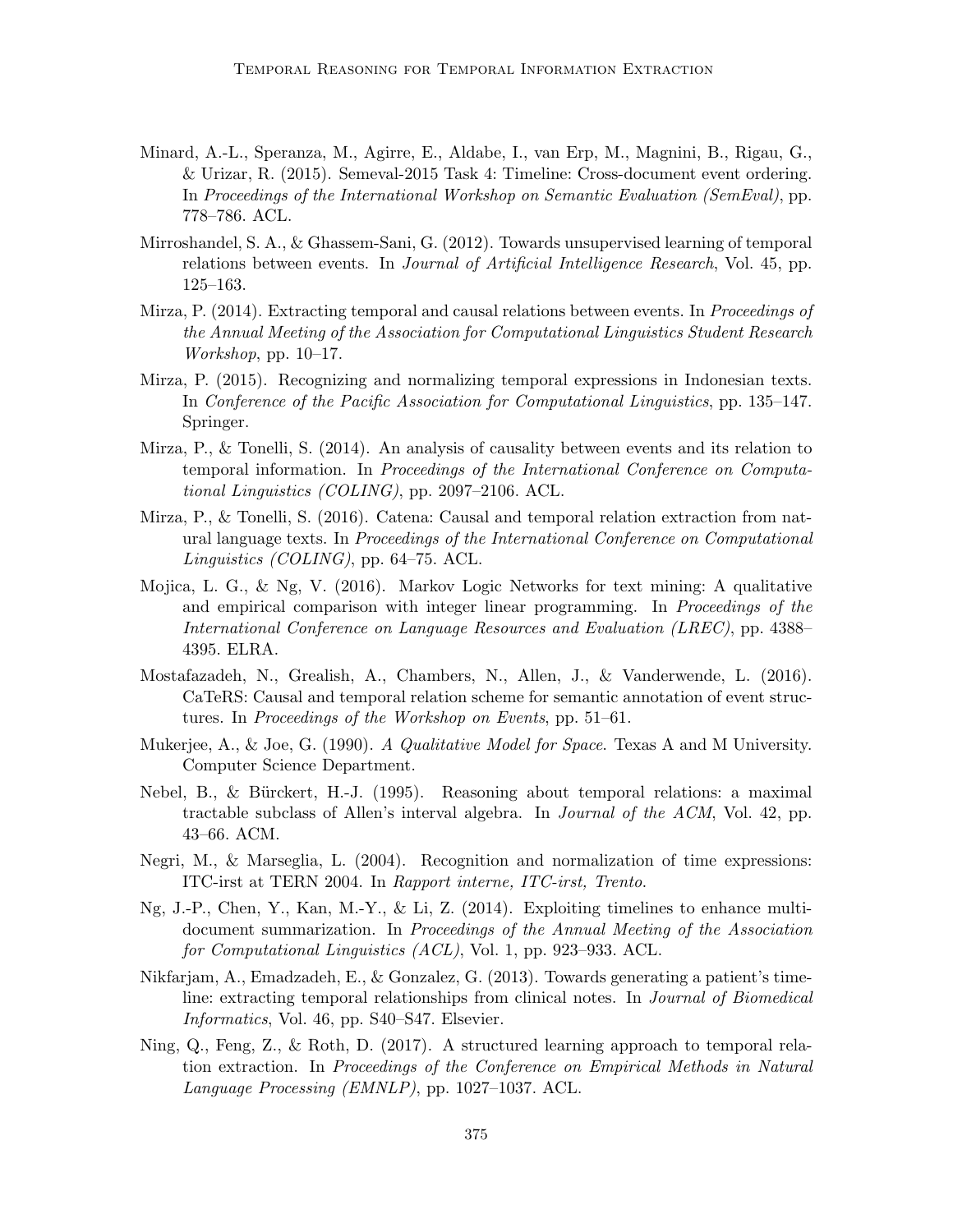Minard, A.-L., Speranza, M., Agirre, E., Aldabe, I., van Erp, M., Magnini, B., Rigau, G., & Urizar, R. (2015). Semeval-2015 Task 4: Timeline: Cross-document event ordering. In *Proceedings of the International Workshop on Semantic Evaluation (SemEval)*, pp. 778–786. ACL.

Mirroshandel, S. A., & Ghassem-Sani, G. (2012). Towards unsupervised learning of temporal relations between events. In *Journal of Artificial Intelligence Research*, Vol. 45, pp. 125–163.

Mirza, P. (2014). Extracting temporal and causal relations between events. In *Proceedings of the Annual Meeting of the Association for Computational Linguistics Student Research Workshop*, pp. 10–17.

Mirza, P. (2015). Recognizing and normalizing temporal expressions in Indonesian texts. In *Conference of the Pacific Association for Computational Linguistics*, pp. 135–147. Springer.

Mirza, P., & Tonelli, S. (2014). An analysis of causality between events and its relation to temporal information. In *Proceedings of the International Conference on Computational Linguistics (COLING)*, pp. 2097–2106. ACL.

Mirza, P., & Tonelli, S. (2016). Catena: Causal and temporal relation extraction from natural language texts. In *Proceedings of the International Conference on Computational Linguistics (COLING)*, pp. 64–75. ACL.

Mojica, L. G., & Ng, V. (2016). Markov Logic Networks for text mining: A qualitative and empirical comparison with integer linear programming. In *Proceedings of the International Conference on Language Resources and Evaluation (LREC)*, pp. 4388–4395. ELRA.

Mostafazadeh, N., Grealish, A., Chambers, N., Allen, J., & Vanderwende, L. (2016). CaTeRS: Causal and temporal relation scheme for semantic annotation of event structures. In *Proceedings of the Workshop on Events*, pp. 51–61.

Mukerjee, A., & Joe, G. (1990). *A Qualitative Model for Space*. Texas A and M University. Computer Science Department.

Nebel, B., & Bürckert, H.-J. (1995). Reasoning about temporal relations: a maximal tractable subclass of Allen's interval algebra. In *Journal of the ACM*, Vol. 42, pp. 43–66. ACM.

Negri, M., & Marseglia, L. (2004). Recognition and normalization of time expressions: ITC-irst at TERN 2004. In *Rapport interne, ITC-irst, Trento*.

Ng, J.-P., Chen, Y., Kan, M.-Y., & Li, Z. (2014). Exploiting timelines to enhance multi-document summarization. In *Proceedings of the Annual Meeting of the Association for Computational Linguistics (ACL)*, Vol. 1, pp. 923–933. ACL.

Nikfarjam, A., Emadzadeh, E., & Gonzalez, G. (2013). Towards generating a patient's timeline: extracting temporal relationships from clinical notes. In *Journal of Biomedical Informatics*, Vol. 46, pp. S40–S47. Elsevier.

Ning, Q., Feng, Z., & Roth, D. (2017). A structured learning approach to temporal relation extraction. In *Proceedings of the Conference on Empirical Methods in Natural Language Processing (EMNLP)*, pp. 1027–1037. ACL.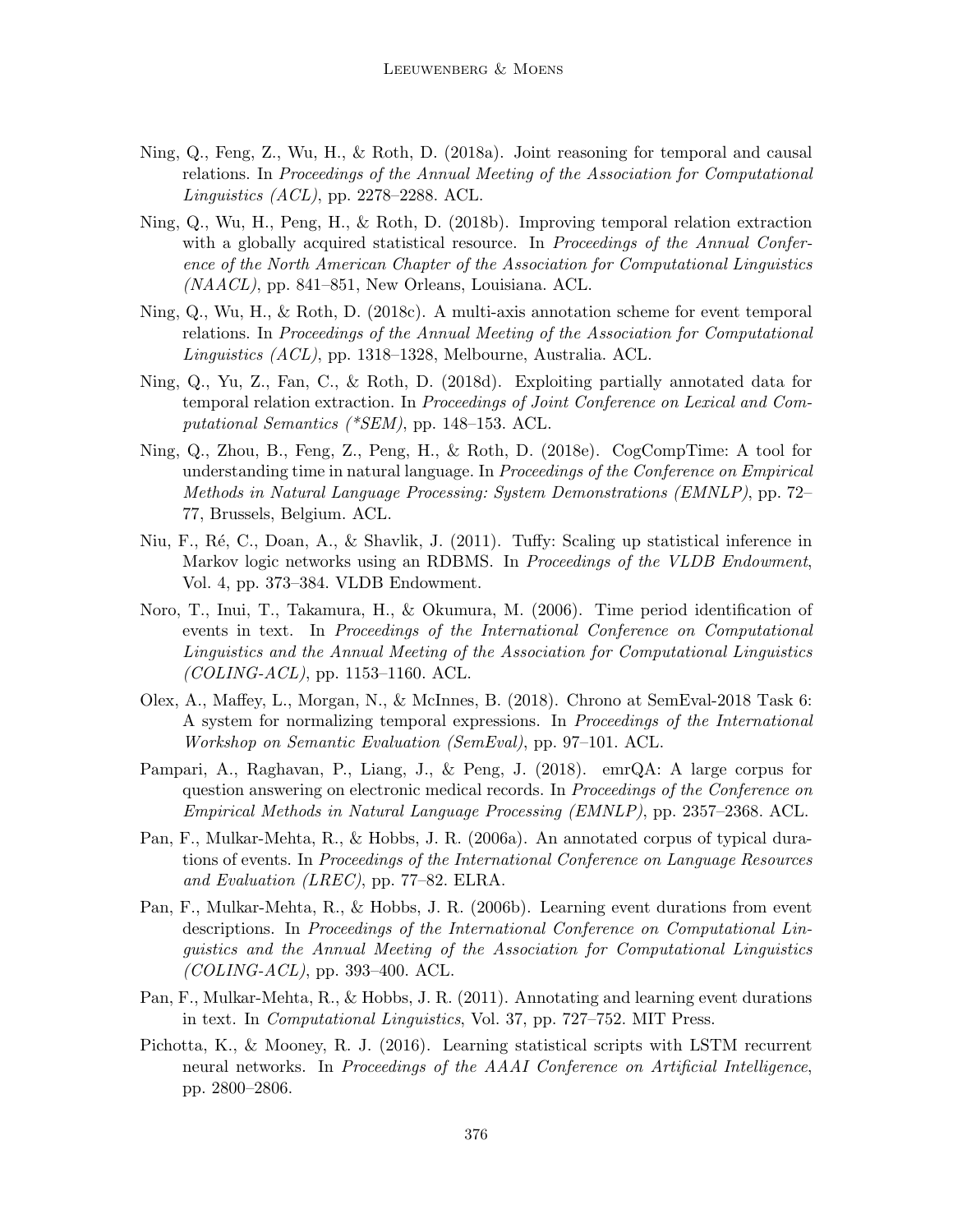Ning, Q., Feng, Z., Wu, H., & Roth, D. (2018a). Joint reasoning for temporal and causal relations. In *Proceedings of the Annual Meeting of the Association for Computational Linguistics (ACL)*, pp. 2278–2288. ACL.

Ning, Q., Wu, H., Peng, H., & Roth, D. (2018b). Improving temporal relation extraction with a globally acquired statistical resource. In *Proceedings of the Annual Conference of the North American Chapter of the Association for Computational Linguistics (NAACL)*, pp. 841–851, New Orleans, Louisiana. ACL.

Ning, Q., Wu, H., & Roth, D. (2018c). A multi-axis annotation scheme for event temporal relations. In *Proceedings of the Annual Meeting of the Association for Computational Linguistics (ACL)*, pp. 1318–1328, Melbourne, Australia. ACL.

Ning, Q., Yu, Z., Fan, C., & Roth, D. (2018d). Exploiting partially annotated data for temporal relation extraction. In *Proceedings of Joint Conference on Lexical and Computational Semantics (*SEM)*, pp. 148–153. ACL.

Ning, Q., Zhou, B., Feng, Z., Peng, H., & Roth, D. (2018e). CogCompTime: A tool for understanding time in natural language. In *Proceedings of the Conference on Empirical Methods in Natural Language Processing: System Demonstrations (EMNLP)*, pp. 72–77, Brussels, Belgium. ACL.

Niu, F., Ré, C., Doan, A., & Shavlik, J. (2011). Tuffy: Scaling up statistical inference in Markov logic networks using an RDBMS. In *Proceedings of the VLDB Endowment*, Vol. 4, pp. 373–384. VLDB Endowment.

Noro, T., Inui, T., Takamura, H., & Okumura, M. (2006). Time period identification of events in text. In *Proceedings of the International Conference on Computational Linguistics and the Annual Meeting of the Association for Computational Linguistics (COLING-ACL)*, pp. 1153–1160. ACL.

Olex, A., Maffey, L., Morgan, N., & McInnes, B. (2018). Chrono at SemEval-2018 Task 6: A system for normalizing temporal expressions. In *Proceedings of the International Workshop on Semantic Evaluation (SemEval)*, pp. 97–101. ACL.

Pampari, A., Raghavan, P., Liang, J., & Peng, J. (2018). emrQA: A large corpus for question answering on electronic medical records. In *Proceedings of the Conference on Empirical Methods in Natural Language Processing (EMNLP)*, pp. 2357–2368. ACL.

Pan, F., Mulkar-Mehta, R., & Hobbs, J. R. (2006a). An annotated corpus of typical durations of events. In *Proceedings of the International Conference on Language Resources and Evaluation (LREC)*, pp. 77–82. ELRA.

Pan, F., Mulkar-Mehta, R., & Hobbs, J. R. (2006b). Learning event durations from event descriptions. In *Proceedings of the International Conference on Computational Linguistics and the Annual Meeting of the Association for Computational Linguistics (COLING-ACL)*, pp. 393–400. ACL.

Pan, F., Mulkar-Mehta, R., & Hobbs, J. R. (2011). Annotating and learning event durations in text. In *Computational Linguistics*, Vol. 37, pp. 727–752. MIT Press.

Pichotta, K., & Mooney, R. J. (2016). Learning statistical scripts with LSTM recurrent neural networks. In *Proceedings of the AAAI Conference on Artificial Intelligence*, pp. 2800–2806.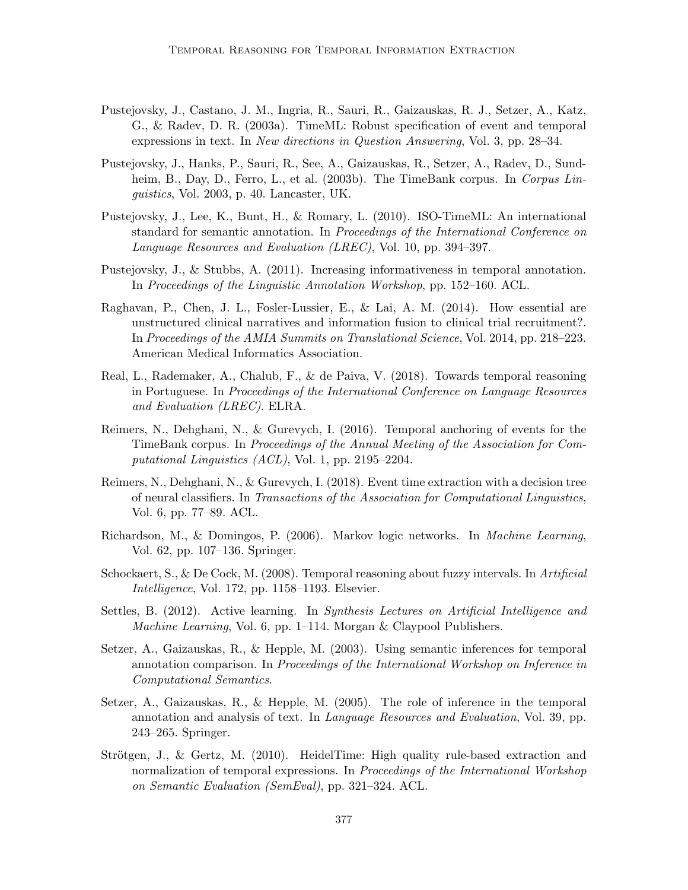Pustejovsky, J., Castano, J. M., Ingria, R., Sauri, R., Gaizauskas, R. J., Setzer, A., Katz, G., & Radev, D. R. (2003a). TimeML: Robust specification of event and temporal expressions in text. In *New directions in Question Answering*, Vol. 3, pp. 28–34.

Pustejovsky, J., Hanks, P., Sauri, R., See, A., Gaizauskas, R., Setzer, A., Radev, D., Sundheim, B., Day, D., Ferro, L., et al. (2003b). The TimeBank corpus. In *Corpus Linguistics*, Vol. 2003, p. 40. Lancaster, UK.

Pustejovsky, J., Lee, K., Bunt, H., & Romary, L. (2010). ISO-TimeML: An international standard for semantic annotation. In *Proceedings of the International Conference on Language Resources and Evaluation (LREC)*, Vol. 10, pp. 394–397.

Pustejovsky, J., & Stubbs, A. (2011). Increasing informativeness in temporal annotation. In *Proceedings of the Linguistic Annotation Workshop*, pp. 152–160. ACL.

Raghavan, P., Chen, J. L., Fosler-Lussier, E., & Lai, A. M. (2014). How essential are unstructured clinical narratives and information fusion to clinical trial recruitment?. In *Proceedings of the AMIA Summits on Translational Science*, Vol. 2014, pp. 218–223. American Medical Informatics Association.

Real, L., Rademaker, A., Chalub, F., & de Paiva, V. (2018). Towards temporal reasoning in Portuguese. In *Proceedings of the International Conference on Language Resources and Evaluation (LREC)*. ELRA.

Reimers, N., Dehghani, N., & Gurevych, I. (2016). Temporal anchoring of events for the TimeBank corpus. In *Proceedings of the Annual Meeting of the Association for Computational Linguistics (ACL)*, Vol. 1, pp. 2195–2204.

Reimers, N., Dehghani, N., & Gurevych, I. (2018). Event time extraction with a decision tree of neural classifiers. In *Transactions of the Association for Computational Linguistics*, Vol. 6, pp. 77–89. ACL.

Richardson, M., & Domingos, P. (2006). Markov logic networks. In *Machine Learning*, Vol. 62, pp. 107–136. Springer.

Schockaert, S., & De Cock, M. (2008). Temporal reasoning about fuzzy intervals. In *Artificial Intelligence*, Vol. 172, pp. 1158–1193. Elsevier.

Settles, B. (2012). Active learning. In *Synthesis Lectures on Artificial Intelligence and Machine Learning*, Vol. 6, pp. 1–114. Morgan & Claypool Publishers.

Setzer, A., Gaizauskas, R., & Hepple, M. (2003). Using semantic inferences for temporal annotation comparison. In *Proceedings of the International Workshop on Inference in Computational Semantics*.

Setzer, A., Gaizauskas, R., & Hepple, M. (2005). The role of inference in the temporal annotation and analysis of text. In *Language Resources and Evaluation*, Vol. 39, pp. 243–265. Springer.

Strötgen, J., & Gertz, M. (2010). HeidelTime: High quality rule-based extraction and normalization of temporal expressions. In *Proceedings of the International Workshop on Semantic Evaluation (SemEval)*, pp. 321–324. ACL.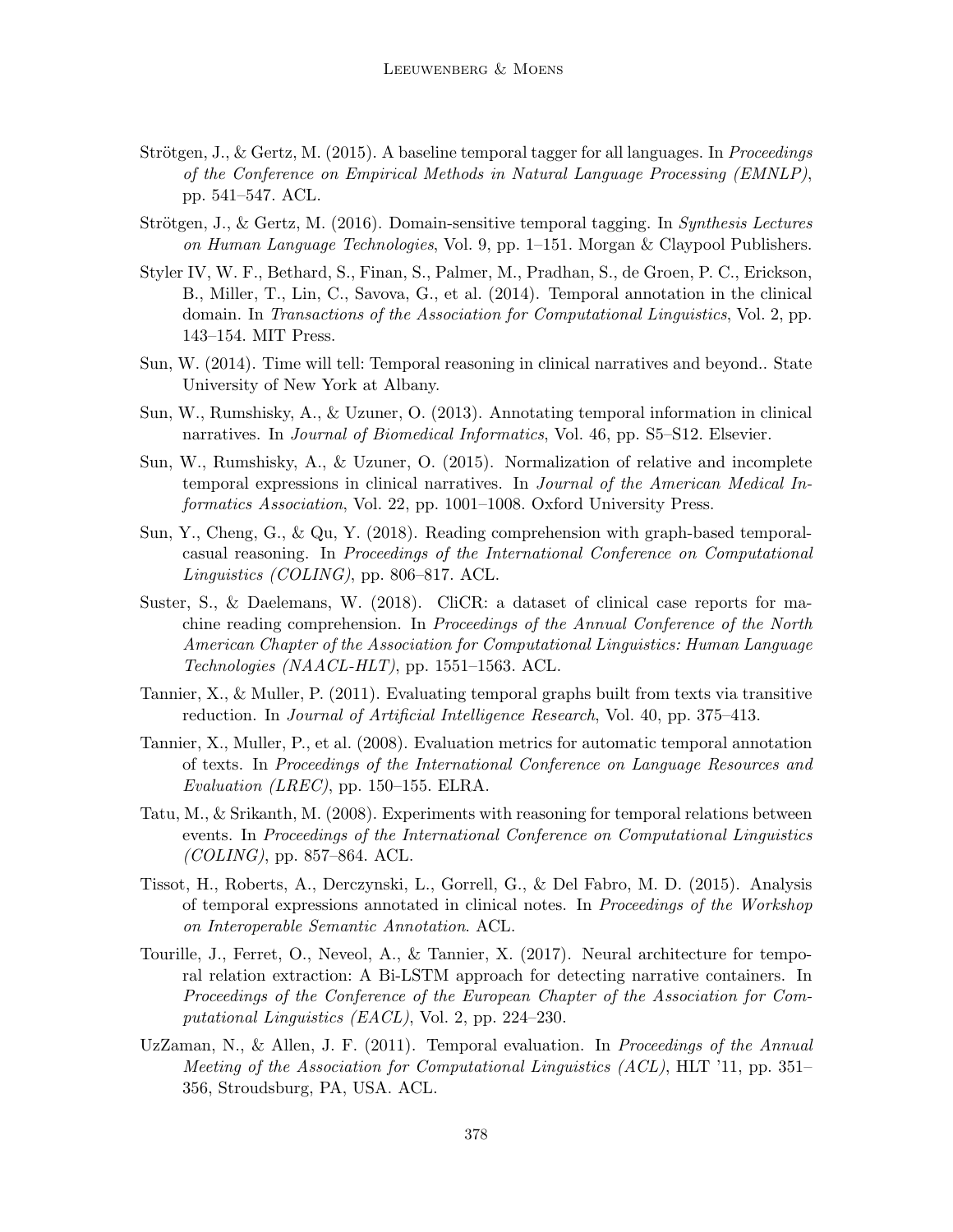Strötgen, J., & Gertz, M. (2015). A baseline temporal tagger for all languages. In *Proceedings of the Conference on Empirical Methods in Natural Language Processing (EMNLP)*, pp. 541–547. ACL.

Strötgen, J., & Gertz, M. (2016). Domain-sensitive temporal tagging. In *Synthesis Lectures on Human Language Technologies*, Vol. 9, pp. 1–151. Morgan & Claypool Publishers.

Styler IV, W. F., Bethard, S., Finan, S., Palmer, M., Pradhan, S., de Groen, P. C., Erickson, B., Miller, T., Lin, C., Savova, G., et al. (2014). Temporal annotation in the clinical domain. In *Transactions of the Association for Computational Linguistics*, Vol. 2, pp. 143–154. MIT Press.

Sun, W. (2014). Time will tell: Temporal reasoning in clinical narratives and beyond.. State University of New York at Albany.

Sun, W., Rumshisky, A., & Uzuner, O. (2013). Annotating temporal information in clinical narratives. In *Journal of Biomedical Informatics*, Vol. 46, pp. S5–S12. Elsevier.

Sun, W., Rumshisky, A., & Uzuner, O. (2015). Normalization of relative and incomplete temporal expressions in clinical narratives. In *Journal of the American Medical Informatics Association*, Vol. 22, pp. 1001–1008. Oxford University Press.

Sun, Y., Cheng, G., & Qu, Y. (2018). Reading comprehension with graph-based temporal-casual reasoning. In *Proceedings of the International Conference on Computational Linguistics (COLING)*, pp. 806–817. ACL.

Suster, S., & Daelemans, W. (2018). CliCR: a dataset of clinical case reports for machine reading comprehension. In *Proceedings of the Annual Conference of the North American Chapter of the Association for Computational Linguistics: Human Language Technologies (NAACL-HLT)*, pp. 1551–1563. ACL.

Tannier, X., & Muller, P. (2011). Evaluating temporal graphs built from texts via transitive reduction. In *Journal of Artificial Intelligence Research*, Vol. 40, pp. 375–413.

Tannier, X., Muller, P., et al. (2008). Evaluation metrics for automatic temporal annotation of texts. In *Proceedings of the International Conference on Language Resources and Evaluation (LREC)*, pp. 150–155. ELRA.

Tatu, M., & Srikanth, M. (2008). Experiments with reasoning for temporal relations between events. In *Proceedings of the International Conference on Computational Linguistics (COLING)*, pp. 857–864. ACL.

Tissot, H., Roberts, A., Derczynski, L., Gorrell, G., & Del Fabro, M. D. (2015). Analysis of temporal expressions annotated in clinical notes. In *Proceedings of the Workshop on Interoperable Semantic Annotation*. ACL.

Tourille, J., Ferret, O., Neveol, A., & Tannier, X. (2017). Neural architecture for temporal relation extraction: A Bi-LSTM approach for detecting narrative containers. In *Proceedings of the Conference of the European Chapter of the Association for Computational Linguistics (EACL)*, Vol. 2, pp. 224–230.

UzZaman, N., & Allen, J. F. (2011). Temporal evaluation. In *Proceedings of the Annual Meeting of the Association for Computational Linguistics (ACL)*, HLT '11, pp. 351–356, Stroudsburg, PA, USA. ACL.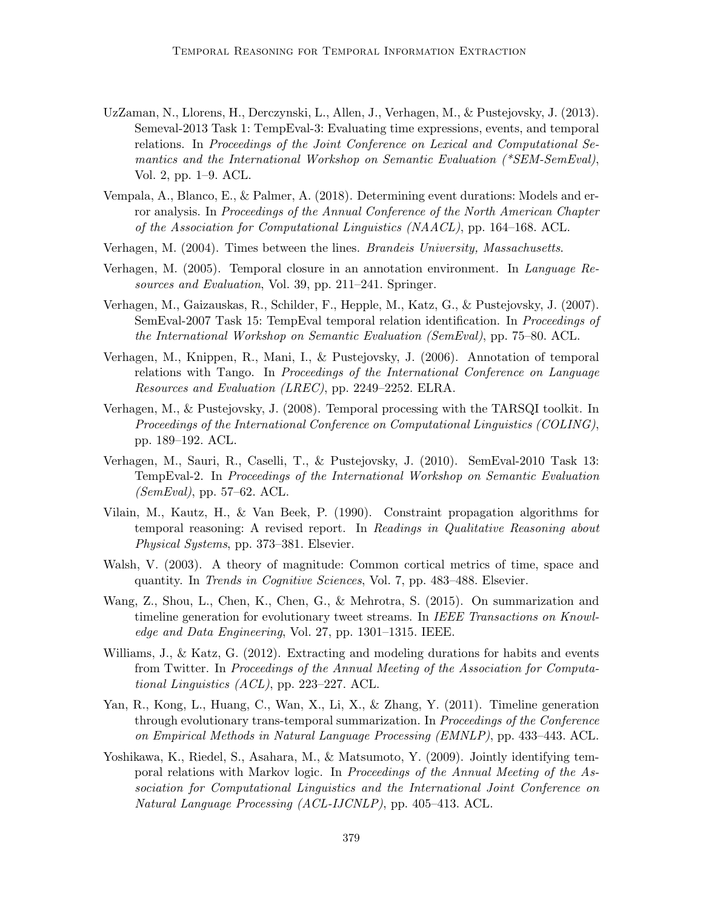UzZaman, N., Llorens, H., Derczynski, L., Allen, J., Verhagen, M., & Pustejovsky, J. (2013). Semeval-2013 Task 1: TempEval-3: Evaluating time expressions, events, and temporal relations. In *Proceedings of the Joint Conference on Lexical and Computational Semantics and the International Workshop on Semantic Evaluation (*SEM-SemEval)*, Vol. 2, pp. 1–9. ACL.

Vempala, A., Blanco, E., & Palmer, A. (2018). Determining event durations: Models and error analysis. In *Proceedings of the Annual Conference of the North American Chapter of the Association for Computational Linguistics (NAACL)*, pp. 164–168. ACL.

Verhagen, M. (2004). Times between the lines. *Brandeis University, Massachusetts*.

Verhagen, M. (2005). Temporal closure in an annotation environment. In *Language Resources and Evaluation*, Vol. 39, pp. 211–241. Springer.

Verhagen, M., Gaizauskas, R., Schilder, F., Hepple, M., Katz, G., & Pustejovsky, J. (2007). SemEval-2007 Task 15: TempEval temporal relation identification. In *Proceedings of the International Workshop on Semantic Evaluation (SemEval)*, pp. 75–80. ACL.

Verhagen, M., Knippen, R., Mani, I., & Pustejovsky, J. (2006). Annotation of temporal relations with Tango. In *Proceedings of the International Conference on Language Resources and Evaluation (LREC)*, pp. 2249–2252. ELRA.

Verhagen, M., & Pustejovsky, J. (2008). Temporal processing with the TARSQI toolkit. In *Proceedings of the International Conference on Computational Linguistics (COLING)*, pp. 189–192. ACL.

Verhagen, M., Sauri, R., Caselli, T., & Pustejovsky, J. (2010). SemEval-2010 Task 13: TempEval-2. In *Proceedings of the International Workshop on Semantic Evaluation (SemEval)*, pp. 57–62. ACL.

Vilain, M., Kautz, H., & Van Beek, P. (1990). Constraint propagation algorithms for temporal reasoning: A revised report. In *Readings in Qualitative Reasoning about Physical Systems*, pp. 373–381. Elsevier.

Walsh, V. (2003). A theory of magnitude: Common cortical metrics of time, space and quantity. In *Trends in Cognitive Sciences*, Vol. 7, pp. 483–488. Elsevier.

Wang, Z., Shou, L., Chen, K., Chen, G., & Mehrotra, S. (2015). On summarization and timeline generation for evolutionary tweet streams. In *IEEE Transactions on Knowledge and Data Engineering*, Vol. 27, pp. 1301–1315. IEEE.

Williams, J., & Katz, G. (2012). Extracting and modeling durations for habits and events from Twitter. In *Proceedings of the Annual Meeting of the Association for Computational Linguistics (ACL)*, pp. 223–227. ACL.

Yan, R., Kong, L., Huang, C., Wan, X., Li, X., & Zhang, Y. (2011). Timeline generation through evolutionary trans-temporal summarization. In *Proceedings of the Conference on Empirical Methods in Natural Language Processing (EMNLP)*, pp. 433–443. ACL.

Yoshikawa, K., Riedel, S., Asahara, M., & Matsumoto, Y. (2009). Jointly identifying temporal relations with Markov logic. In *Proceedings of the Annual Meeting of the Association for Computational Linguistics and the International Joint Conference on Natural Language Processing (ACL-IJCNLP)*, pp. 405–413. ACL.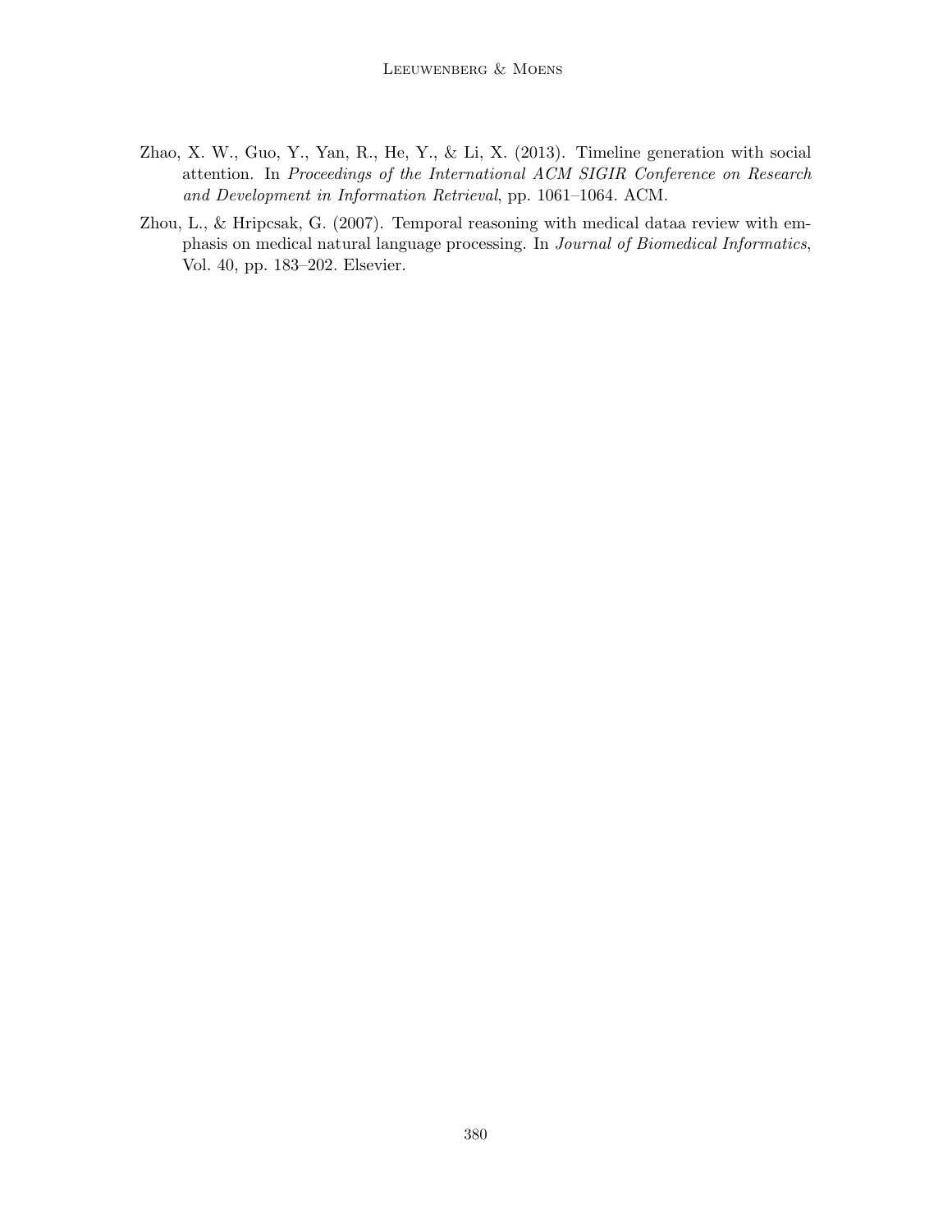Zhao, X. W., Guo, Y., Yan, R., He, Y., & Li, X. (2013). Timeline generation with social attention. In *Proceedings of the International ACM SIGIR Conference on Research and Development in Information Retrieval*, pp. 1061–1064. ACM.

Zhou, L., & Hripcsak, G. (2007). Temporal reasoning with medical dataa review with emphasis on medical natural language processing. In *Journal of Biomedical Informatics*, Vol. 40, pp. 183–202. Elsevier.